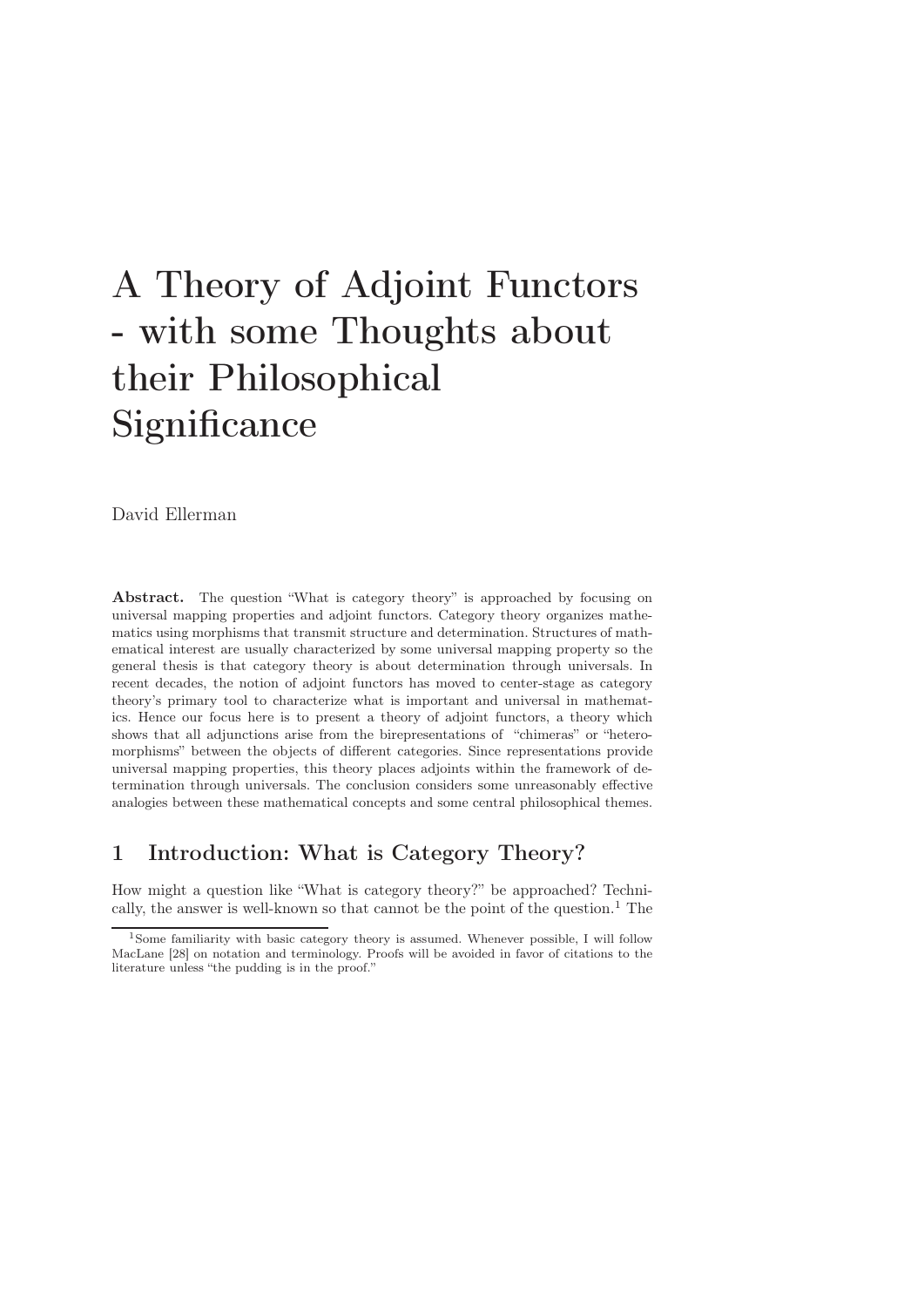# A Theory of Adjoint Functors - with some Thoughts about their Philosophical Significance

David Ellerman

**Abstract.** The question "What is category theory" is approached by focusing on universal mapping properties and adjoint functors. Category theory organizes mathematics using morphisms that transmit structure and determination. Structures of mathematical interest are usually characterized by some universal mapping property so the general thesis is that category theory is about determination through universals. In recent decades, the notion of adjoint functors has moved to center-stage as category theory's primary tool to characterize what is important and universal in mathematics. Hence our focus here is to present a theory of adjoint functors, a theory which shows that all adjunctions arise from the birepresentations of "chimeras" or "heteromorphisms" between the objects of different categories. Since representations provide universal mapping properties, this theory places adjoints within the framework of determination through universals. The conclusion considers some unreasonably effective analogies between these mathematical concepts and some central philosophical themes.

## 1 Introduction: What is Category Theory?

How might a question like "What is category theory?" be approached? Technically, the answer is well-known so that cannot be the point of the question.[1] The

[1] Some familiarity with basic category theory is assumed. Whenever possible, I will follow MacLane [28] on notation and terminology. Proofs will be avoided in favor of citations to the literature unless "the pudding is in the proof."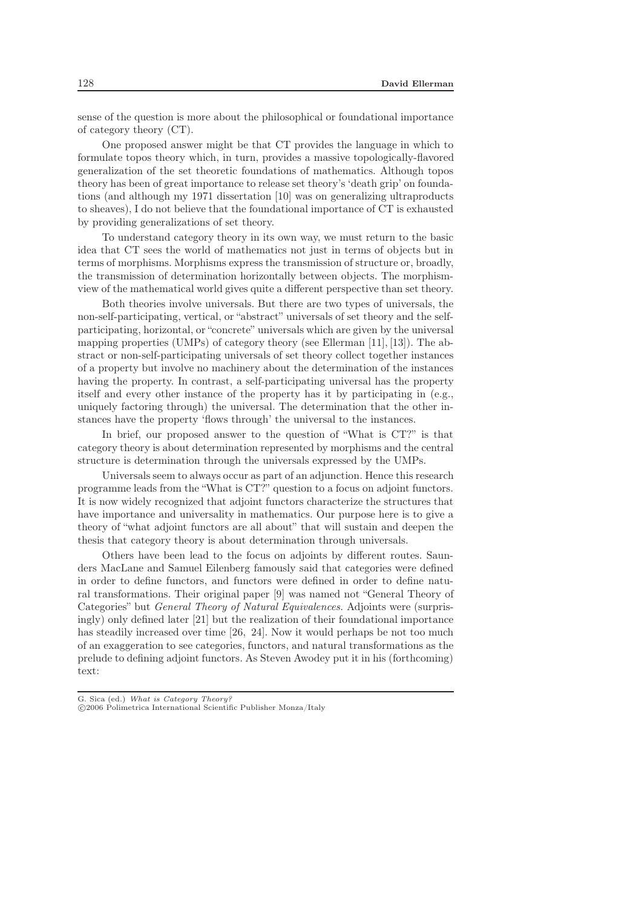sense of the question is more about the philosophical or foundational importance of category theory (CT).

One proposed answer might be that CT provides the language in which to formulate topos theory which, in turn, provides a massive topologically-flavored generalization of the set theoretic foundations of mathematics. Although topos theory has been of great importance to release set theory's 'death grip' on foundations (and although my 1971 dissertation [10] was on generalizing ultraproducts to sheaves), I do not believe that the foundational importance of CT is exhausted by providing generalizations of set theory.

To understand category theory in its own way, we must return to the basic idea that CT sees the world of mathematics not just in terms of objects but in terms of morphisms. Morphisms express the transmission of structure or, broadly, the transmission of determination horizontally between objects. The morphism-view of the mathematical world gives quite a different perspective than set theory.

Both theories involve universals. But there are two types of universals, the non-self-participating, vertical, or "abstract" universals of set theory and the self-participating, horizontal, or "concrete" universals which are given by the universal mapping properties (UMPs) of category theory (see Ellerman [11], [13]). The abstract or non-self-participating universals of set theory collect together instances of a property but involve no machinery about the determination of the instances having the property. In contrast, a self-participating universal has the property itself and every other instance of the property has it by participating in (e.g., uniquely factoring through) the universal. The determination that the other instances have the property 'flows through' the universal to the instances.

In brief, our proposed answer to the question of "What is CT?" is that category theory is about determination represented by morphisms and the central structure is determination through the universals expressed by the UMPs.

Universals seem to always occur as part of an adjunction. Hence this research programme leads from the "What is CT?" question to a focus on adjoint functors. It is now widely recognized that adjoint functors characterize the structures that have importance and universality in mathematics. Our purpose here is to give a theory of "what adjoint functors are all about" that will sustain and deepen the thesis that category theory is about determination through universals.

Others have been lead to the focus on adjoints by different routes. Saunders MacLane and Samuel Eilenberg famously said that categories were defined in order to define functors, and functors were defined in order to define natural transformations. Their original paper [9] was named not "General Theory of Categories" but *General Theory of Natural Equivalences*. Adjoints were (surprisingly) only defined later [21] but the realization of their foundational importance has steadily increased over time [26, 24]. Now it would perhaps be not too much of an exaggeration to see categories, functors, and natural transformations as the prelude to defining adjoint functors. As Steven Awodey put it in his (forthcoming) text: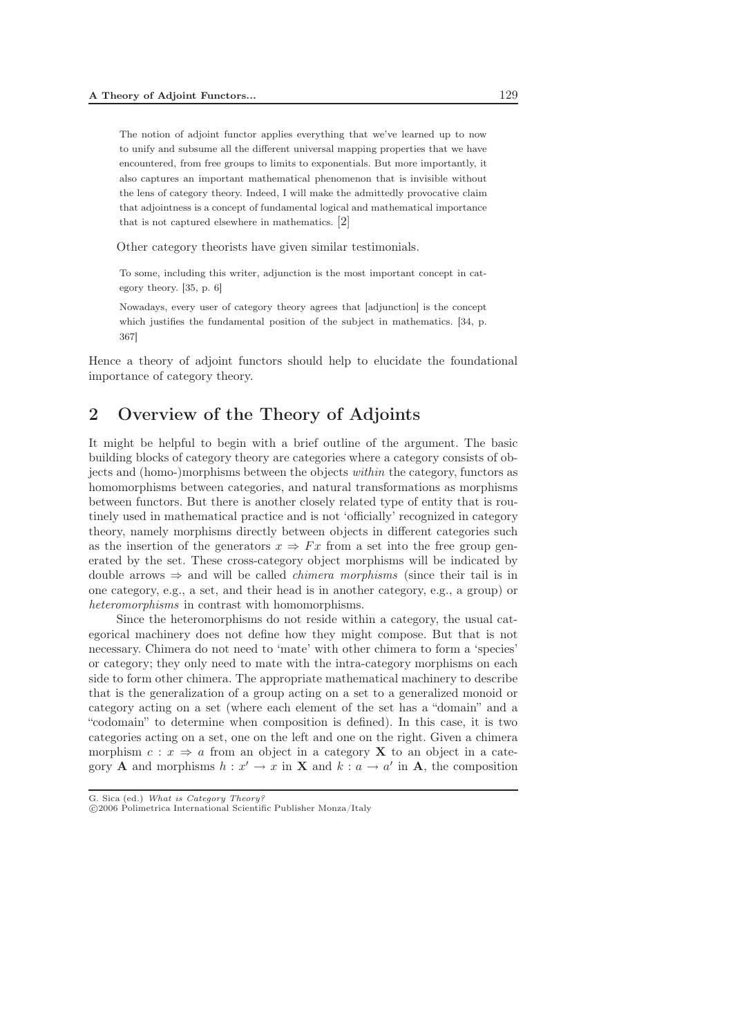> The notion of adjoint functor applies everything that we've learned up to now to unify and subsume all the different universal mapping properties that we have encountered, from free groups to limits to exponentials. But more importantly, it also captures an important mathematical phenomenon that is invisible without the lens of category theory. Indeed, I will make the admittedly provocative claim that adjointness is a concept of fundamental logical and mathematical importance that is not captured elsewhere in mathematics. [2]

Other category theorists have given similar testimonials.

> To some, including this writer, adjunction is the most important concept in category theory. [35, p. 6]

> Nowadays, every user of category theory agrees that [adjunction] is the concept which justifies the fundamental position of the subject in mathematics. [34, p. 367]

Hence a theory of adjoint functors should help to elucidate the foundational importance of category theory.

## 2 Overview of the Theory of Adjoints

It might be helpful to begin with a brief outline of the argument. The basic building blocks of category theory are categories where a category consists of objects and (homo-)morphisms between the objects *within* the category, functors as homomorphisms between categories, and natural transformations as morphisms between functors. But there is another closely related type of entity that is routinely used in mathematical practice and is not 'officially' recognized in category theory, namely morphisms directly between objects in different categories such as the insertion of the generators $x \Rightarrow Fx$ from a set into the free group generated by the set. These cross-category object morphisms will be indicated by double arrows $\Rightarrow$ and will be called *chimera morphisms* (since their tail is in one category, e.g., a set, and their head is in another category, e.g., a group) or *heteromorphisms* in contrast with homomorphisms.

Since the heteromorphisms do not reside within a category, the usual categorical machinery does not define how they might compose. But that is not necessary. Chimera do not need to 'mate' with other chimera to form a 'species' or category; they only need to mate with the intra-category morphisms on each side to form other chimera. The appropriate mathematical machinery to describe that is the generalization of a group acting on a set to a generalized monoid or category acting on a set (where each element of the set has a "domain" and a "codomain" to determine when composition is defined). In this case, it is two categories acting on a set, one on the left and one on the right. Given a chimera morphism $c : x \Rightarrow a$ from an object in a category $\mathbf{X}$ to an object in a category $\mathbf{A}$ and morphisms $h : x' \to x$ in $\mathbf{X}$ and $k : a \to a'$ in $\mathbf{A}$, the composition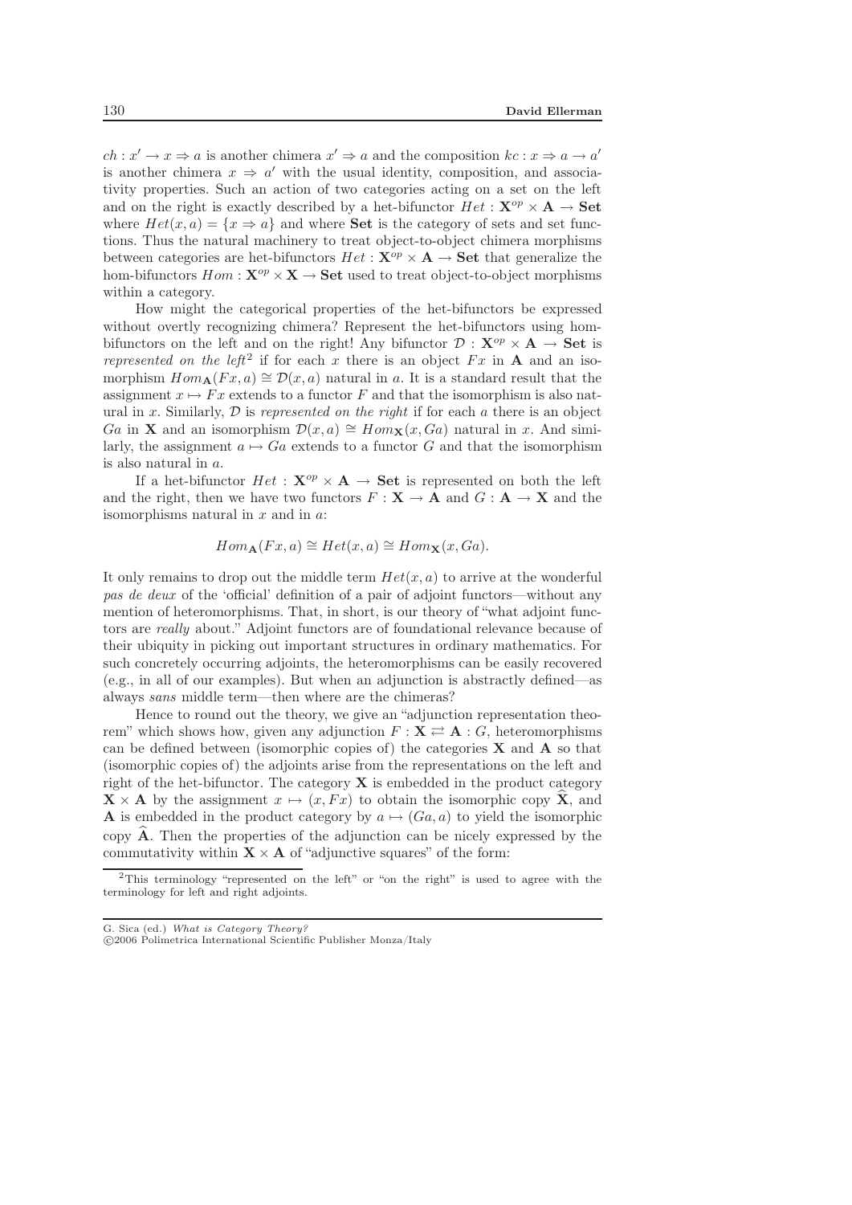$ch : x' \to x \Rightarrow a$ is another chimera $x' \Rightarrow a$ and the composition $kc : x \Rightarrow a \to a'$ is another chimera $x \Rightarrow a'$ with the usual identity, composition, and associativity properties. Such an action of two categories acting on a set on the left and on the right is exactly described by a het-bifunctor $Het : \mathbf{X}^{op} \times \mathbf{A} \to \mathbf{Set}$ where $Het(x, a) = \{x \Rightarrow a\}$ and where **Set** is the category of sets and set functions. Thus the natural machinery to treat object-to-object chimera morphisms between categories are het-bifunctors $Het : \mathbf{X}^{op} \times \mathbf{A} \to \mathbf{Set}$ that generalize the hom-bifunctors $Hom : \mathbf{X}^{op} \times \mathbf{X} \to \mathbf{Set}$ used to treat object-to-object morphisms within a category.

How might the categorical properties of the het-bifunctors be expressed without overtly recognizing chimera? Represent the het-bifunctors using hom-bifunctors on the left and on the right! Any bifunctor $\mathcal{D} : \mathbf{X}^{op} \times \mathbf{A} \to \mathbf{Set}$ is *represented on the left*[2] if for each $x$ there is an object $Fx$ in $\mathbf{A}$ and an isomorphism $Hom_{\mathbf{A}}(Fx, a) \cong \mathcal{D}(x, a)$ natural in $a$. It is a standard result that the assignment $x \mapsto Fx$ extends to a functor $F$ and that the isomorphism is also natural in $x$. Similarly, $\mathcal{D}$ is *represented on the right* if for each $a$ there is an object $Ga$ in $\mathbf{X}$ and an isomorphism $\mathcal{D}(x, a) \cong Hom_{\mathbf{X}}(x, Ga)$ natural in $x$. And similarly, the assignment $a \mapsto Ga$ extends to a functor $G$ and that the isomorphism is also natural in $a$.

If a het-bifunctor $Het : \mathbf{X}^{op} \times \mathbf{A} \to \mathbf{Set}$ is represented on both the left and the right, then we have two functors $F : \mathbf{X} \to \mathbf{A}$ and $G : \mathbf{A} \to \mathbf{X}$ and the isomorphisms natural in $x$ and in $a$:

$$Hom_{\mathbf{A}}(Fx, a) \cong Het(x, a) \cong Hom_{\mathbf{X}}(x, Ga).$$

It only remains to drop out the middle term $Het(x, a)$ to arrive at the wonderful *pas de deux* of the 'official' definition of a pair of adjoint functors—without any mention of heteromorphisms. That, in short, is our theory of "what adjoint functors are *really* about." Adjoint functors are of foundational relevance because of their ubiquity in picking out important structures in ordinary mathematics. For such concretely occurring adjoints, the heteromorphisms can be easily recovered (e.g., in all of our examples). But when an adjunction is abstractly defined—as always *sans* middle term—then where are the chimeras?

Hence to round out the theory, we give an "adjunction representation theorem" which shows how, given any adjunction $F : \mathbf{X} \rightleftarrows \mathbf{A} : G$, heteromorphisms can be defined between (isomorphic copies of) the categories $\mathbf{X}$ and $\mathbf{A}$ so that (isomorphic copies of) the adjoints arise from the representations on the left and right of the het-bifunctor. The category $\mathbf{X}$ is embedded in the product category $\mathbf{X} \times \mathbf{A}$ by the assignment $x \mapsto (x, Fx)$ to obtain the isomorphic copy $\widehat{\mathbf{X}}$, and $\mathbf{A}$ is embedded in the product category by $a \mapsto (Ga, a)$ to yield the isomorphic copy $\widehat{\mathbf{A}}$. Then the properties of the adjunction can be nicely expressed by the commutativity within $\mathbf{X} \times \mathbf{A}$ of "adjunctive squares" of the form:

[2] This terminology "represented on the left" or "on the right" is used to agree with the terminology for left and right adjoints.

G. Sica (ed.) *What is Category Theory?*
©2006 Polimetrica International Scientific Publisher Monza/Italy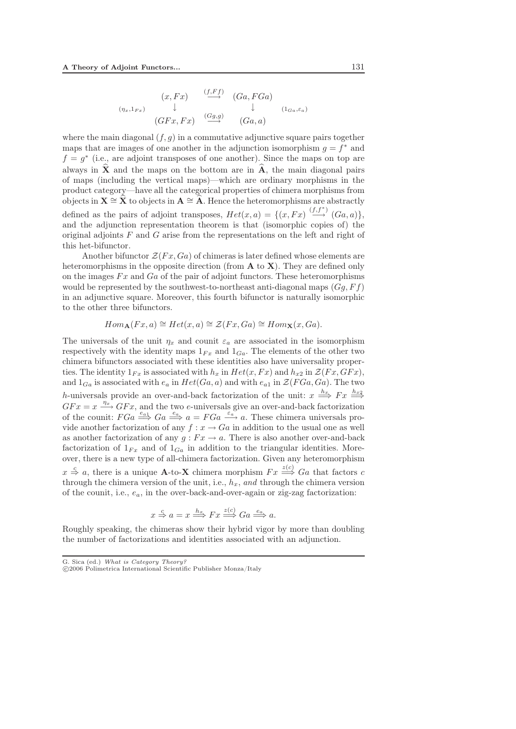$$
\begin{array}{ccccc}
 & (x, Fx) & \overset{(f,Ff)}{\longrightarrow} & (Ga, FGa) & \\
(\eta_x, 1_{Fx}) & \downarrow & & \downarrow & (1_{Ga}, \varepsilon_a) \\
 & (GFx, Fx) & \overset{(Gg,g)}{\longrightarrow} & (Ga, a) &
\end{array}
$$

where the main diagonal $(f, g)$ in a commutative adjunctive square pairs together maps that are images of one another in the adjunction isomorphism $g = f^*$ and $f = g^*$ (i.e., are adjoint transposes of one another). Since the maps on top are always in $\widehat{\mathbf{X}}$ and the maps on the bottom are in $\widehat{\mathbf{A}}$, the main diagonal pairs of maps (including the vertical maps)—which are ordinary morphisms in the product category—have all the categorical properties of chimera morphisms from objects in $\mathbf{X} \cong \widehat{\mathbf{X}}$ to objects in $\mathbf{A} \cong \widehat{\mathbf{A}}$. Hence the heteromorphisms are abstractly defined as the pairs of adjoint transposes, $Het(x, a) = \{(x, Fx) \overset{(f,f^*)}{\longrightarrow} (Ga, a)\}$, and the adjunction representation theorem is that (isomorphic copies of) the original adjoints $F$ and $G$ arise from the representations on the left and right of this het-bifunctor.

Another bifunctor $\mathcal{Z}(Fx, Ga)$ of chimeras is later defined whose elements are heteromorphisms in the opposite direction (from $\mathbf{A}$ to $\mathbf{X}$). They are defined only on the images $Fx$ and $Ga$ of the pair of adjoint functors. These heteromorphisms would be represented by the southwest-to-northeast anti-diagonal maps $(Gg, Ff)$ in an adjunctive square. Moreover, this fourth bifunctor is naturally isomorphic to the other three bifunctors.

$$
Hom_{\mathbf{A}}(Fx, a) \cong Het(x, a) \cong \mathcal{Z}(Fx, Ga) \cong Hom_{\mathbf{X}}(x, Ga).
$$

The universals of the unit $\eta_x$ and counit $\varepsilon_a$ are associated in the isomorphism respectively with the identity maps $1_{Fx}$ and $1_{Ga}$. The elements of the other two chimera bifunctors associated with these identities also have universality properties. The identity $1_{Fx}$ is associated with $h_x$ in $Het(x, Fx)$ and $h_{x2}$ in $\mathcal{Z}(Fx, GFx)$, and $1_{Ga}$ is associated with $e_a$ in $Het(Ga, a)$ and with $e_{a1}$ in $\mathcal{Z}(FGa, Ga)$. The two $h$-universals provide an over-and-back factorization of the unit: $x \overset{h_x}{\Longrightarrow} Fx \overset{h_{x2}}{\Longrightarrow} GFx = x \overset{\eta_x}{\longrightarrow} GFx$, and the two $e$-universals give an over-and-back factorization of the counit: $FGa \overset{e_{a1}}{\Longrightarrow} Ga \overset{e_a}{\Longrightarrow} a = FGa \overset{\varepsilon_a}{\longrightarrow} a$. These chimera universals provide another factorization of any $f : x \to Ga$ in addition to the usual one as well as another factorization of any $g : Fx \to a$. There is also another over-and-back factorization of $1_{Fx}$ and of $1_{Ga}$ in addition to the triangular identities. Moreover, there is a new type of all-chimera factorization. Given any heteromorphism $x \overset{c}{\Rightarrow} a$, there is a unique $\mathbf{A}$-to-$\mathbf{X}$ chimera morphism $Fx \overset{z(c)}{\Longrightarrow} Ga$ that factors $c$ through the chimera version of the unit, i.e., $h_x$, *and* through the chimera version of the counit, i.e., $e_a$, in the over-back-and-over-again or zig-zag factorization:

$$
x \overset{c}{\Rightarrow} a = x \overset{h_x}{\Longrightarrow} Fx \overset{z(c)}{\Longrightarrow} Ga \overset{e_a}{\Longrightarrow} a.
$$

Roughly speaking, the chimeras show their hybrid vigor by more than doubling the number of factorizations and identities associated with an adjunction.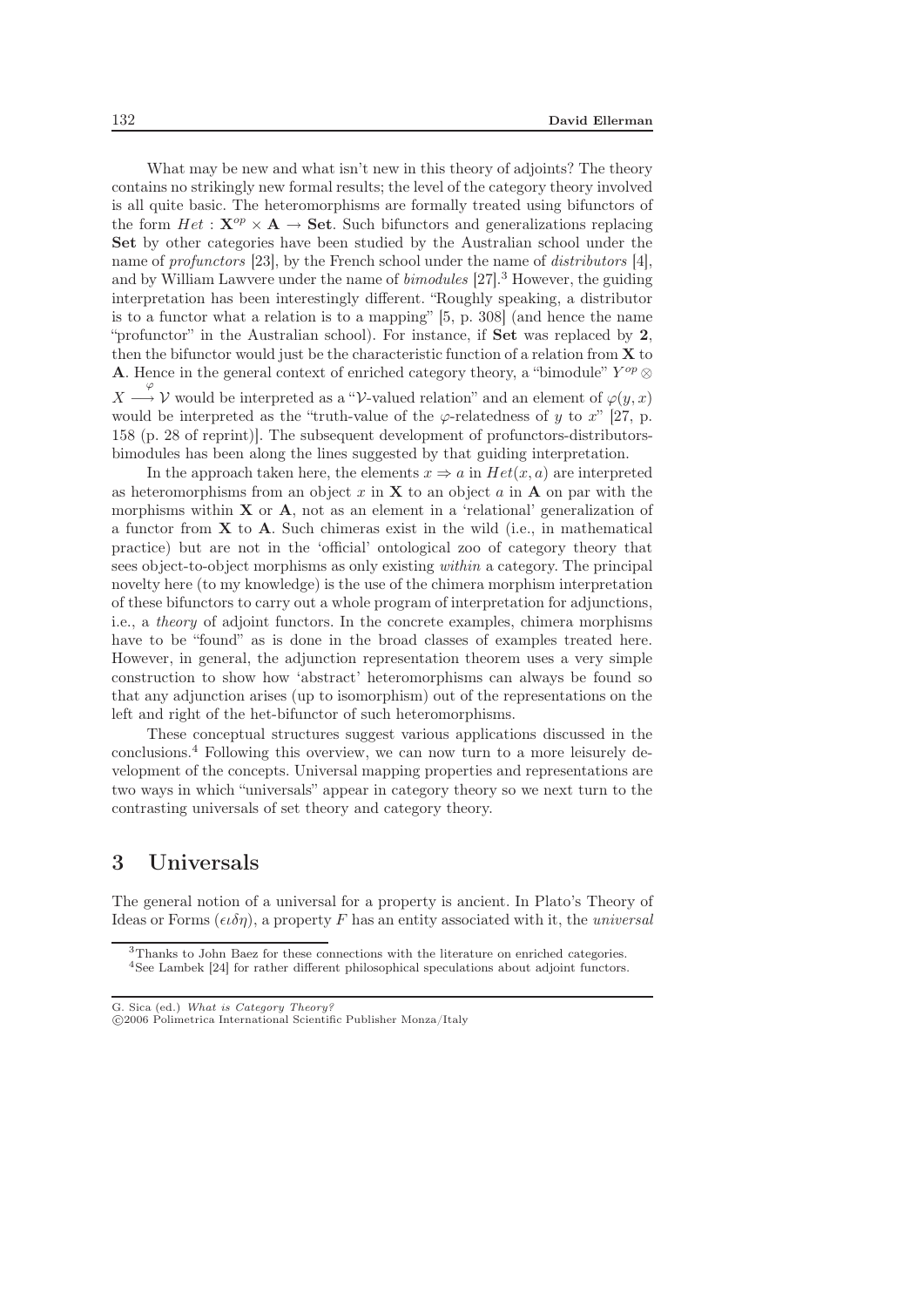What may be new and what isn't new in this theory of adjoints? The theory contains no strikingly new formal results; the level of the category theory involved is all quite basic. The heteromorphisms are formally treated using bifunctors of the form $Het : \mathbf{X}^{op} \times \mathbf{A} \to \mathbf{Set}$. Such bifunctors and generalizations replacing **Set** by other categories have been studied by the Australian school under the name of *profunctors* [23], by the French school under the name of *distributors* [4], and by William Lawvere under the name of *bimodules* [27].[3] However, the guiding interpretation has been interestingly different. "Roughly speaking, a distributor is to a functor what a relation is to a mapping" [5, p. 308] (and hence the name "profunctor" in the Australian school). For instance, if **Set** was replaced by **2**, then the bifunctor would just be the characteristic function of a relation from **X** to **A**. Hence in the general context of enriched category theory, a "bimodule" $Y^{op} \otimes X \stackrel{\varphi}{\longrightarrow} \mathcal{V}$ would be interpreted as a "$\mathcal{V}$-valued relation" and an element of $\varphi(y, x)$ would be interpreted as the "truth-value of the $\varphi$-relatedness of $y$ to $x$" [27, p. 158 (p. 28 of reprint)]. The subsequent development of profunctors-distributors-bimodules has been along the lines suggested by that guiding interpretation.

In the approach taken here, the elements $x \Rightarrow a$ in $Het(x, a)$ are interpreted as heteromorphisms from an object $x$ in **X** to an object $a$ in **A** on par with the morphisms within **X** or **A**, not as an element in a 'relational' generalization of a functor from **X** to **A**. Such chimeras exist in the wild (i.e., in mathematical practice) but are not in the 'official' ontological zoo of category theory that sees object-to-object morphisms as only existing *within* a category. The principal novelty here (to my knowledge) is the use of the chimera morphism interpretation of these bifunctors to carry out a whole program of interpretation for adjunctions, i.e., a *theory* of adjoint functors. In the concrete examples, chimera morphisms have to be "found" as is done in the broad classes of examples treated here. However, in general, the adjunction representation theorem uses a very simple construction to show how 'abstract' heteromorphisms can always be found so that any adjunction arises (up to isomorphism) out of the representations on the left and right of the het-bifunctor of such heteromorphisms.

These conceptual structures suggest various applications discussed in the conclusions.[4] Following this overview, we can now turn to a more leisurely development of the concepts. Universal mapping properties and representations are two ways in which "universals" appear in category theory so we next turn to the contrasting universals of set theory and category theory.

## 3 Universals

The general notion of a universal for a property is ancient. In Plato's Theory of Ideas or Forms ($\epsilon\iota\delta\eta$), a property $F$ has an entity associated with it, the *universal*

---

[3] Thanks to John Baez for these connections with the literature on enriched categories.

[4] See Lambek [24] for rather different philosophical speculations about adjoint functors.

G. Sica (ed.) *What is Category Theory?*
©2006 Polimetrica International Scientific Publisher Monza/Italy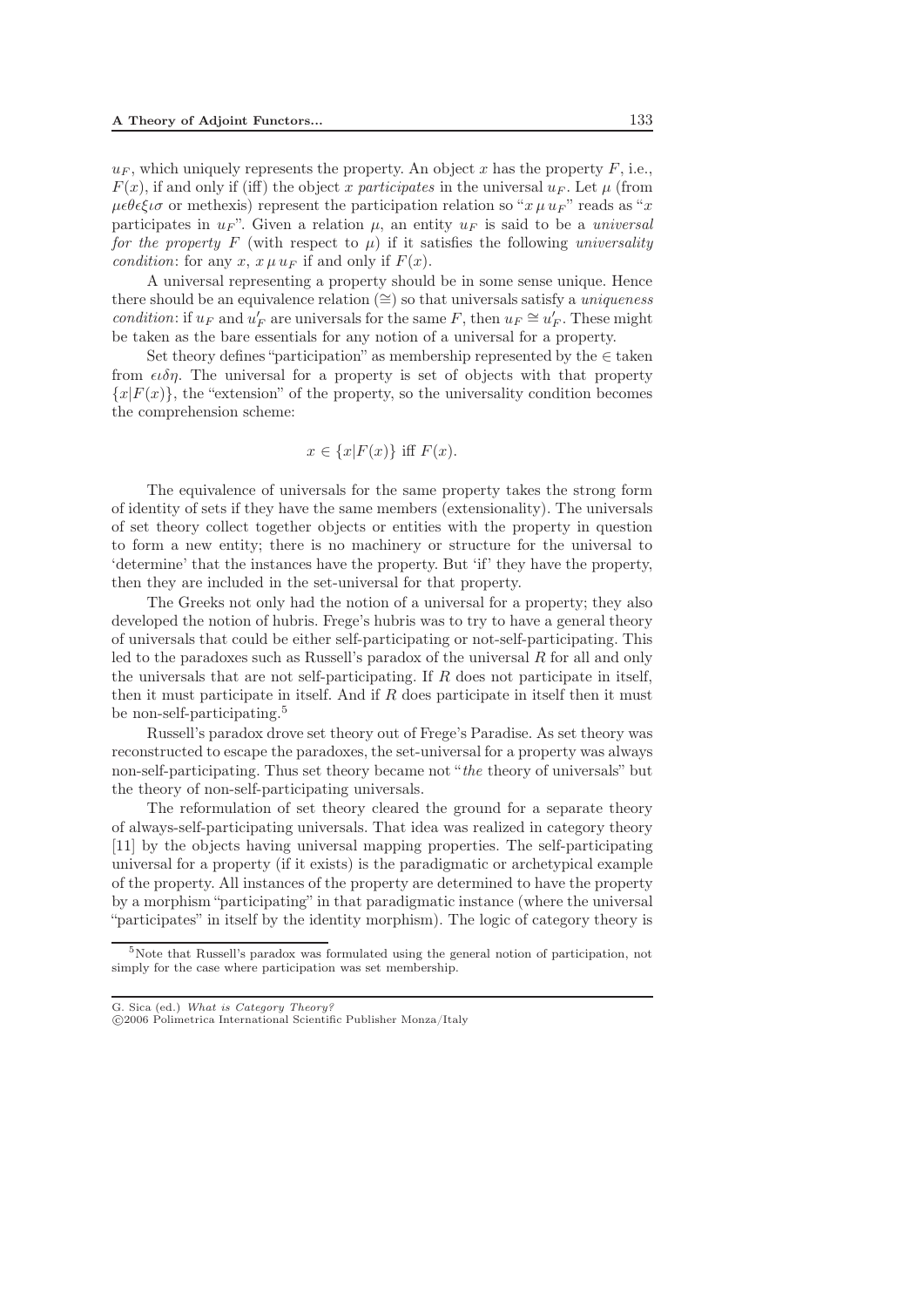$u_F$, which uniquely represents the property. An object $x$ has the property $F$, i.e., $F(x)$, if and only if (iff) the object $x$ *participates* in the universal $u_F$. Let $\mu$ (from $\mu\epsilon\theta\epsilon\xi\iota\sigma$ or methexis) represent the participation relation so "$x \, \mu \, u_F$" reads as "$x$ participates in $u_F$". Given a relation $\mu$, an entity $u_F$ is said to be a *universal for the property $F$* (with respect to $\mu$) if it satisfies the following *universality condition*: for any $x$, $x \, \mu \, u_F$ if and only if $F(x)$.

A universal representing a property should be in some sense unique. Hence there should be an equivalence relation ($\cong$) so that universals satisfy a *uniqueness condition*: if $u_F$ and $u'_F$ are universals for the same $F$, then $u_F \cong u'_F$. These might be taken as the bare essentials for any notion of a universal for a property.

Set theory defines "participation" as membership represented by the $\in$ taken from $\epsilon\iota\delta\eta$. The universal for a property is set of objects with that property $\{x|F(x)\}$, the "extension" of the property, so the universality condition becomes the comprehension scheme:

$$x \in \{x|F(x)\} \text{ iff } F(x).$$

The equivalence of universals for the same property takes the strong form of identity of sets if they have the same members (extensionality). The universals of set theory collect together objects or entities with the property in question to form a new entity; there is no machinery or structure for the universal to 'determine' that the instances have the property. But 'if' they have the property, then they are included in the set-universal for that property.

The Greeks not only had the notion of a universal for a property; they also developed the notion of hubris. Frege's hubris was to try to have a general theory of universals that could be either self-participating or not-self-participating. This led to the paradoxes such as Russell's paradox of the universal $R$ for all and only the universals that are not self-participating. If $R$ does not participate in itself, then it must participate in itself. And if $R$ does participate in itself then it must be non-self-participating.[5]

Russell's paradox drove set theory out of Frege's Paradise. As set theory was reconstructed to escape the paradoxes, the set-universal for a property was always non-self-participating. Thus set theory became not "*the* theory of universals" but the theory of non-self-participating universals.

The reformulation of set theory cleared the ground for a separate theory of always-self-participating universals. That idea was realized in category theory [11] by the objects having universal mapping properties. The self-participating universal for a property (if it exists) is the paradigmatic or archetypical example of the property. All instances of the property are determined to have the property by a morphism "participating" in that paradigmatic instance (where the universal "participates" in itself by the identity morphism). The logic of category theory is

[5] Note that Russell's paradox was formulated using the general notion of participation, not simply for the case where participation was set membership.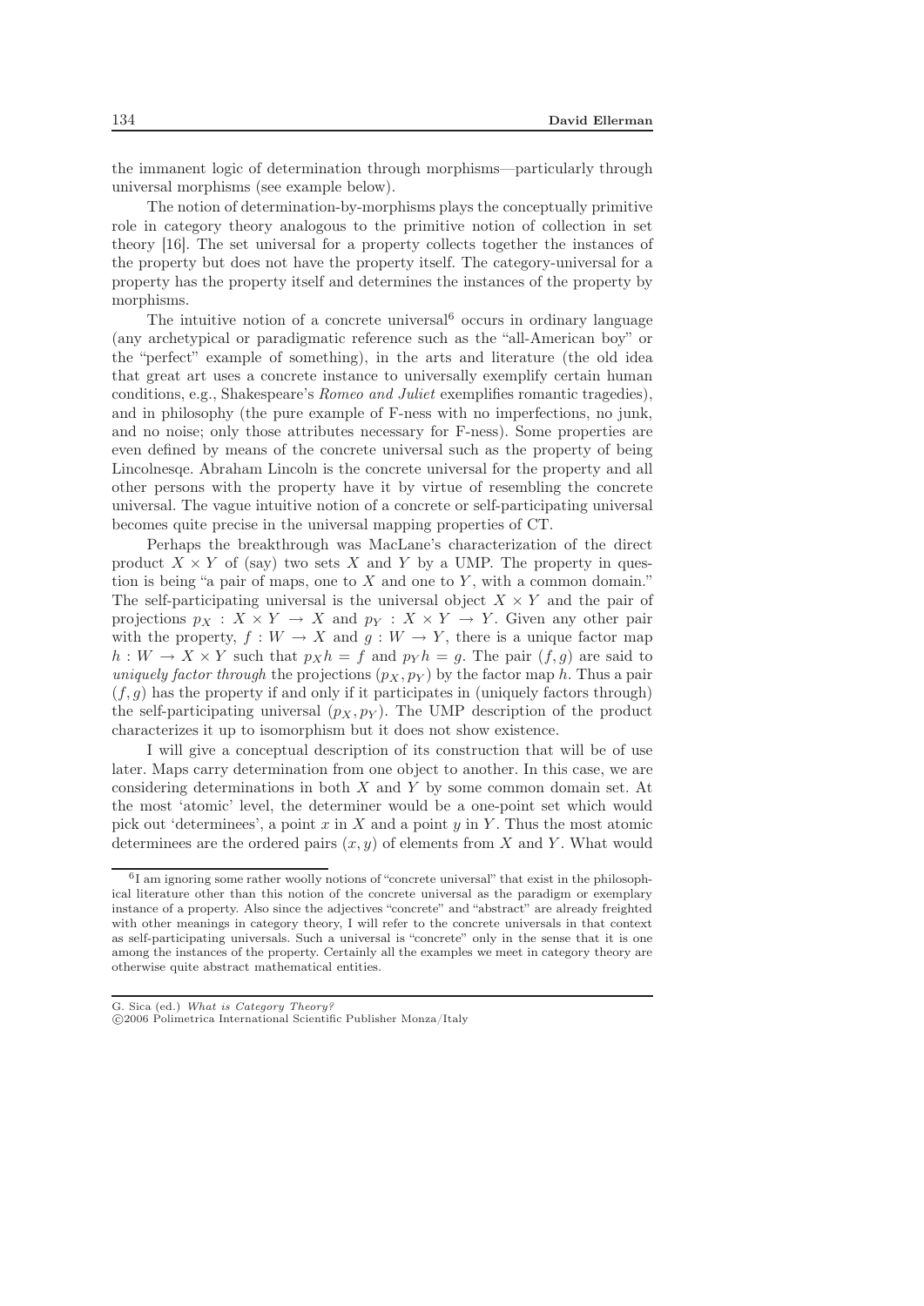the immanent logic of determination through morphisms—particularly through universal morphisms (see example below).

The notion of determination-by-morphisms plays the conceptually primitive role in category theory analogous to the primitive notion of collection in set theory [16]. The set universal for a property collects together the instances of the property but does not have the property itself. The category-universal for a property has the property itself and determines the instances of the property by morphisms.

The intuitive notion of a concrete universal[6] occurs in ordinary language (any archetypical or paradigmatic reference such as the "all-American boy" or the "perfect" example of something), in the arts and literature (the old idea that great art uses a concrete instance to universally exemplify certain human conditions, e.g., Shakespeare's *Romeo and Juliet* exemplifies romantic tragedies), and in philosophy (the pure example of F-ness with no imperfections, no junk, and no noise; only those attributes necessary for F-ness). Some properties are even defined by means of the concrete universal such as the property of being Lincolnesqe. Abraham Lincoln is the concrete universal for the property and all other persons with the property have it by virtue of resembling the concrete universal. The vague intuitive notion of a concrete or self-participating universal becomes quite precise in the universal mapping properties of CT.

Perhaps the breakthrough was MacLane's characterization of the direct product $X \times Y$ of (say) two sets $X$ and $Y$ by a UMP. The property in question is being "a pair of maps, one to $X$ and one to $Y$, with a common domain." The self-participating universal is the universal object $X \times Y$ and the pair of projections $p_X : X \times Y \to X$ and $p_Y : X \times Y \to Y$. Given any other pair with the property, $f : W \to X$ and $g : W \to Y$, there is a unique factor map $h : W \to X \times Y$ such that $p_X h = f$ and $p_Y h = g$. The pair $(f, g)$ are said to *uniquely factor through* the projections $(p_X, p_Y)$ by the factor map $h$. Thus a pair $(f, g)$ has the property if and only if it participates in (uniquely factors through) the self-participating universal $(p_X, p_Y)$. The UMP description of the product characterizes it up to isomorphism but it does not show existence.

I will give a conceptual description of its construction that will be of use later. Maps carry determination from one object to another. In this case, we are considering determinations in both $X$ and $Y$ by some common domain set. At the most 'atomic' level, the determiner would be a one-point set which would pick out 'determinees', a point $x$ in $X$ and a point $y$ in $Y$. Thus the most atomic determinees are the ordered pairs $(x, y)$ of elements from $X$ and $Y$. What would

[6] I am ignoring some rather woolly notions of "concrete universal" that exist in the philosophical literature other than this notion of the concrete universal as the paradigm or exemplary instance of a property. Also since the adjectives "concrete" and "abstract" are already freighted with other meanings in category theory, I will refer to the concrete universals in that context as self-participating universals. Such a universal is "concrete" only in the sense that it is one among the instances of the property. Certainly all the examples we meet in category theory are otherwise quite abstract mathematical entities.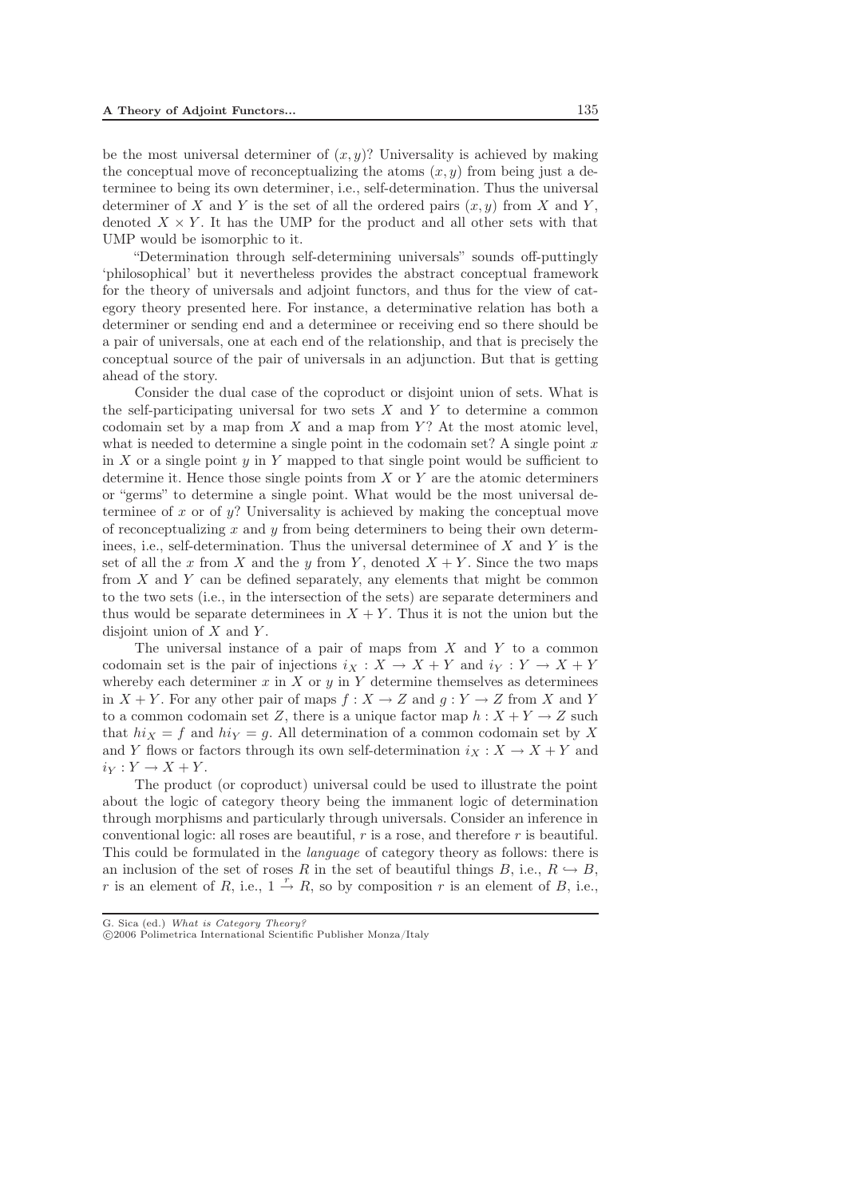be the most universal determiner of $(x, y)$? Universality is achieved by making the conceptual move of reconceptualizing the atoms $(x, y)$ from being just a determinee to being its own determiner, i.e., self-determination. Thus the universal determiner of $X$ and $Y$ is the set of all the ordered pairs $(x, y)$ from $X$ and $Y$, denoted $X \times Y$. It has the UMP for the product and all other sets with that UMP would be isomorphic to it.

"Determination through self-determining universals" sounds off-puttingly 'philosophical' but it nevertheless provides the abstract conceptual framework for the theory of universals and adjoint functors, and thus for the view of category theory presented here. For instance, a determinative relation has both a determiner or sending end and a determinee or receiving end so there should be a pair of universals, one at each end of the relationship, and that is precisely the conceptual source of the pair of universals in an adjunction. But that is getting ahead of the story.

Consider the dual case of the coproduct or disjoint union of sets. What is the self-participating universal for two sets $X$ and $Y$ to determine a common codomain set by a map from $X$ and a map from $Y$? At the most atomic level, what is needed to determine a single point in the codomain set? A single point $x$ in $X$ or a single point $y$ in $Y$ mapped to that single point would be sufficient to determine it. Hence those single points from $X$ or $Y$ are the atomic determiners or "germs" to determine a single point. What would be the most universal determinee of $x$ or of $y$? Universality is achieved by making the conceptual move of reconceptualizing $x$ and $y$ from being determiners to being their own determinees, i.e., self-determination. Thus the universal determinee of $X$ and $Y$ is the set of all the $x$ from $X$ and the $y$ from $Y$, denoted $X + Y$. Since the two maps from $X$ and $Y$ can be defined separately, any elements that might be common to the two sets (i.e., in the intersection of the sets) are separate determiners and thus would be separate determinees in $X + Y$. Thus it is not the union but the disjoint union of $X$ and $Y$.

The universal instance of a pair of maps from $X$ and $Y$ to a common codomain set is the pair of injections $i_X : X \to X + Y$ and $i_Y : Y \to X + Y$ whereby each determiner $x$ in $X$ or $y$ in $Y$ determine themselves as determinees in $X + Y$. For any other pair of maps $f : X \to Z$ and $g : Y \to Z$ from $X$ and $Y$ to a common codomain set $Z$, there is a unique factor map $h : X + Y \to Z$ such that $hi_X = f$ and $hi_Y = g$. All determination of a common codomain set by $X$ and $Y$ flows or factors through its own self-determination $i_X : X \to X + Y$ and $i_Y : Y \to X + Y$.

The product (or coproduct) universal could be used to illustrate the point about the logic of category theory being the immanent logic of determination through morphisms and particularly through universals. Consider an inference in conventional logic: all roses are beautiful, $r$ is a rose, and therefore $r$ is beautiful. This could be formulated in the *language* of category theory as follows: there is an inclusion of the set of roses $R$ in the set of beautiful things $B$, i.e., $R \hookrightarrow B$, $r$ is an element of $R$, i.e., $1 \xrightarrow{r} R$, so by composition $r$ is an element of $B$, i.e.,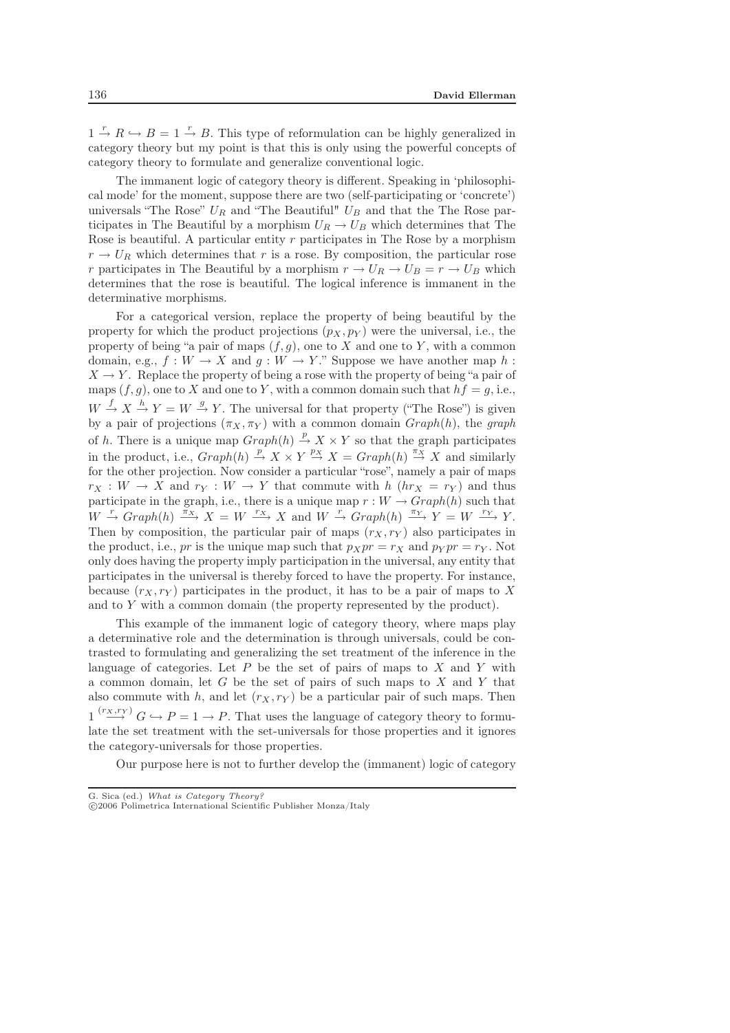$1 \xrightarrow{r} R \hookrightarrow B = 1 \xrightarrow{r} B$. This type of reformulation can be highly generalized in category theory but my point is that this is only using the powerful concepts of category theory to formulate and generalize conventional logic.

The immanent logic of category theory is different. Speaking in 'philosophical mode' for the moment, suppose there are two (self-participating or 'concrete') universals "The Rose" $U_R$ and "The Beautiful" $U_B$ and that the The Rose participates in The Beautiful by a morphism $U_R \to U_B$ which determines that The Rose is beautiful. A particular entity $r$ participates in The Rose by a morphism $r \to U_R$ which determines that $r$ is a rose. By composition, the particular rose $r$ participates in The Beautiful by a morphism $r \to U_R \to U_B = r \to U_B$ which determines that the rose is beautiful. The logical inference is immanent in the determinative morphisms.

For a categorical version, replace the property of being beautiful by the property for which the product projections $(p_X, p_Y)$ were the universal, i.e., the property of being "a pair of maps $(f, g)$, one to $X$ and one to $Y$, with a common domain, e.g., $f : W \to X$ and $g : W \to Y$." Suppose we have another map $h : X \to Y$. Replace the property of being a rose with the property of being "a pair of maps $(f, g)$, one to $X$ and one to $Y$, with a common domain such that $hf = g$, i.e., $W \xrightarrow{f} X \xrightarrow{h} Y = W \xrightarrow{g} Y$. The universal for that property ("The Rose") is given by a pair of projections $(\pi_X, \pi_Y)$ with a common domain $Graph(h)$, the *graph* of $h$. There is a unique map $Graph(h) \xrightarrow{p} X \times Y$ so that the graph participates in the product, i.e., $Graph(h) \xrightarrow{p} X \times Y \xrightarrow{p_X} X = Graph(h) \xrightarrow{\pi_X} X$ and similarly for the other projection. Now consider a particular "rose", namely a pair of maps $r_X : W \to X$ and $r_Y : W \to Y$ that commute with $h$ ($hr_X = r_Y$) and thus participate in the graph, i.e., there is a unique map $r : W \to Graph(h)$ such that $W \xrightarrow{r} Graph(h) \xrightarrow{\pi_X} X = W \xrightarrow{r_X} X$ and $W \xrightarrow{r} Graph(h) \xrightarrow{\pi_Y} Y = W \xrightarrow{r_Y} Y$. Then by composition, the particular pair of maps $(r_X, r_Y)$ also participates in the product, i.e., $pr$ is the unique map such that $p_X pr = r_X$ and $p_Y pr = r_Y$. Not only does having the property imply participation in the universal, any entity that participates in the universal is thereby forced to have the property. For instance, because $(r_X, r_Y)$ participates in the product, it has to be a pair of maps to $X$ and to $Y$ with a common domain (the property represented by the product).

This example of the immanent logic of category theory, where maps play a determinative role and the determination is through universals, could be contrasted to formulating and generalizing the set treatment of the inference in the language of categories. Let $P$ be the set of pairs of maps to $X$ and $Y$ with a common domain, let $G$ be the set of pairs of such maps to $X$ and $Y$ that also commute with $h$, and let $(r_X, r_Y)$ be a particular pair of such maps. Then $1 \xrightarrow{(r_X, r_Y)} G \hookrightarrow P = 1 \to P$. That uses the language of category theory to formulate the set treatment with the set-universals for those properties and it ignores the category-universals for those properties.

Our purpose here is not to further develop the (immanent) logic of category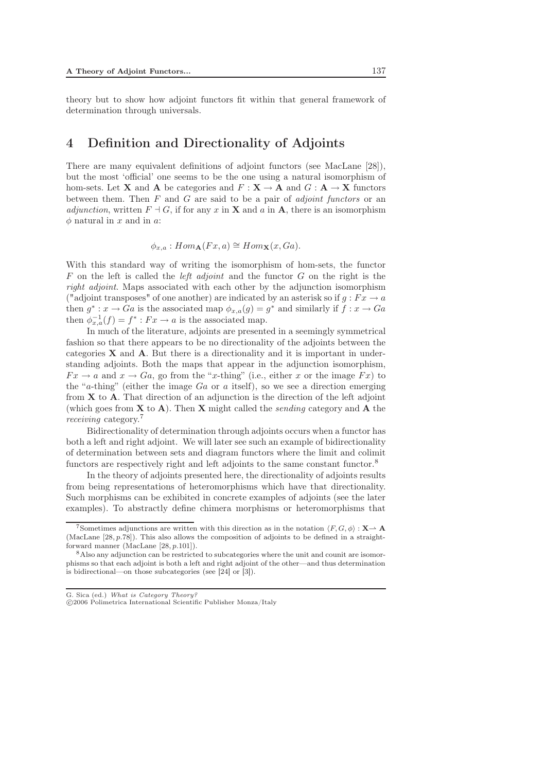theory but to show how adjoint functors fit within that general framework of determination through universals.

## 4 Definition and Directionality of Adjoints

There are many equivalent definitions of adjoint functors (see MacLane [28]), but the most 'official' one seems to be the one using a natural isomorphism of hom-sets. Let $\mathbf{X}$ and $\mathbf{A}$ be categories and $F : \mathbf{X} \to \mathbf{A}$ and $G : \mathbf{A} \to \mathbf{X}$ functors between them. Then $F$ and $G$ are said to be a pair of *adjoint functors* or an *adjunction*, written $F \dashv G$, if for any $x$ in $\mathbf{X}$ and $a$ in $\mathbf{A}$, there is an isomorphism $\phi$ natural in $x$ and in $a$:

$$\phi_{x,a} : Hom_{\mathbf{A}}(Fx, a) \cong Hom_{\mathbf{X}}(x, Ga).$$

With this standard way of writing the isomorphism of hom-sets, the functor $F$ on the left is called the *left adjoint* and the functor $G$ on the right is the *right adjoint*. Maps associated with each other by the adjunction isomorphism ("adjoint transposes" of one another) are indicated by an asterisk so if $g : Fx \to a$ then $g^* : x \to Ga$ is the associated map $\phi_{x,a}(g) = g^*$ and similarly if $f : x \to Ga$ then $\phi_{x,a}^{-1}(f) = f^* : Fx \to a$ is the associated map.

In much of the literature, adjoints are presented in a seemingly symmetrical fashion so that there appears to be no directionality of the adjoints between the categories $\mathbf{X}$ and $\mathbf{A}$. But there is a directionality and it is important in understanding adjoints. Both the maps that appear in the adjunction isomorphism, $Fx \to a$ and $x \to Ga$, go from the "$x$-thing" (i.e., either $x$ or the image $Fx$) to the "$a$-thing" (either the image $Ga$ or $a$ itself), so we see a direction emerging from $\mathbf{X}$ to $\mathbf{A}$. That direction of an adjunction is the direction of the left adjoint (which goes from $\mathbf{X}$ to $\mathbf{A}$). Then $\mathbf{X}$ might called the *sending* category and $\mathbf{A}$ the *receiving* category.[7]

Bidirectionality of determination through adjoints occurs when a functor has both a left and right adjoint. We will later see such an example of bidirectionality of determination between sets and diagram functors where the limit and colimit functors are respectively right and left adjoints to the same constant functor.[8]

In the theory of adjoints presented here, the directionality of adjoints results from being representations of heteromorphisms which have that directionality. Such morphisms can be exhibited in concrete examples of adjoints (see the later examples). To abstractly define chimera morphisms or heteromorphisms that

[7] Sometimes adjunctions are written with this direction as in the notation $\langle F, G, \phi \rangle : \mathbf{X} \rightharpoonup \mathbf{A}$ (MacLane [28, p.78]). This also allows the composition of adjoints to be defined in a straightforward manner (MacLane [28, p.101]).

[8] Also any adjunction can be restricted to subcategories where the unit and counit are isomorphisms so that each adjoint is both a left and right adjoint of the other—and thus determination is bidirectional—on those subcategories (see [24] or [3]).

G. Sica (ed.) *What is Category Theory?*
©2006 Polimetrica International Scientific Publisher Monza/Italy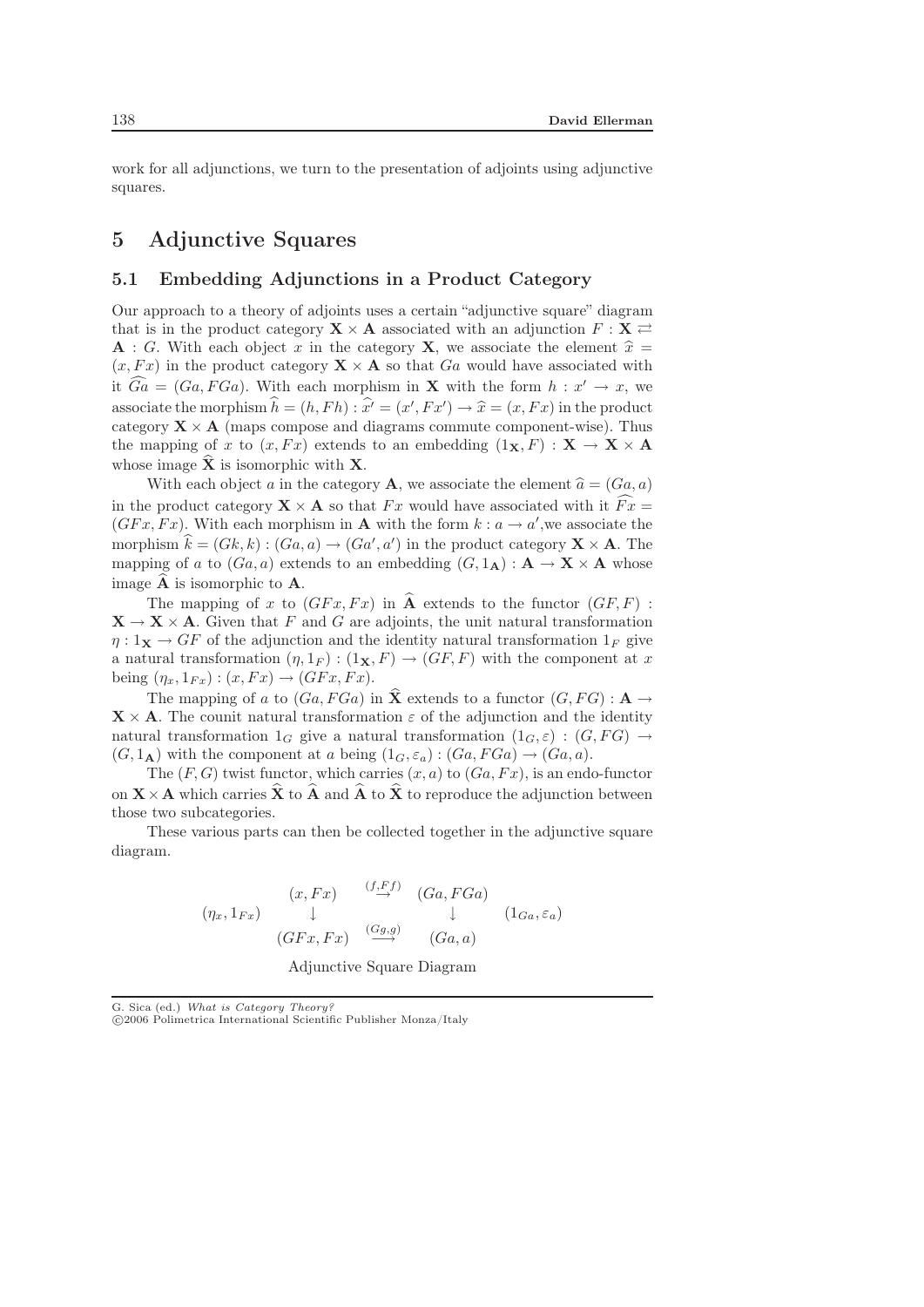work for all adjunctions, we turn to the presentation of adjoints using adjunctive squares.

# 5 Adjunctive Squares

## 5.1 Embedding Adjunctions in a Product Category

Our approach to a theory of adjoints uses a certain "adjunctive square" diagram that is in the product category $\mathbf{X} \times \mathbf{A}$ associated with an adjunction $F : \mathbf{X} \rightleftarrows \mathbf{A} : G$. With each object $x$ in the category $\mathbf{X}$, we associate the element $\widehat{x} = (x, Fx)$ in the product category $\mathbf{X} \times \mathbf{A}$ so that $Ga$ would have associated with it $\widehat{Ga} = (Ga, FGa)$. With each morphism in $\mathbf{X}$ with the form $h : x' \to x$, we associate the morphism $\widehat{h} = (h, Fh) : \widehat{x'} = (x', Fx') \to \widehat{x} = (x, Fx)$ in the product category $\mathbf{X} \times \mathbf{A}$ (maps compose and diagrams commute component-wise). Thus the mapping of $x$ to $(x, Fx)$ extends to an embedding $(1_{\mathbf{X}}, F) : \mathbf{X} \to \mathbf{X} \times \mathbf{A}$ whose image $\widehat{\mathbf{X}}$ is isomorphic with $\mathbf{X}$.

With each object $a$ in the category $\mathbf{A}$, we associate the element $\widehat{a} = (Ga, a)$ in the product category $\mathbf{X} \times \mathbf{A}$ so that $Fx$ would have associated with it $\widehat{Fx} = (GFx, Fx)$. With each morphism in $\mathbf{A}$ with the form $k : a \to a'$, we associate the morphism $\widehat{k} = (Gk, k) : (Ga, a) \to (Ga', a')$ in the product category $\mathbf{X} \times \mathbf{A}$. The mapping of $a$ to $(Ga, a)$ extends to an embedding $(G, 1_{\mathbf{A}}) : \mathbf{A} \to \mathbf{X} \times \mathbf{A}$ whose image $\widehat{\mathbf{A}}$ is isomorphic to $\mathbf{A}$.

The mapping of $x$ to $(GFx, Fx)$ in $\widehat{\mathbf{A}}$ extends to the functor $(GF, F) : \mathbf{X} \to \mathbf{X} \times \mathbf{A}$. Given that $F$ and $G$ are adjoints, the unit natural transformation $\eta : 1_{\mathbf{X}} \to GF$ of the adjunction and the identity natural transformation $1_F$ give a natural transformation $(\eta, 1_F) : (1_{\mathbf{X}}, F) \to (GF, F)$ with the component at $x$ being $(\eta_x, 1_{Fx}) : (x, Fx) \to (GFx, Fx)$.

The mapping of $a$ to $(Ga, FGa)$ in $\widehat{\mathbf{X}}$ extends to a functor $(G, FG) : \mathbf{A} \to \mathbf{X} \times \mathbf{A}$. The counit natural transformation $\varepsilon$ of the adjunction and the identity natural transformation $1_G$ give a natural transformation $(1_G, \varepsilon) : (G, FG) \to (G, 1_{\mathbf{A}})$ with the component at $a$ being $(1_G, \varepsilon_a) : (Ga, FGa) \to (Ga, a)$.

The $(F, G)$ twist functor, which carries $(x, a)$ to $(Ga, Fx)$, is an endo-functor on $\mathbf{X} \times \mathbf{A}$ which carries $\widehat{\mathbf{X}}$ to $\widehat{\mathbf{A}}$ and $\widehat{\mathbf{A}}$ to $\widehat{\mathbf{X}}$ to reproduce the adjunction between those two subcategories.

These various parts can then be collected together in the adjunctive square diagram.

$$
\begin{array}{ccccc}
 & (x, Fx) & \overset{(f,Ff)}{\rightarrow} & (Ga, FGa) & \\
(\eta_x, 1_{Fx}) & \downarrow & & \downarrow & (1_{Ga}, \varepsilon_a) \\
 & (GFx, Fx) & \overset{(Gg,g)}{\longrightarrow} & (Ga, a) &
\end{array}
$$

Adjunctive Square Diagram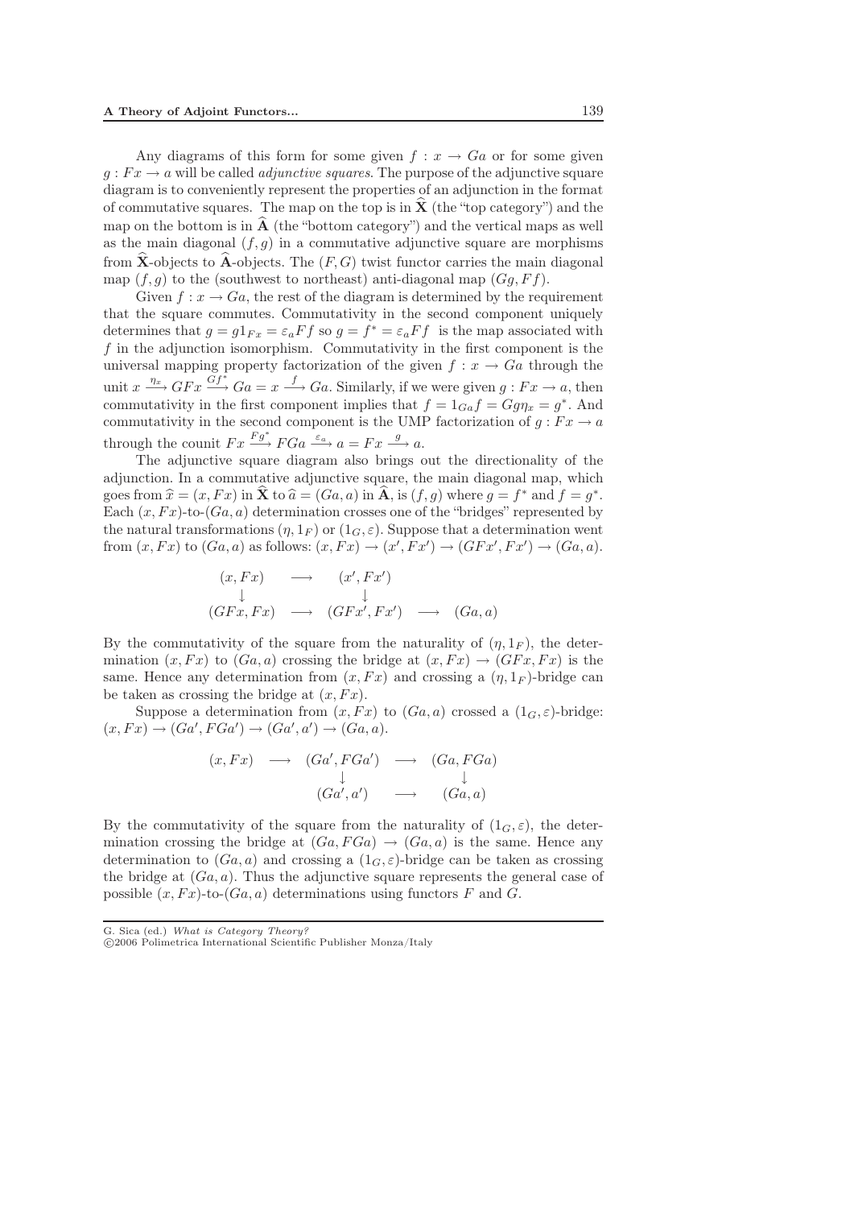Any diagrams of this form for some given $f : x \to Ga$ or for some given $g : Fx \to a$ will be called *adjunctive squares*. The purpose of the adjunctive square diagram is to conveniently represent the properties of an adjunction in the format of commutative squares. The map on the top is in $\widehat{\mathbf{X}}$ (the "top category") and the map on the bottom is in $\widehat{\mathbf{A}}$ (the "bottom category") and the vertical maps as well as the main diagonal $(f, g)$ in a commutative adjunctive square are morphisms from $\widehat{\mathbf{X}}$-objects to $\widehat{\mathbf{A}}$-objects. The $(F, G)$ twist functor carries the main diagonal map $(f, g)$ to the (southwest to northeast) anti-diagonal map $(Gg, Ff)$.

Given $f : x \to Ga$, the rest of the diagram is determined by the requirement that the square commutes. Commutativity in the second component uniquely determines that $g = g1_{Fx} = \varepsilon_a Ff$ so $g = f^* = \varepsilon_a Ff$ is the map associated with $f$ in the adjunction isomorphism. Commutativity in the first component is the universal mapping property factorization of the given $f : x \to Ga$ through the unit $x \xrightarrow{\eta_x} GFx \xrightarrow{Gf^*} Ga = x \xrightarrow{f} Ga$. Similarly, if we were given $g : Fx \to a$, then commutativity in the first component implies that $f = 1_{Ga} f = Gg\eta_x = g^*$. And commutativity in the second component is the UMP factorization of $g : Fx \to a$ through the counit $Fx \xrightarrow{Fg^*} FGa \xrightarrow{\varepsilon_a} a = Fx \xrightarrow{g} a$.

The adjunctive square diagram also brings out the directionality of the adjunction. In a commutative adjunctive square, the main diagonal map, which goes from $\widehat{x} = (x, Fx)$ in $\widehat{\mathbf{X}}$ to $\widehat{a} = (Ga, a)$ in $\widehat{\mathbf{A}}$, is $(f, g)$ where $g = f^*$ and $f = g^*$. Each $(x, Fx)$-to-$(Ga, a)$ determination crosses one of the "bridges" represented by the natural transformations $(\eta, 1_F)$ or $(1_G, \varepsilon)$. Suppose that a determination went from $(x, Fx)$ to $(Ga, a)$ as follows: $(x, Fx) \to (x', Fx') \to (GFx', Fx') \to (Ga, a)$.

$$
\begin{array}{ccccc}
(x, Fx) & \longrightarrow & (x', Fx') & & \\
\downarrow & & \downarrow & & \\
(GFx, Fx) & \longrightarrow & (GFx', Fx') & \longrightarrow & (Ga, a)
\end{array}
$$

By the commutativity of the square from the naturality of $(\eta, 1_F)$, the determination $(x, Fx)$ to $(Ga, a)$ crossing the bridge at $(x, Fx) \to (GFx, Fx)$ is the same. Hence any determination from $(x, Fx)$ and crossing a $(\eta, 1_F)$-bridge can be taken as crossing the bridge at $(x, Fx)$.

Suppose a determination from $(x, Fx)$ to $(Ga, a)$ crossed a $(1_G, \varepsilon)$-bridge: $(x, Fx) \to (Ga', FGa') \to (Ga', a') \to (Ga, a)$.

$$
\begin{array}{ccccc}
(x, Fx) & \longrightarrow & (Ga', FGa') & \longrightarrow & (Ga, FGa) \\
 & & \downarrow & & \downarrow \\
 & & (Ga', a') & \longrightarrow & (Ga, a)
\end{array}
$$

By the commutativity of the square from the naturality of $(1_G, \varepsilon)$, the determination crossing the bridge at $(Ga, FGa) \to (Ga, a)$ is the same. Hence any determination to $(Ga, a)$ and crossing a $(1_G, \varepsilon)$-bridge can be taken as crossing the bridge at $(Ga, a)$. Thus the adjunctive square represents the general case of possible $(x, Fx)$-to-$(Ga, a)$ determinations using functors $F$ and $G$.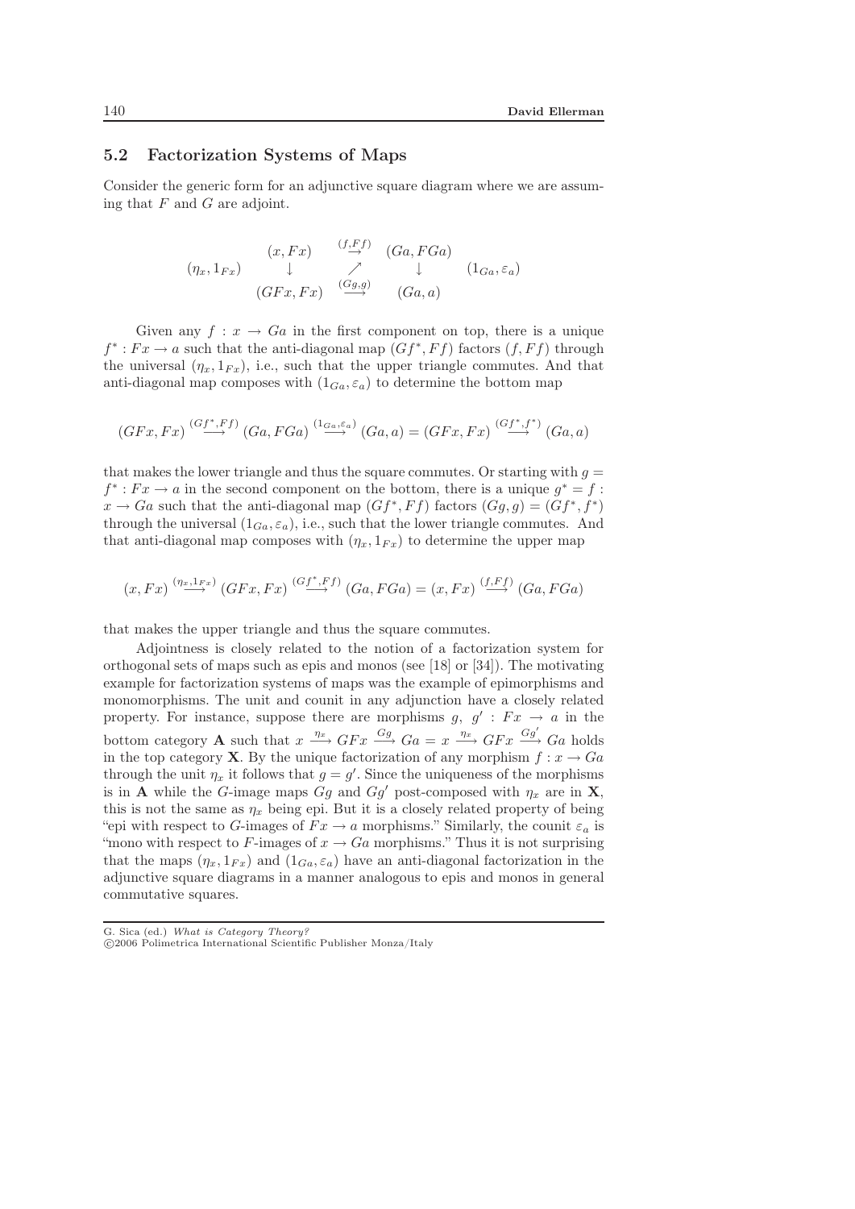## 5.2 Factorization Systems of Maps

Consider the generic form for an adjunctive square diagram where we are assuming that $F$ and $G$ are adjoint.

$$
\begin{array}{ccccc}
 & (x, Fx) & \stackrel{(f,Ff)}{\rightarrow} & (Ga, FGa) & \\
(\eta_x, 1_{Fx}) & \downarrow & \nearrow & \downarrow & (1_{Ga}, \varepsilon_a) \\
 & (GFx, Fx) & \stackrel{(Gg,g)}{\longrightarrow} & (Ga, a) &
\end{array}
$$

Given any $f : x \to Ga$ in the first component on top, there is a unique $f^* : Fx \to a$ such that the anti-diagonal map $(Gf^*, Ff)$ factors $(f, Ff)$ through the universal $(\eta_x, 1_{Fx})$, i.e., such that the upper triangle commutes. And that anti-diagonal map composes with $(1_{Ga}, \varepsilon_a)$ to determine the bottom map

$$(GFx, Fx) \stackrel{(Gf^*,Ff)}{\longrightarrow} (Ga, FGa) \stackrel{(1_{Ga},\varepsilon_a)}{\longrightarrow} (Ga, a) = (GFx, Fx) \stackrel{(Gf^*,f^*)}{\longrightarrow} (Ga, a)$$

that makes the lower triangle and thus the square commutes. Or starting with $g = f^* : Fx \to a$ in the second component on the bottom, there is a unique $g^* = f : x \to Ga$ such that the anti-diagonal map $(Gf^*, Ff)$ factors $(Gg, g) = (Gf^*, f^*)$ through the universal $(1_{Ga}, \varepsilon_a)$, i.e., such that the lower triangle commutes. And that anti-diagonal map composes with $(\eta_x, 1_{Fx})$ to determine the upper map

$$(x, Fx) \stackrel{(\eta_x,1_{Fx})}{\longrightarrow} (GFx, Fx) \stackrel{(Gf^*,Ff)}{\longrightarrow} (Ga, FGa) = (x, Fx) \stackrel{(f,Ff)}{\longrightarrow} (Ga, FGa)$$

that makes the upper triangle and thus the square commutes.

Adjointness is closely related to the notion of a factorization system for orthogonal sets of maps such as epis and monos (see [18] or [34]). The motivating example for factorization systems of maps was the example of epimorphisms and monomorphisms. The unit and counit in any adjunction have a closely related property. For instance, suppose there are morphisms $g,\ g' : Fx \to a$ in the bottom category $\mathbf{A}$ such that $x \stackrel{\eta_x}{\longrightarrow} GFx \stackrel{Gg}{\longrightarrow} Ga = x \stackrel{\eta_x}{\longrightarrow} GFx \stackrel{Gg'}{\longrightarrow} Ga$ holds in the top category $\mathbf{X}$. By the unique factorization of any morphism $f : x \to Ga$ through the unit $\eta_x$ it follows that $g = g'$. Since the uniqueness of the morphisms is in $\mathbf{A}$ while the $G$-image maps $Gg$ and $Gg'$ post-composed with $\eta_x$ are in $\mathbf{X}$, this is not the same as $\eta_x$ being epi. But it is a closely related property of being "epi with respect to $G$-images of $Fx \to a$ morphisms." Similarly, the counit $\varepsilon_a$ is "mono with respect to $F$-images of $x \to Ga$ morphisms." Thus it is not surprising that the maps $(\eta_x, 1_{Fx})$ and $(1_{Ga}, \varepsilon_a)$ have an anti-diagonal factorization in the adjunctive square diagrams in a manner analogous to epis and monos in general commutative squares.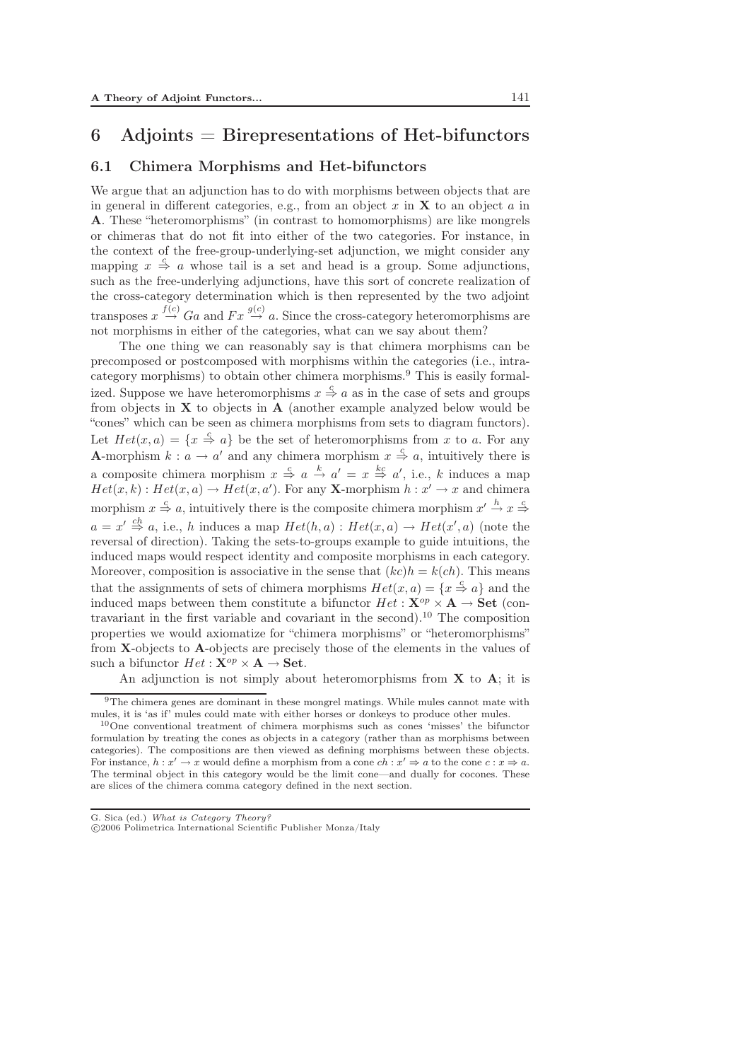# 6 Adjoints = Birepresentations of Het-bifunctors

## 6.1 Chimera Morphisms and Het-bifunctors

We argue that an adjunction has to do with morphisms between objects that are in general in different categories, e.g., from an object $x$ in $\mathbf{X}$ to an object $a$ in $\mathbf{A}$. These "heteromorphisms" (in contrast to homomorphisms) are like mongrels or chimeras that do not fit into either of the two categories. For instance, in the context of the free-group-underlying-set adjunction, we might consider any mapping $x \overset{c}{\Rightarrow} a$ whose tail is a set and head is a group. Some adjunctions, such as the free-underlying adjunctions, have this sort of concrete realization of the cross-category determination which is then represented by the two adjoint transposes $x \overset{f(c)}{\to} Ga$ and $Fx \overset{g(c)}{\to} a$. Since the cross-category heteromorphisms are not morphisms in either of the categories, what can we say about them?

The one thing we can reasonably say is that chimera morphisms can be precomposed or postcomposed with morphisms within the categories (i.e., intra-category morphisms) to obtain other chimera morphisms.[9] This is easily formalized. Suppose we have heteromorphisms $x \overset{c}{\Rightarrow} a$ as in the case of sets and groups from objects in $\mathbf{X}$ to objects in $\mathbf{A}$ (another example analyzed below would be "cones" which can be seen as chimera morphisms from sets to diagram functors). Let $Het(x,a) = \{x \overset{c}{\Rightarrow} a\}$ be the set of heteromorphisms from $x$ to $a$. For any $\mathbf{A}$-morphism $k : a \to a'$ and any chimera morphism $x \overset{c}{\Rightarrow} a$, intuitively there is a composite chimera morphism $x \overset{c}{\Rightarrow} a \overset{k}{\to} a' = x \overset{kc}{\Rightarrow} a'$, i.e., $k$ induces a map $Het(x,k) : Het(x,a) \to Het(x,a')$. For any $\mathbf{X}$-morphism $h : x' \to x$ and chimera morphism $x \overset{c}{\Rightarrow} a$, intuitively there is the composite chimera morphism $x' \overset{h}{\to} x \overset{c}{\Rightarrow} a = x' \overset{ch}{\Rightarrow} a$, i.e., $h$ induces a map $Het(h,a) : Het(x,a) \to Het(x',a)$ (note the reversal of direction). Taking the sets-to-groups example to guide intuitions, the induced maps would respect identity and composite morphisms in each category. Moreover, composition is associative in the sense that $(kc)h = k(ch)$. This means that the assignments of sets of chimera morphisms $Het(x,a) = \{x \overset{c}{\Rightarrow} a\}$ and the induced maps between them constitute a bifunctor $Het : \mathbf{X}^{op} \times \mathbf{A} \to \mathbf{Set}$ (contravariant in the first variable and covariant in the second).[10] The composition properties we would axiomatize for "chimera morphisms" or "heteromorphisms" from $\mathbf{X}$-objects to $\mathbf{A}$-objects are precisely those of the elements in the values of such a bifunctor $Het : \mathbf{X}^{op} \times \mathbf{A} \to \mathbf{Set}$.

An adjunction is not simply about heteromorphisms from $\mathbf{X}$ to $\mathbf{A}$; it is

[9] The chimera genes are dominant in these mongrel matings. While mules cannot mate with mules, it is 'as if' mules could mate with either horses or donkeys to produce other mules.

[10] One conventional treatment of chimera morphisms such as cones 'misses' the bifunctor formulation by treating the cones as objects in a category (rather than as morphisms between categories). The compositions are then viewed as defining morphisms between these objects. For instance, $h : x' \to x$ would define a morphism from a cone $ch : x' \Rightarrow a$ to the cone $c : x \Rightarrow a$. The terminal object in this category would be the limit cone—and dually for cocones. These are slices of the chimera comma category defined in the next section.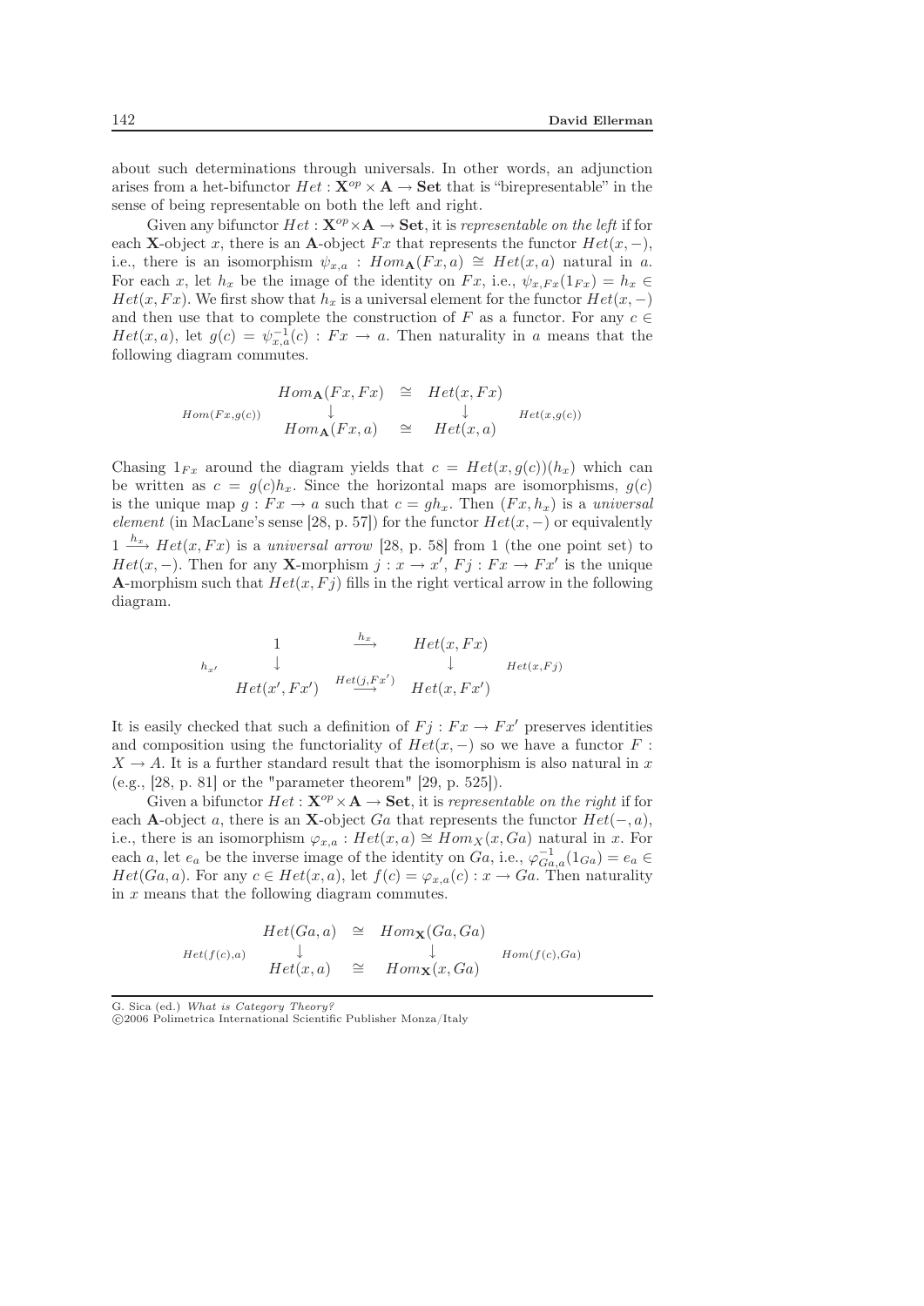about such determinations through universals. In other words, an adjunction arises from a het-bifunctor $Het : \mathbf{X}^{op} \times \mathbf{A} \to \mathbf{Set}$ that is "birepresentable" in the sense of being representable on both the left and right.

Given any bifunctor $Het : \mathbf{X}^{op} \times \mathbf{A} \to \mathbf{Set}$, it is *representable on the left* if for each $\mathbf{X}$-object $x$, there is an $\mathbf{A}$-object $Fx$ that represents the functor $Het(x, -)$, i.e., there is an isomorphism $\psi_{x,a} : Hom_{\mathbf{A}}(Fx, a) \cong Het(x, a)$ natural in $a$. For each $x$, let $h_x$ be the image of the identity on $Fx$, i.e., $\psi_{x,Fx}(1_{Fx}) = h_x \in Het(x, Fx)$. We first show that $h_x$ is a universal element for the functor $Het(x, -)$ and then use that to complete the construction of $F$ as a functor. For any $c \in Het(x, a)$, let $g(c) = \psi^{-1}_{x,a}(c) : Fx \to a$. Then naturality in $a$ means that the following diagram commutes.

$$\begin{array}{ccccc} & Hom_{\mathbf{A}}(Fx, Fx) & \cong & Het(x, Fx) & \\ {\scriptstyle Hom(Fx, g(c))} & \downarrow & & \downarrow & {\scriptstyle Het(x, g(c))} \\ & Hom_{\mathbf{A}}(Fx, a) & \cong & Het(x, a) & \end{array}$$

Chasing $1_{Fx}$ around the diagram yields that $c = Het(x, g(c))(h_x)$ which can be written as $c = g(c)h_x$. Since the horizontal maps are isomorphisms, $g(c)$ is the unique map $g : Fx \to a$ such that $c = gh_x$. Then $(Fx, h_x)$ is a *universal element* (in MacLane's sense [28, p. 57]) for the functor $Het(x, -)$ or equivalently $1 \xrightarrow{h_x} Het(x, Fx)$ is a *universal arrow* [28, p. 58] from 1 (the one point set) to $Het(x, -)$. Then for any $\mathbf{X}$-morphism $j : x \to x'$, $Fj : Fx \to Fx'$ is the unique $\mathbf{A}$-morphism such that $Het(x, Fj)$ fills in the right vertical arrow in the following diagram.

$$\begin{array}{ccccc} & 1 & \xrightarrow{h_x} & Het(x, Fx) & \\ {\scriptstyle h_{x'}} & \downarrow & & \downarrow & {\scriptstyle Het(x, Fj)} \\ & Het(x', Fx') & \xrightarrow{Het(j, Fx')} & Het(x, Fx') & \end{array}$$

It is easily checked that such a definition of $Fj : Fx \to Fx'$ preserves identities and composition using the functoriality of $Het(x, -)$ so we have a functor $F : X \to A$. It is a further standard result that the isomorphism is also natural in $x$ (e.g., [28, p. 81] or the "parameter theorem" [29, p. 525]).

Given a bifunctor $Het : \mathbf{X}^{op} \times \mathbf{A} \to \mathbf{Set}$, it is *representable on the right* if for each $\mathbf{A}$-object $a$, there is an $\mathbf{X}$-object $Ga$ that represents the functor $Het(-, a)$, i.e., there is an isomorphism $\varphi_{x,a} : Het(x, a) \cong Hom_X(x, Ga)$ natural in $x$. For each $a$, let $e_a$ be the inverse image of the identity on $Ga$, i.e., $\varphi^{-1}_{Ga,a}(1_{Ga}) = e_a \in Het(Ga, a)$. For any $c \in Het(x, a)$, let $f(c) = \varphi_{x,a}(c) : x \to Ga$. Then naturality in $x$ means that the following diagram commutes.

$$\begin{array}{ccccc} & Het(Ga, a) & \cong & Hom_{\mathbf{X}}(Ga, Ga) & \\ {\scriptstyle Het(f(c), a)} & \downarrow & & \downarrow & {\scriptstyle Hom(f(c), Ga)} \\ & Het(x, a) & \cong & Hom_{\mathbf{X}}(x, Ga) & \end{array}$$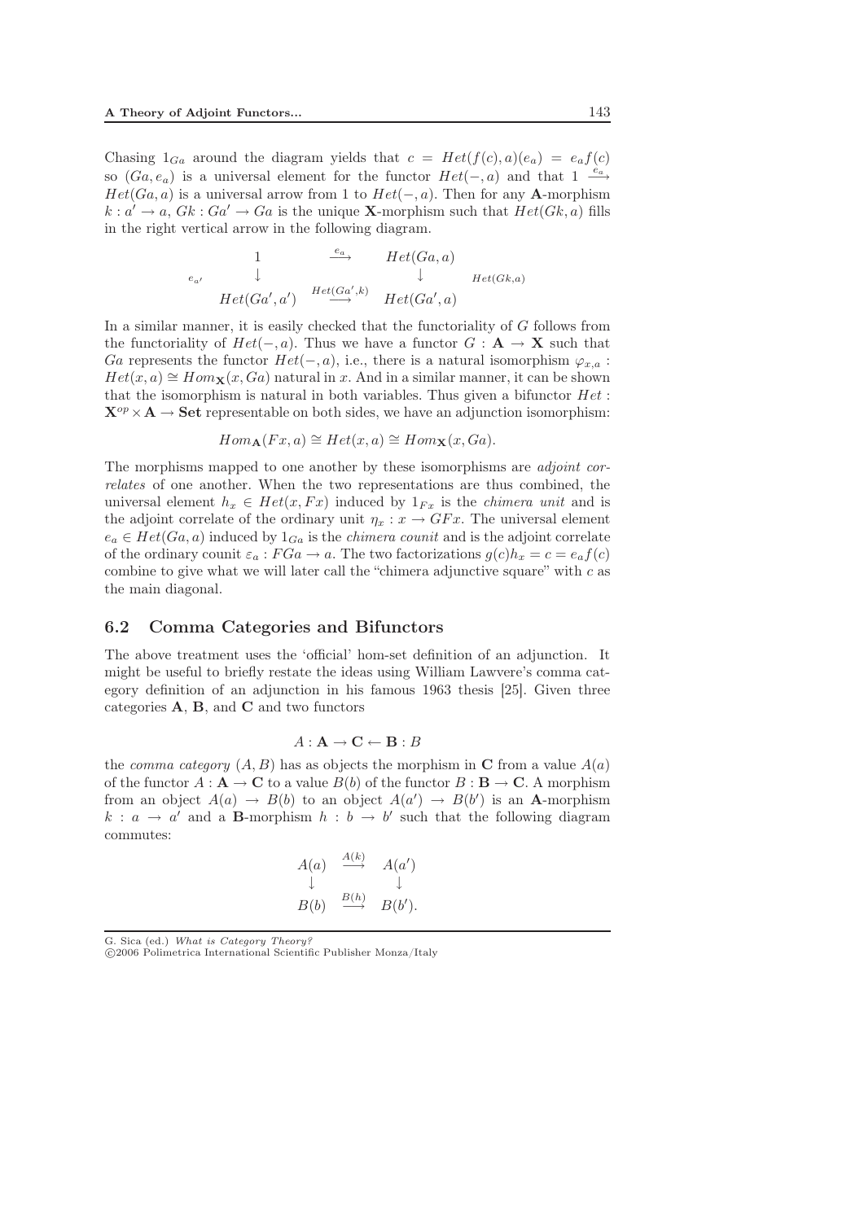Chasing $1_{Ga}$ around the diagram yields that $c = Het(f(c), a)(e_a) = e_a f(c)$ so $(Ga, e_a)$ is a universal element for the functor $Het(-, a)$ and that $1 \xrightarrow{e_a} Het(Ga, a)$ is a universal arrow from 1 to $Het(-, a)$. Then for any **A**-morphism $k : a' \to a$, $Gk : Ga' \to Ga$ is the unique **X**-morphism such that $Het(Gk, a)$ fills in the right vertical arrow in the following diagram.

$$\begin{array}{ccccc} & 1 & \xrightarrow{e_a} & Het(Ga, a) & \\ {\scriptstyle e_{a'}} & \downarrow & & \downarrow & {\scriptstyle Het(Gk,a)} \\ & Het(Ga', a') & \xrightarrow{Het(Ga',k)} & Het(Ga', a) & \end{array}$$

In a similar manner, it is easily checked that the functoriality of $G$ follows from the functoriality of $Het(-, a)$. Thus we have a functor $G : \mathbf{A} \to \mathbf{X}$ such that $Ga$ represents the functor $Het(-, a)$, i.e., there is a natural isomorphism $\varphi_{x,a} : Het(x, a) \cong Hom_{\mathbf{X}}(x, Ga)$ natural in $x$. And in a similar manner, it can be shown that the isomorphism is natural in both variables. Thus given a bifunctor $Het : \mathbf{X}^{op} \times \mathbf{A} \to \mathbf{Set}$ representable on both sides, we have an adjunction isomorphism:

$$Hom_{\mathbf{A}}(Fx, a) \cong Het(x, a) \cong Hom_{\mathbf{X}}(x, Ga).$$

The morphisms mapped to one another by these isomorphisms are *adjoint correlates* of one another. When the two representations are thus combined, the universal element $h_x \in Het(x, Fx)$ induced by $1_{Fx}$ is the *chimera unit* and is the adjoint correlate of the ordinary unit $\eta_x : x \to GFx$. The universal element $e_a \in Het(Ga, a)$ induced by $1_{Ga}$ is the *chimera counit* and is the adjoint correlate of the ordinary counit $\varepsilon_a : FGa \to a$. The two factorizations $g(c)h_x = c = e_a f(c)$ combine to give what we will later call the "chimera adjunctive square" with $c$ as the main diagonal.

## 6.2 Comma Categories and Bifunctors

The above treatment uses the 'official' hom-set definition of an adjunction. It might be useful to briefly restate the ideas using William Lawvere's comma category definition of an adjunction in his famous 1963 thesis [25]. Given three categories **A**, **B**, and **C** and two functors

$$A : \mathbf{A} \to \mathbf{C} \leftarrow \mathbf{B} : B$$

the *comma category* $(A, B)$ has as objects the morphism in **C** from a value $A(a)$ of the functor $A : \mathbf{A} \to \mathbf{C}$ to a value $B(b)$ of the functor $B : \mathbf{B} \to \mathbf{C}$. A morphism from an object $A(a) \to B(b)$ to an object $A(a') \to B(b')$ is an **A**-morphism $k : a \to a'$ and a **B**-morphism $h : b \to b'$ such that the following diagram commutes:

$$\begin{array}{ccc} A(a) & \xrightarrow{A(k)} & A(a') \\ \downarrow & & \downarrow \\ B(b) & \xrightarrow{B(h)} & B(b'). \end{array}$$

G. Sica (ed.) *What is Category Theory?*
©2006 Polimetrica International Scientific Publisher Monza/Italy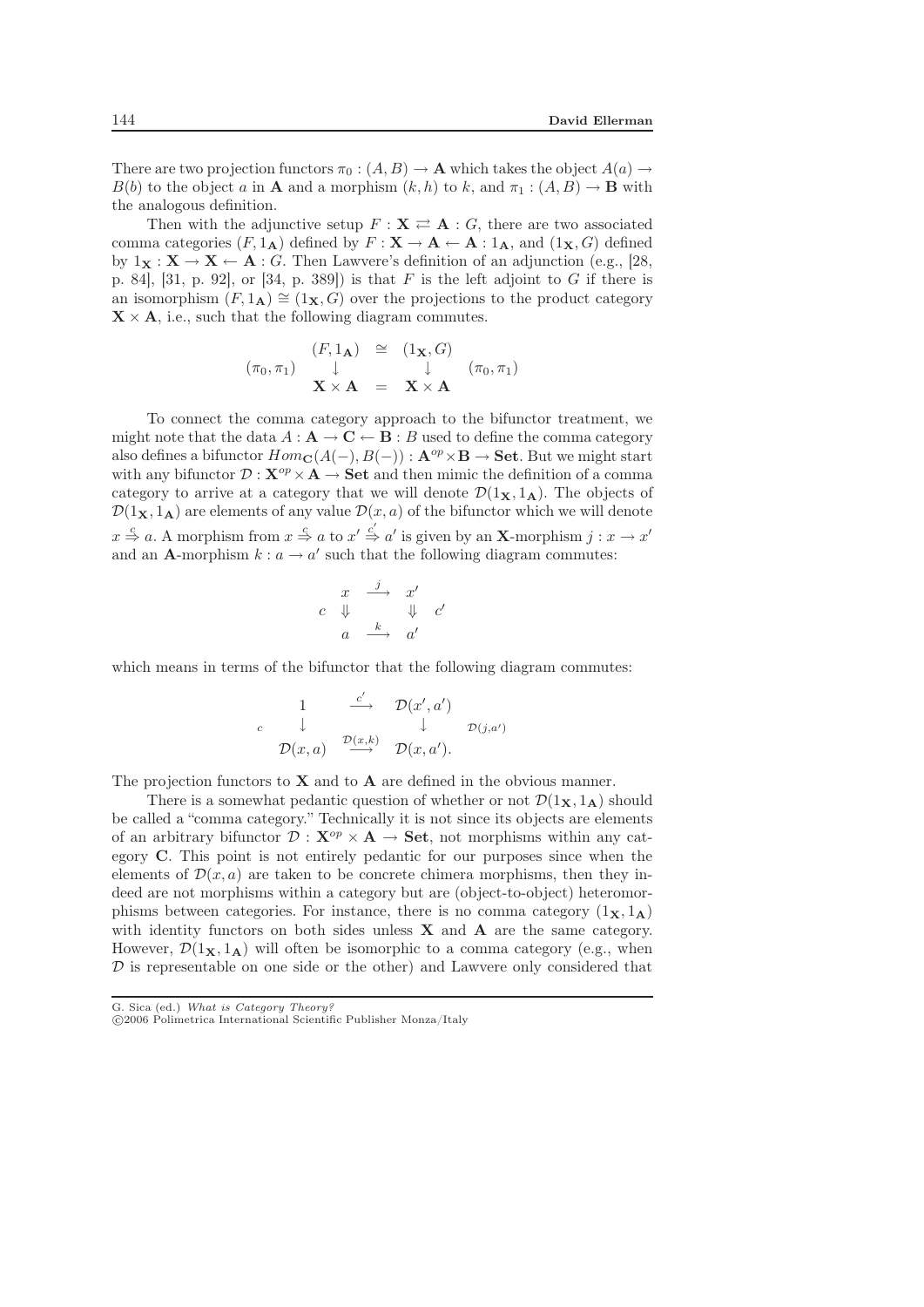There are two projection functors $\pi_0 : (A, B) \to \mathbf{A}$ which takes the object $A(a) \to B(b)$ to the object $a$ in $\mathbf{A}$ and a morphism $(k, h)$ to $k$, and $\pi_1 : (A, B) \to \mathbf{B}$ with the analogous definition.

Then with the adjunctive setup $F : \mathbf{X} \rightleftarrows \mathbf{A} : G$, there are two associated comma categories $(F, 1_\mathbf{A})$ defined by $F : \mathbf{X} \to \mathbf{A} \leftarrow \mathbf{A} : 1_\mathbf{A}$, and $(1_\mathbf{X}, G)$ defined by $1_\mathbf{X} : \mathbf{X} \to \mathbf{X} \leftarrow \mathbf{A} : G$. Then Lawvere's definition of an adjunction (e.g., [28, p. 84], [31, p. 92], or [34, p. 389]) is that $F$ is the left adjoint to $G$ if there is an isomorphism $(F, 1_\mathbf{A}) \cong (1_\mathbf{X}, G)$ over the projections to the product category $\mathbf{X} \times \mathbf{A}$, i.e., such that the following diagram commutes.

$$\begin{array}{ccccc} & (F, 1_\mathbf{A}) & \cong & (1_\mathbf{X}, G) & \\ (\pi_0, \pi_1) & \downarrow & & \downarrow & (\pi_0, \pi_1) \\ & \mathbf{X} \times \mathbf{A} & = & \mathbf{X} \times \mathbf{A} & \end{array}$$

To connect the comma category approach to the bifunctor treatment, we might note that the data $A : \mathbf{A} \to \mathbf{C} \leftarrow \mathbf{B} : B$ used to define the comma category also defines a bifunctor $Hom_\mathbf{C}(A(-), B(-)) : \mathbf{A}^{op} \times \mathbf{B} \to \mathbf{Set}$. But we might start with any bifunctor $\mathcal{D} : \mathbf{X}^{op} \times \mathbf{A} \to \mathbf{Set}$ and then mimic the definition of a comma category to arrive at a category that we will denote $\mathcal{D}(1_\mathbf{X}, 1_\mathbf{A})$. The objects of $\mathcal{D}(1_\mathbf{X}, 1_\mathbf{A})$ are elements of any value $\mathcal{D}(x, a)$ of the bifunctor which we will denote $x \overset{c}{\Rightarrow} a$. A morphism from $x \overset{c}{\Rightarrow} a$ to $x' \overset{c'}{\Rightarrow} a'$ is given by an $\mathbf{X}$-morphism $j : x \to x'$ and an $\mathbf{A}$-morphism $k : a \to a'$ such that the following diagram commutes:

$$\begin{array}{cccc} & x & \xrightarrow{j} & x' & \\ c & \Downarrow & & \Downarrow & c' \\ & a & \xrightarrow{k} & a' & \end{array}$$

which means in terms of the bifunctor that the following diagram commutes:

$$\begin{array}{ccccc} & 1 & \xrightarrow{c'} & \mathcal{D}(x', a') & \\ c & \downarrow & & \downarrow & \mathcal{D}(j, a') \\ & \mathcal{D}(x, a) & \xrightarrow{\mathcal{D}(x,k)} & \mathcal{D}(x, a'). & \end{array}$$

The projection functors to $\mathbf{X}$ and to $\mathbf{A}$ are defined in the obvious manner.

There is a somewhat pedantic question of whether or not $\mathcal{D}(1_\mathbf{X}, 1_\mathbf{A})$ should be called a "comma category." Technically it is not since its objects are elements of an arbitrary bifunctor $\mathcal{D} : \mathbf{X}^{op} \times \mathbf{A} \to \mathbf{Set}$, not morphisms within any category $\mathbf{C}$. This point is not entirely pedantic for our purposes since when the elements of $\mathcal{D}(x, a)$ are taken to be concrete chimera morphisms, then they indeed are not morphisms within a category but are (object-to-object) heteromorphisms between categories. For instance, there is no comma category $(1_\mathbf{X}, 1_\mathbf{A})$ with identity functors on both sides unless $\mathbf{X}$ and $\mathbf{A}$ are the same category. However, $\mathcal{D}(1_\mathbf{X}, 1_\mathbf{A})$ will often be isomorphic to a comma category (e.g., when $\mathcal{D}$ is representable on one side or the other) and Lawvere only considered that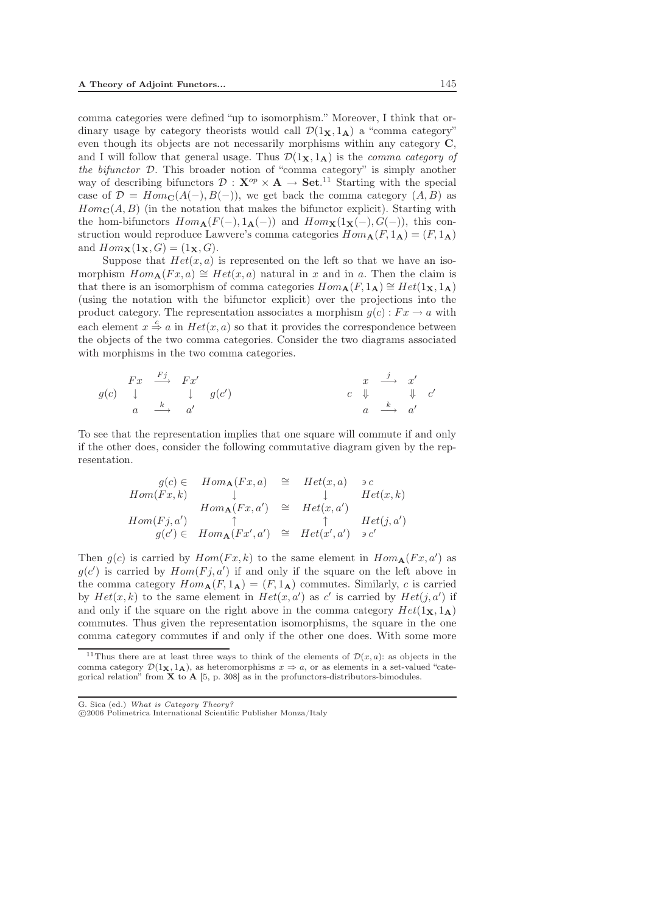comma categories were defined "up to isomorphism." Moreover, I think that ordinary usage by category theorists would call $\mathcal{D}(1_{\mathbf{X}}, 1_{\mathbf{A}})$ a "comma category" even though its objects are not necessarily morphisms within any category $\mathbf{C}$, and I will follow that general usage. Thus $\mathcal{D}(1_{\mathbf{X}}, 1_{\mathbf{A}})$ is the *comma category of the bifunctor* $\mathcal{D}$. This broader notion of "comma category" is simply another way of describing bifunctors $\mathcal{D} : \mathbf{X}^{op} \times \mathbf{A} \to \mathbf{Set}$.[11] Starting with the special case of $\mathcal{D} = Hom_{\mathbf{C}}(A(-), B(-))$, we get back the comma category $(A, B)$ as $Hom_{\mathbf{C}}(A, B)$ (in the notation that makes the bifunctor explicit). Starting with the hom-bifunctors $Hom_{\mathbf{A}}(F(-), 1_{\mathbf{A}}(-))$ and $Hom_{\mathbf{X}}(1_{\mathbf{X}}(-), G(-))$, this construction would reproduce Lawvere's comma categories $Hom_{\mathbf{A}}(F, 1_{\mathbf{A}}) = (F, 1_{\mathbf{A}})$ and $Hom_{\mathbf{X}}(1_{\mathbf{X}}, G) = (1_{\mathbf{X}}, G)$.

Suppose that $Het(x, a)$ is represented on the left so that we have an isomorphism $Hom_{\mathbf{A}}(Fx, a) \cong Het(x, a)$ natural in $x$ and in $a$. Then the claim is that there is an isomorphism of comma categories $Hom_{\mathbf{A}}(F, 1_{\mathbf{A}}) \cong Het(1_{\mathbf{X}}, 1_{\mathbf{A}})$ (using the notation with the bifunctor explicit) over the projections into the product category. The representation associates a morphism $g(c) : Fx \to a$ with each element $x \overset{c}{\Rightarrow} a$ in $Het(x, a)$ so that it provides the correspondence between the objects of the two comma categories. Consider the two diagrams associated with morphisms in the two comma categories.

$$\begin{array}{ccccc} & Fx & \xrightarrow{Fj} & Fx' & \\ g(c) & \downarrow & & \downarrow & g(c') \\ & a & \xrightarrow{k} & a' & \end{array} \qquad\qquad \begin{array}{ccccc} & x & \xrightarrow{j} & x' & \\ c & \Downarrow & & \Downarrow & c' \\ & a & \xrightarrow{k} & a' & \end{array}$$

To see that the representation implies that one square will commute if and only if the other does, consider the following commutative diagram given by the representation.

$$\begin{array}{ccccc} g(c) \in & Hom_{\mathbf{A}}(Fx, a) & \cong & Het(x, a) & \ni c \\ Hom(Fx, k) & \downarrow & & \downarrow & Het(x, k) \\ & Hom_{\mathbf{A}}(Fx, a') & \cong & Het(x, a') & \\ Hom(Fj, a') & \uparrow & & \uparrow & Het(j, a') \\ g(c') \in & Hom_{\mathbf{A}}(Fx', a') & \cong & Het(x', a') & \ni c' \end{array}$$

Then $g(c)$ is carried by $Hom(Fx, k)$ to the same element in $Hom_{\mathbf{A}}(Fx, a')$ as $g(c')$ is carried by $Hom(Fj, a')$ if and only if the square on the left above in the comma category $Hom_{\mathbf{A}}(F, 1_{\mathbf{A}}) = (F, 1_{\mathbf{A}})$ commutes. Similarly, $c$ is carried by $Het(x, k)$ to the same element in $Het(x, a')$ as $c'$ is carried by $Het(j, a')$ if and only if the square on the right above in the comma category $Het(1_{\mathbf{X}}, 1_{\mathbf{A}})$ commutes. Thus given the representation isomorphisms, the square in the one comma category commutes if and only if the other one does. With some more

[11] Thus there are at least three ways to think of the elements of $\mathcal{D}(x, a)$: as objects in the comma category $\mathcal{D}(1_{\mathbf{X}}, 1_{\mathbf{A}})$, as heteromorphisms $x \Rightarrow a$, or as elements in a set-valued "categorical relation" from $\mathbf{X}$ to $\mathbf{A}$ [5, p. 308] as in the profunctors-distributors-bimodules.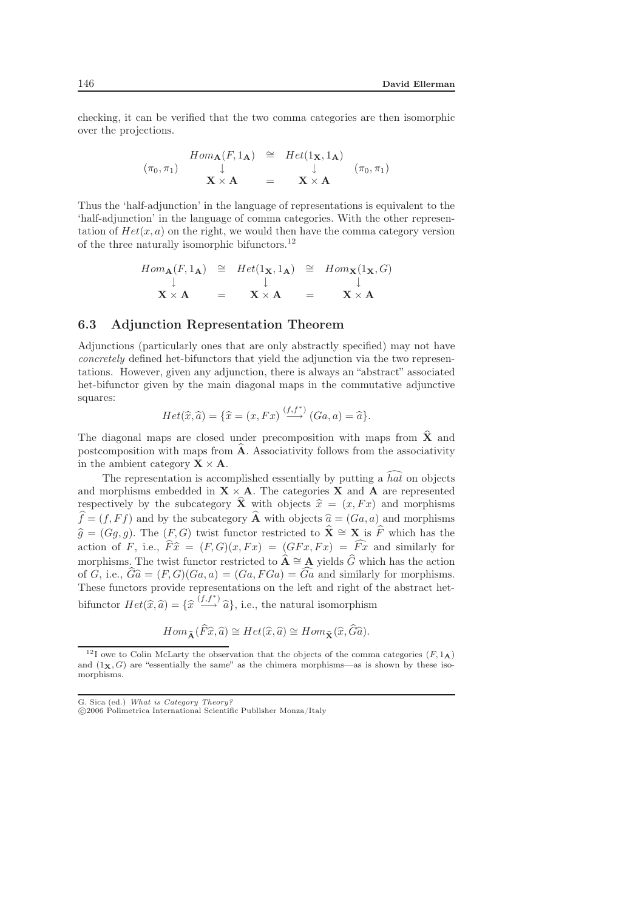checking, it can be verified that the two comma categories are then isomorphic over the projections.

$$
\begin{array}{ccccc}
 & Hom_{\mathbf{A}}(F, 1_{\mathbf{A}}) & \cong & Het(1_{\mathbf{X}}, 1_{\mathbf{A}}) & \\
(\pi_0, \pi_1) & \downarrow & & \downarrow & (\pi_0, \pi_1) \\
 & \mathbf{X} \times \mathbf{A} & = & \mathbf{X} \times \mathbf{A} &
\end{array}
$$

Thus the 'half-adjunction' in the language of representations is equivalent to the 'half-adjunction' in the language of comma categories. With the other representation of $Het(x, a)$ on the right, we would then have the comma category version of the three naturally isomorphic bifunctors.[12]

$$
\begin{array}{ccccc}
Hom_{\mathbf{A}}(F, 1_{\mathbf{A}}) & \cong & Het(1_{\mathbf{X}}, 1_{\mathbf{A}}) & \cong & Hom_{\mathbf{X}}(1_{\mathbf{X}}, G) \\
\downarrow & & \downarrow & & \downarrow \\
\mathbf{X} \times \mathbf{A} & = & \mathbf{X} \times \mathbf{A} & = & \mathbf{X} \times \mathbf{A}
\end{array}
$$

### 6.3 Adjunction Representation Theorem

Adjunctions (particularly ones that are only abstractly specified) may not have *concretely* defined het-bifunctors that yield the adjunction via the two representations. However, given any adjunction, there is always an "abstract" associated het-bifunctor given by the main diagonal maps in the commutative adjunctive squares:

$$Het(\widehat{x}, \widehat{a}) = \{\widehat{x} = (x, Fx) \stackrel{(f, f^*)}{\longrightarrow} (Ga, a) = \widehat{a}\}.$$

The diagonal maps are closed under precomposition with maps from $\widehat{\mathbf{X}}$ and postcomposition with maps from $\widehat{\mathbf{A}}$. Associativity follows from the associativity in the ambient category $\mathbf{X} \times \mathbf{A}$.

The representation is accomplished essentially by putting a $\widehat{hat}$ on objects and morphisms embedded in $\mathbf{X} \times \mathbf{A}$. The categories $\mathbf{X}$ and $\mathbf{A}$ are represented respectively by the subcategory $\widehat{\mathbf{X}}$ with objects $\widehat{x} = (x, Fx)$ and morphisms $\widehat{f} = (f, Ff)$ and by the subcategory $\widehat{\mathbf{A}}$ with objects $\widehat{a} = (Ga, a)$ and morphisms $\widehat{g} = (Gg, g)$. The $(F, G)$ twist functor restricted to $\widehat{\mathbf{X}} \cong \mathbf{X}$ is $\widehat{F}$ which has the action of $F$, i.e., $\widehat{F}\widehat{x} = (F, G)(x, Fx) = (GFx, Fx) = \widehat{Fx}$ and similarly for morphisms. The twist functor restricted to $\widehat{\mathbf{A}} \cong \mathbf{A}$ yields $\widehat{G}$ which has the action of $G$, i.e., $\widehat{G}\widehat{a} = (F, G)(Ga, a) = (Ga, FGa) = \widehat{Ga}$ and similarly for morphisms. These functors provide representations on the left and right of the abstract het-bifunctor $Het(\widehat{x}, \widehat{a}) = \{\widehat{x} \stackrel{(f, f^*)}{\longrightarrow} \widehat{a}\}$, i.e., the natural isomorphism

$$Hom_{\widehat{\mathbf{A}}}(\widehat{F}\widehat{x}, \widehat{a}) \cong Het(\widehat{x}, \widehat{a}) \cong Hom_{\widehat{\mathbf{X}}}(\widehat{x}, \widehat{G}\widehat{a}).$$

[12] I owe to Colin McLarty the observation that the objects of the comma categories $(F, 1_{\mathbf{A}})$ and $(1_{\mathbf{X}}, G)$ are "essentially the same" as the chimera morphisms—as is shown by these isomorphisms.

G. Sica (ed.) *What is Category Theory?*
©2006 Polimetrica International Scientific Publisher Monza/Italy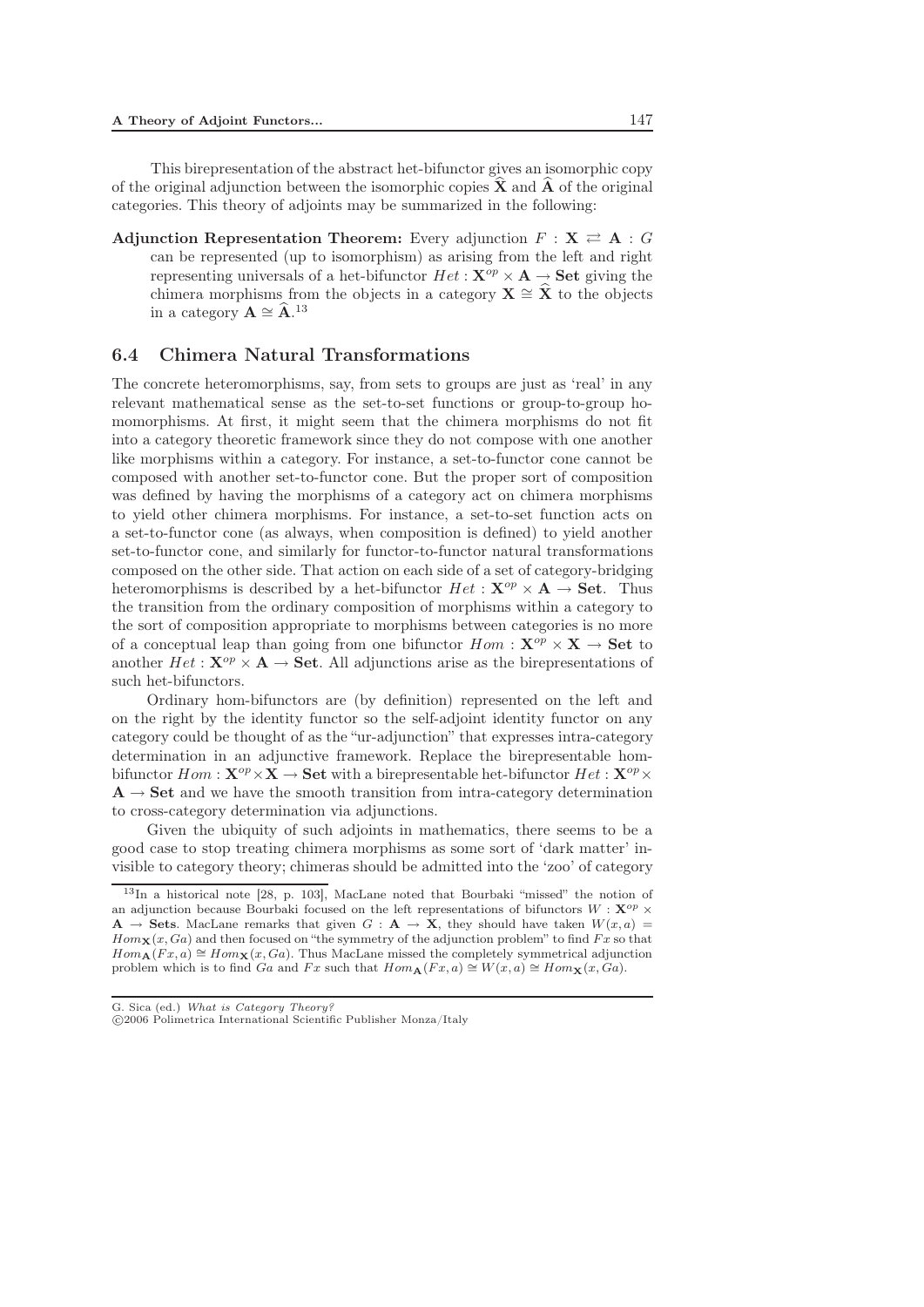This birepresentation of the abstract het-bifunctor gives an isomorphic copy of the original adjunction between the isomorphic copies $\widehat{\mathbf{X}}$ and $\widehat{\mathbf{A}}$ of the original categories. This theory of adjoints may be summarized in the following:

**Adjunction Representation Theorem:** Every adjunction $F : \mathbf{X} \rightleftarrows \mathbf{A} : G$ can be represented (up to isomorphism) as arising from the left and right representing universals of a het-bifunctor $Het : \mathbf{X}^{op} \times \mathbf{A} \to \mathbf{Set}$ giving the chimera morphisms from the objects in a category $\mathbf{X} \cong \widehat{\mathbf{X}}$ to the objects in a category $\mathbf{A} \cong \widehat{\mathbf{A}}$.[13]

## 6.4 Chimera Natural Transformations

The concrete heteromorphisms, say, from sets to groups are just as 'real' in any relevant mathematical sense as the set-to-set functions or group-to-group homomorphisms. At first, it might seem that the chimera morphisms do not fit into a category theoretic framework since they do not compose with one another like morphisms within a category. For instance, a set-to-functor cone cannot be composed with another set-to-functor cone. But the proper sort of composition was defined by having the morphisms of a category act on chimera morphisms to yield other chimera morphisms. For instance, a set-to-set function acts on a set-to-functor cone (as always, when composition is defined) to yield another set-to-functor cone, and similarly for functor-to-functor natural transformations composed on the other side. That action on each side of a set of category-bridging heteromorphisms is described by a het-bifunctor $Het : \mathbf{X}^{op} \times \mathbf{A} \to \mathbf{Set}$. Thus the transition from the ordinary composition of morphisms within a category to the sort of composition appropriate to morphisms between categories is no more of a conceptual leap than going from one bifunctor $Hom : \mathbf{X}^{op} \times \mathbf{X} \to \mathbf{Set}$ to another $Het : \mathbf{X}^{op} \times \mathbf{A} \to \mathbf{Set}$. All adjunctions arise as the birepresentations of such het-bifunctors.

Ordinary hom-bifunctors are (by definition) represented on the left and on the right by the identity functor so the self-adjoint identity functor on any category could be thought of as the "ur-adjunction" that expresses intra-category determination in an adjunctive framework. Replace the birepresentable hom-bifunctor $Hom : \mathbf{X}^{op} \times \mathbf{X} \to \mathbf{Set}$ with a birepresentable het-bifunctor $Het : \mathbf{X}^{op} \times \mathbf{A} \to \mathbf{Set}$ and we have the smooth transition from intra-category determination to cross-category determination via adjunctions.

Given the ubiquity of such adjoints in mathematics, there seems to be a good case to stop treating chimera morphisms as some sort of 'dark matter' invisible to category theory; chimeras should be admitted into the 'zoo' of category

[13] In a historical note [28, p. 103], MacLane noted that Bourbaki "missed" the notion of an adjunction because Bourbaki focused on the left representations of bifunctors $W : \mathbf{X}^{op} \times \mathbf{A} \to \mathbf{Sets}$. MacLane remarks that given $G : \mathbf{A} \to \mathbf{X}$, they should have taken $W(x, a) = Hom_{\mathbf{X}}(x, Ga)$ and then focused on "the symmetry of the adjunction problem" to find $Fx$ so that $Hom_{\mathbf{A}}(Fx, a) \cong Hom_{\mathbf{X}}(x, Ga)$. Thus MacLane missed the completely symmetrical adjunction problem which is to find $Ga$ and $Fx$ such that $Hom_{\mathbf{A}}(Fx, a) \cong W(x, a) \cong Hom_{\mathbf{X}}(x, Ga)$.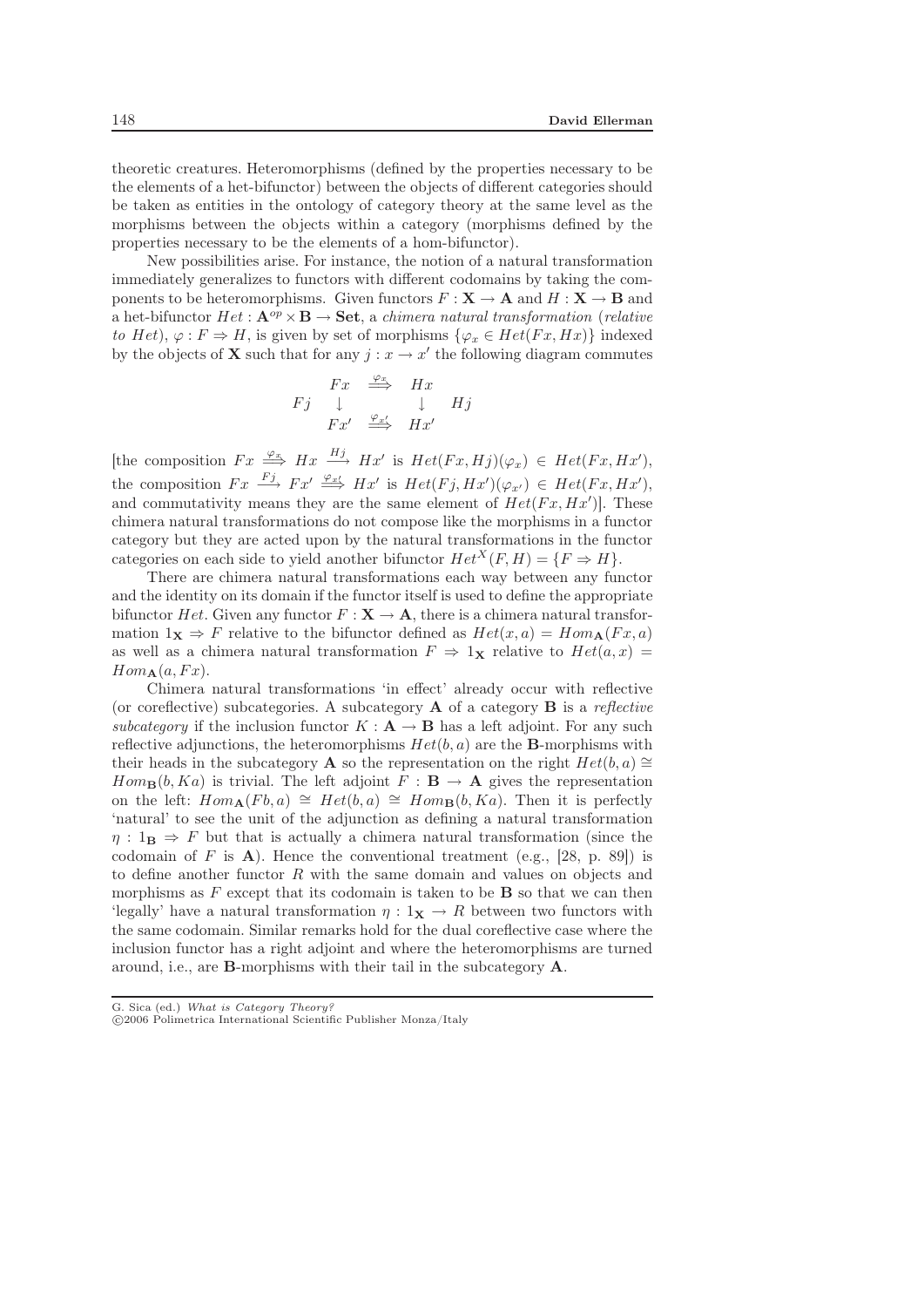theoretic creatures. Heteromorphisms (defined by the properties necessary to be the elements of a het-bifunctor) between the objects of different categories should be taken as entities in the ontology of category theory at the same level as the morphisms between the objects within a category (morphisms defined by the properties necessary to be the elements of a hom-bifunctor).

New possibilities arise. For instance, the notion of a natural transformation immediately generalizes to functors with different codomains by taking the components to be heteromorphisms. Given functors $F : \mathbf{X} \to \mathbf{A}$ and $H : \mathbf{X} \to \mathbf{B}$ and a het-bifunctor $Het : \mathbf{A}^{op} \times \mathbf{B} \to \mathbf{Set}$, a *chimera natural transformation* (*relative to* $Het$), $\varphi : F \Rightarrow H$, is given by set of morphisms $\{\varphi_x \in Het(Fx, Hx)\}$ indexed by the objects of $\mathbf{X}$ such that for any $j : x \to x'$ the following diagram commutes

$$\begin{array}{ccccc} & Fx & \stackrel{\varphi_x}{\Longrightarrow} & Hx & \\ Fj & \downarrow & & \downarrow & Hj \\ & Fx' & \stackrel{\varphi_{x'}}{\Longrightarrow} & Hx' & \end{array}$$

[the composition $Fx \stackrel{\varphi_x}{\Longrightarrow} Hx \stackrel{Hj}{\longrightarrow} Hx'$ is $Het(Fx, Hj)(\varphi_x) \in Het(Fx, Hx')$, the composition $Fx \stackrel{Fj}{\longrightarrow} Fx' \stackrel{\varphi_{x'}}{\Longrightarrow} Hx'$ is $Het(Fj, Hx')(\varphi_{x'}) \in Het(Fx, Hx')$, and commutativity means they are the same element of $Het(Fx, Hx')$]. These chimera natural transformations do not compose like the morphisms in a functor category but they are acted upon by the natural transformations in the functor categories on each side to yield another bifunctor $Het^X(F, H) = \{F \Rightarrow H\}$.

There are chimera natural transformations each way between any functor and the identity on its domain if the functor itself is used to define the appropriate bifunctor $Het$. Given any functor $F : \mathbf{X} \to \mathbf{A}$, there is a chimera natural transformation $1_{\mathbf{X}} \Rightarrow F$ relative to the bifunctor defined as $Het(x, a) = Hom_{\mathbf{A}}(Fx, a)$ as well as a chimera natural transformation $F \Rightarrow 1_{\mathbf{X}}$ relative to $Het(a, x) = Hom_{\mathbf{A}}(a, Fx)$.

Chimera natural transformations 'in effect' already occur with reflective (or coreflective) subcategories. A subcategory $\mathbf{A}$ of a category $\mathbf{B}$ is a *reflective subcategory* if the inclusion functor $K : \mathbf{A} \to \mathbf{B}$ has a left adjoint. For any such reflective adjunctions, the heteromorphisms $Het(b, a)$ are the $\mathbf{B}$-morphisms with their heads in the subcategory $\mathbf{A}$ so the representation on the right $Het(b, a) \cong Hom_{\mathbf{B}}(b, Ka)$ is trivial. The left adjoint $F : \mathbf{B} \to \mathbf{A}$ gives the representation on the left: $Hom_{\mathbf{A}}(Fb, a) \cong Het(b, a) \cong Hom_{\mathbf{B}}(b, Ka)$. Then it is perfectly 'natural' to see the unit of the adjunction as defining a natural transformation $\eta : 1_{\mathbf{B}} \Rightarrow F$ but that is actually a chimera natural transformation (since the codomain of $F$ is $\mathbf{A}$). Hence the conventional treatment (e.g., [28, p. 89]) is to define another functor $R$ with the same domain and values on objects and morphisms as $F$ except that its codomain is taken to be $\mathbf{B}$ so that we can then 'legally' have a natural transformation $\eta : 1_{\mathbf{X}} \to R$ between two functors with the same codomain. Similar remarks hold for the dual coreflective case where the inclusion functor has a right adjoint and where the heteromorphisms are turned around, i.e., are $\mathbf{B}$-morphisms with their tail in the subcategory $\mathbf{A}$.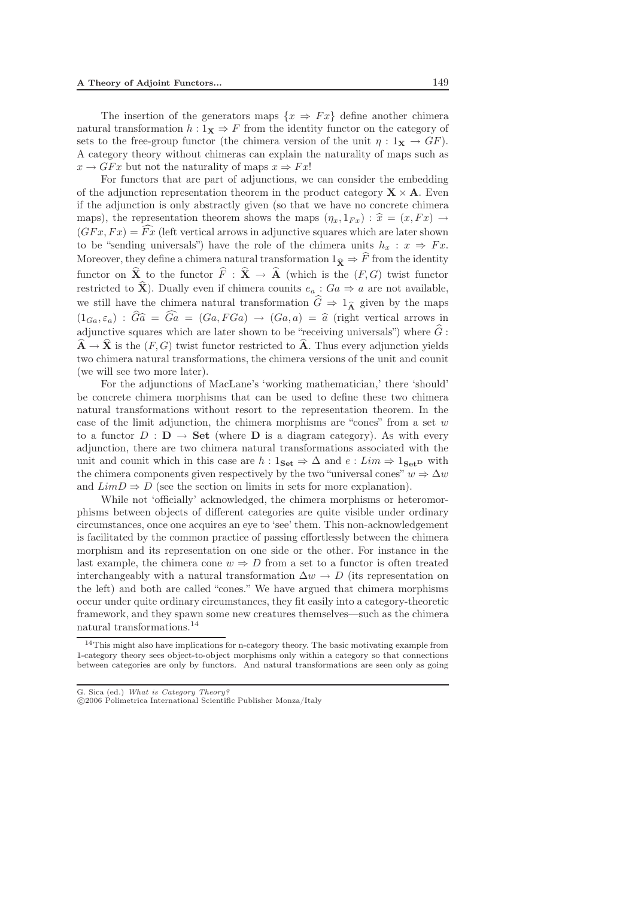The insertion of the generators maps $\{x \Rightarrow Fx\}$ define another chimera natural transformation $h : 1_{\mathbf{X}} \Rightarrow F$ from the identity functor on the category of sets to the free-group functor (the chimera version of the unit $\eta : 1_{\mathbf{X}} \to GF$). A category theory without chimeras can explain the naturality of maps such as $x \to GFx$ but not the naturality of maps $x \Rightarrow Fx$!

For functors that are part of adjunctions, we can consider the embedding of the adjunction representation theorem in the product category $\mathbf{X} \times \mathbf{A}$. Even if the adjunction is only abstractly given (so that we have no concrete chimera maps), the representation theorem shows the maps $(\eta_x, 1_{Fx}) : \widehat{x} = (x, Fx) \to (GFx, Fx) = \widehat{Fx}$ (left vertical arrows in adjunctive squares which are later shown to be "sending universals") have the role of the chimera units $h_x : x \Rightarrow Fx$. Moreover, they define a chimera natural transformation $1_{\widehat{\mathbf{X}}} \Rightarrow \widehat{F}$ from the identity functor on $\widehat{\mathbf{X}}$ to the functor $\widehat{F} : \widehat{\mathbf{X}} \to \widehat{\mathbf{A}}$ (which is the $(F, G)$ twist functor restricted to $\widehat{\mathbf{X}}$). Dually even if chimera counits $e_a : Ga \Rightarrow a$ are not available, we still have the chimera natural transformation $\widehat{G} \Rightarrow 1_{\widehat{\mathbf{A}}}$ given by the maps $(1_{Ga}, \varepsilon_a) : \widehat{G}\widehat{a} = \widehat{Ga} = (Ga, FGa) \to (Ga, a) = \widehat{a}$ (right vertical arrows in adjunctive squares which are later shown to be "receiving universals") where $\widehat{G} : \widehat{\mathbf{A}} \to \widehat{\mathbf{X}}$ is the $(F, G)$ twist functor restricted to $\widehat{\mathbf{A}}$. Thus every adjunction yields two chimera natural transformations, the chimera versions of the unit and counit (we will see two more later).

For the adjunctions of MacLane's 'working mathematician,' there 'should' be concrete chimera morphisms that can be used to define these two chimera natural transformations without resort to the representation theorem. In the case of the limit adjunction, the chimera morphisms are "cones" from a set $w$ to a functor $D : \mathbf{D} \to \mathbf{Set}$ (where $\mathbf{D}$ is a diagram category). As with every adjunction, there are two chimera natural transformations associated with the unit and counit which in this case are $h : 1_{\mathbf{Set}} \Rightarrow \Delta$ and $e : Lim \Rightarrow 1_{\mathbf{Set}^{\mathbf{D}}}$ with the chimera components given respectively by the two "universal cones" $w \Rightarrow \Delta w$ and $LimD \Rightarrow D$ (see the section on limits in sets for more explanation).

While not 'officially' acknowledged, the chimera morphisms or heteromorphisms between objects of different categories are quite visible under ordinary circumstances, once one acquires an eye to 'see' them. This non-acknowledgement is facilitated by the common practice of passing effortlessly between the chimera morphism and its representation on one side or the other. For instance in the last example, the chimera cone $w \Rightarrow D$ from a set to a functor is often treated interchangeably with a natural transformation $\Delta w \to D$ (its representation on the left) and both are called "cones." We have argued that chimera morphisms occur under quite ordinary circumstances, they fit easily into a category-theoretic framework, and they spawn some new creatures themselves—such as the chimera natural transformations.[14]

[14]This might also have implications for n-category theory. The basic motivating example from 1-category theory sees object-to-object morphisms only within a category so that connections between categories are only by functors. And natural transformations are seen only as going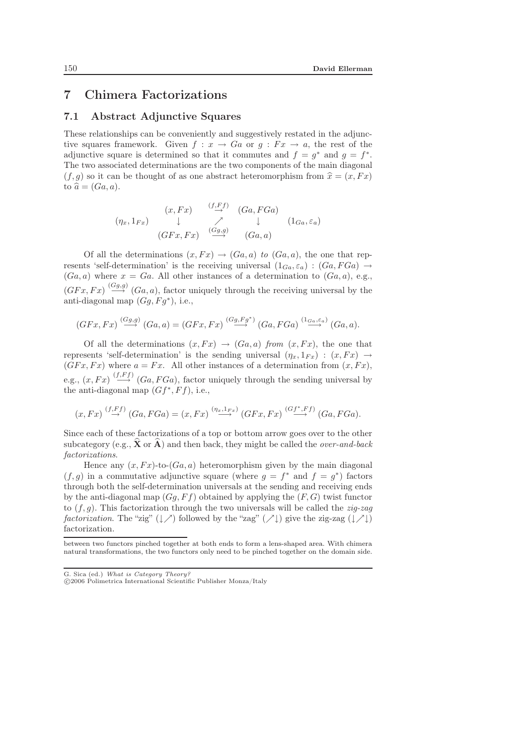# 7 Chimera Factorizations

## 7.1 Abstract Adjunctive Squares

These relationships can be conveniently and suggestively restated in the adjunctive squares framework. Given $f : x \to Ga$ or $g : Fx \to a$, the rest of the adjunctive square is determined so that it commutes and $f = g^*$ and $g = f^*$. The two associated determinations are the two components of the main diagonal $(f, g)$ so it can be thought of as one abstract heteromorphism from $\widehat{x} = (x, Fx)$ to $\widehat{a} = (Ga, a)$.

$$
\begin{array}{ccccc}
 & (x, Fx) & \stackrel{(f,Ff)}{\to} & (Ga, FGa) & \\
(\eta_x, 1_{Fx}) & \downarrow & \nearrow & \downarrow & (1_{Ga}, \varepsilon_a) \\
 & (GFx, Fx) & \stackrel{(Gg,g)}{\longrightarrow} & (Ga, a) &
\end{array}
$$

Of all the determinations $(x, Fx) \to (Ga, a)$ *to* $(Ga, a)$, the one that represents 'self-determination' is the receiving universal $(1_{Ga}, \varepsilon_a) : (Ga, FGa) \to (Ga, a)$ where $x = Ga$. All other instances of a determination to $(Ga, a)$, e.g., $(GFx, Fx) \stackrel{(Gg,g)}{\longrightarrow} (Ga, a)$, factor uniquely through the receiving universal by the anti-diagonal map $(Gg, Fg^*)$, i.e.,

$$
(GFx, Fx) \stackrel{(Gg,g)}{\longrightarrow} (Ga, a) = (GFx, Fx) \stackrel{(Gg,Fg^*)}{\longrightarrow} (Ga, FGa) \stackrel{(1_{Ga},\varepsilon_a)}{\longrightarrow} (Ga, a).
$$

Of all the determinations $(x, Fx) \to (Ga, a)$ *from* $(x, Fx)$, the one that represents 'self-determination' is the sending universal $(\eta_x, 1_{Fx}) : (x, Fx) \to (GFx, Fx)$ where $a = Fx$. All other instances of a determination from $(x, Fx)$, e.g., $(x, Fx) \stackrel{(f,Ff)}{\longrightarrow} (Ga, FGa)$, factor uniquely through the sending universal by the anti-diagonal map $(Gf^*, Ff)$, i.e.,

$$
(x, Fx) \stackrel{(f,Ff)}{\to} (Ga, FGa) = (x, Fx) \stackrel{(\eta_x,1_{Fx})}{\longrightarrow} (GFx, Fx) \stackrel{(Gf^*,Ff)}{\longrightarrow} (Ga, FGa).
$$

Since each of these factorizations of a top or bottom arrow goes over to the other subcategory (e.g., $\widehat{\mathbf{X}}$ or $\widehat{\mathbf{A}}$) and then back, they might be called the *over-and-back factorizations*.

Hence any $(x, Fx)$-to-$(Ga, a)$ heteromorphism given by the main diagonal $(f, g)$ in a commutative adjunctive square (where $g = f^*$ and $f = g^*$) factors through both the self-determination universals at the sending and receiving ends by the anti-diagonal map $(Gg, Ff)$ obtained by applying the $(F, G)$ twist functor to $(f, g)$. This factorization through the two universals will be called the *zig-zag factorization*. The "zig" ($\downarrow\nearrow$) followed by the "zag" ($\nearrow\downarrow$) give the zig-zag ($\downarrow\nearrow\downarrow$) factorization.

---

between two functors pinched together at both ends to form a lens-shaped area. With chimera natural transformations, the two functors only need to be pinched together on the domain side.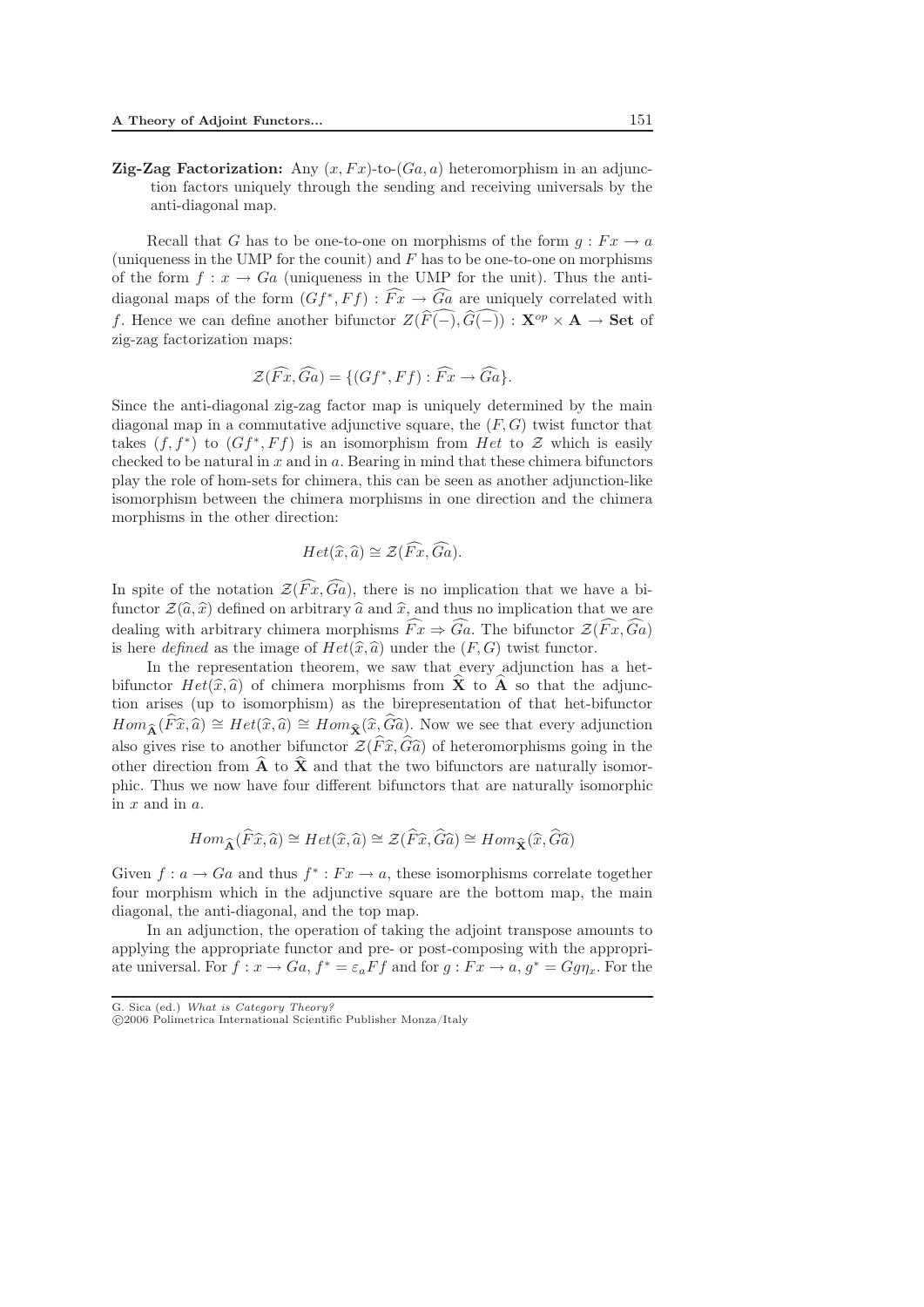**Zig-Zag Factorization:** Any $(x, Fx)$-to-$(Ga, a)$ heteromorphism in an adjunction factors uniquely through the sending and receiving universals by the anti-diagonal map.

Recall that $G$ has to be one-to-one on morphisms of the form $g : Fx \to a$ (uniqueness in the UMP for the counit) and $F$ has to be one-to-one on morphisms of the form $f : x \to Ga$ (uniqueness in the UMP for the unit). Thus the anti-diagonal maps of the form $(Gf^*, Ff) : \widehat{Fx} \to \widehat{Ga}$ are uniquely correlated with $f$. Hence we can define another bifunctor $Z(\widehat{F(-)}, \widehat{G(-)}) : \mathbf{X}^{op} \times \mathbf{A} \to \mathbf{Set}$ of zig-zag factorization maps:

$$\mathcal{Z}(\widehat{Fx}, \widehat{Ga}) = \{(Gf^*, Ff) : \widehat{Fx} \to \widehat{Ga}\}.$$

Since the anti-diagonal zig-zag factor map is uniquely determined by the main diagonal map in a commutative adjunctive square, the $(F, G)$ twist functor that takes $(f, f^*)$ to $(Gf^*, Ff)$ is an isomorphism from $Het$ to $\mathcal{Z}$ which is easily checked to be natural in $x$ and in $a$. Bearing in mind that these chimera bifunctors play the role of hom-sets for chimera, this can be seen as another adjunction-like isomorphism between the chimera morphisms in one direction and the chimera morphisms in the other direction:

$$Het(\widehat{x}, \widehat{a}) \cong \mathcal{Z}(\widehat{Fx}, \widehat{Ga}).$$

In spite of the notation $\mathcal{Z}(\widehat{Fx}, \widehat{Ga})$, there is no implication that we have a bifunctor $\mathcal{Z}(\widehat{a}, \widehat{x})$ defined on arbitrary $\widehat{a}$ and $\widehat{x}$, and thus no implication that we are dealing with arbitrary chimera morphisms $\widehat{Fx} \Rightarrow \widehat{Ga}$. The bifunctor $\mathcal{Z}(\widehat{Fx}, \widehat{Ga})$ is here *defined* as the image of $Het(\widehat{x}, \widehat{a})$ under the $(F, G)$ twist functor.

In the representation theorem, we saw that every adjunction has a het-bifunctor $Het(\widehat{x}, \widehat{a})$ of chimera morphisms from $\widehat{\mathbf{X}}$ to $\widehat{\mathbf{A}}$ so that the adjunction arises (up to isomorphism) as the birepresentation of that het-bifunctor $Hom_{\widehat{\mathbf{A}}}(\widehat{F}\widehat{x}, \widehat{a}) \cong Het(\widehat{x}, \widehat{a}) \cong Hom_{\widehat{\mathbf{X}}}(\widehat{x}, \widehat{G}\widehat{a})$. Now we see that every adjunction also gives rise to another bifunctor $\mathcal{Z}(\widehat{F}\widehat{x}, \widehat{G}\widehat{a})$ of heteromorphisms going in the other direction from $\widehat{\mathbf{A}}$ to $\widehat{\mathbf{X}}$ and that the two bifunctors are naturally isomorphic. Thus we now have four different bifunctors that are naturally isomorphic in $x$ and in $a$.

$$Hom_{\widehat{\mathbf{A}}}(\widehat{F}\widehat{x}, \widehat{a}) \cong Het(\widehat{x}, \widehat{a}) \cong \mathcal{Z}(\widehat{F}\widehat{x}, \widehat{G}\widehat{a}) \cong Hom_{\widehat{\mathbf{X}}}(\widehat{x}, \widehat{G}\widehat{a})$$

Given $f : a \to Ga$ and thus $f^* : Fx \to a$, these isomorphisms correlate together four morphism which in the adjunctive square are the bottom map, the main diagonal, the anti-diagonal, and the top map.

In an adjunction, the operation of taking the adjoint transpose amounts to applying the appropriate functor and pre- or post-composing with the appropriate universal. For $f : x \to Ga$, $f^* = \varepsilon_a Ff$ and for $g : Fx \to a$, $g^* = Gg\eta_x$. For the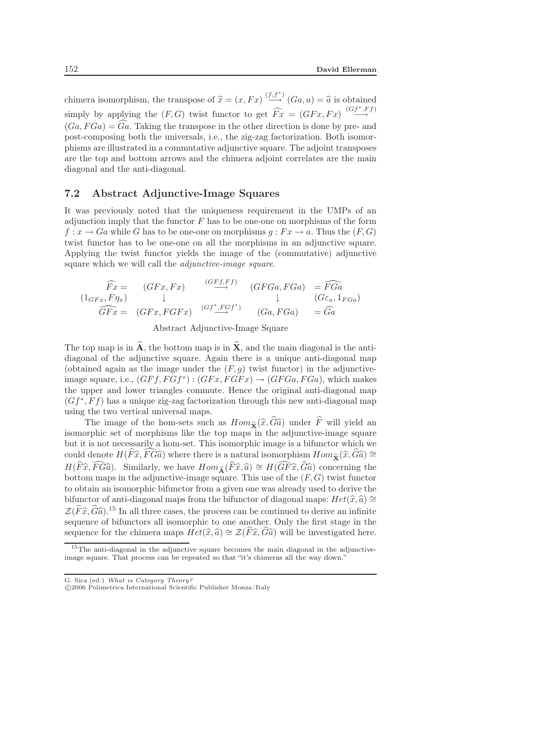chimera isomorphism, the transpose of $\widehat{x} = (x, Fx) \overset{(f,f^*)}{\longrightarrow} (Ga, a) = \widehat{a}$ is obtained simply by applying the $(F, G)$ twist functor to get $\widehat{Fx} = (GFx, Fx) \overset{(Gf^*,Ff)}{\longrightarrow} (Ga, FGa) = \widehat{Ga}$. Taking the transpose in the other direction is done by pre- and post-composing both the universals, i.e., the zig-zag factorization. Both isomorphisms are illustrated in a commutative adjunctive square. The adjoint transposes are the top and bottom arrows and the chimera adjoint correlates are the main diagonal and the anti-diagonal.

## 7.2 Abstract Adjunctive-Image Squares

It was previously noted that the uniqueness requirement in the UMPs of an adjunction imply that the functor $F$ has to be one-one on morphisms of the form $f : x \to Ga$ while $G$ has to be one-one on morphisms $g : Fx \to a$. Thus the $(F, G)$ twist functor has to be one-one on all the morphisms in an adjunctive square. Applying the twist functor yields the image of the (commutative) adjunctive square which we will call the *adjunctive-image square*.

$$
\begin{array}{cccccc}
\widehat{Fx} = & (GFx, Fx) & \overset{(GFf,Ff)}{\longrightarrow} & (GFGa, FGa) & = \widehat{FGa} \\
(1_{GFx}, F\eta_x) & \downarrow & & \downarrow & (G\varepsilon_a, 1_{FGa}) \\
\widehat{GFx} = & (GFx, FGFx) & \overset{(Gf^*,FGf^*)}{\longrightarrow} & (Ga, FGa) & = \widehat{Ga}
\end{array}
$$

Abstract Adjunctive-Image Square

The top map is in $\widehat{\mathbf{A}}$, the bottom map is in $\widehat{\mathbf{X}}$, and the main diagonal is the anti-diagonal of the adjunctive square. Again there is a unique anti-diagonal map (obtained again as the image under the $(F, g)$ twist functor) in the adjunctive-image square, i.e., $(GFf, FGf^*) : (GFx, FGFx) \to (GFGa, FGa)$, which makes the upper and lower triangles commute. Hence the original anti-diagonal map $(Gf^*, Ff)$ has a unique zig-zag factorization through this new anti-diagonal map using the two vertical universal maps.

The image of the hom-sets such as $Hom_{\widehat{\mathbf{X}}}(\widehat{x}, \widehat{G}\widehat{a})$ under $\widehat{F}$ will yield an isomorphic set of morphisms like the top maps in the adjunctive-image square but it is not necessarily a hom-set. This isomorphic image is a bifunctor which we could denote $H(\widehat{F}\widehat{x}, \widehat{FG}\widehat{a})$ where there is a natural isomorphism $Hom_{\widehat{\mathbf{X}}}(\widehat{x}, \widehat{G}\widehat{a}) \cong H(\widehat{F}\widehat{x}, \widehat{FG}\widehat{a})$. Similarly, we have $Hom_{\widehat{\mathbf{A}}}(\widehat{F}\widehat{x}, \widehat{a}) \cong H(\widehat{GF}\widehat{x}, \widehat{G}\widehat{a})$ concerning the bottom maps in the adjunctive-image square. This use of the $(F, G)$ twist functor to obtain an isomorphic bifunctor from a given one was already used to derive the bifunctor of anti-diagonal maps from the bifunctor of diagonal maps: $Het(\widehat{x}, \widehat{a}) \cong \mathcal{Z}(\widehat{F}\widehat{x}, \widehat{G}\widehat{a})$.[15] In all three cases, the process can be continued to derive an infinite sequence of bifunctors all isomorphic to one another. Only the first stage in the sequence for the chimera maps $Het(\widehat{x}, \widehat{a}) \cong \mathcal{Z}(\widehat{F}\widehat{x}, \widehat{G}\widehat{a})$ will be investigated here.

[15] The anti-diagonal in the adjunctive square becomes the main diagonal in the adjunctive-image square. That process can be repeated so that "it's chimeras all the way down."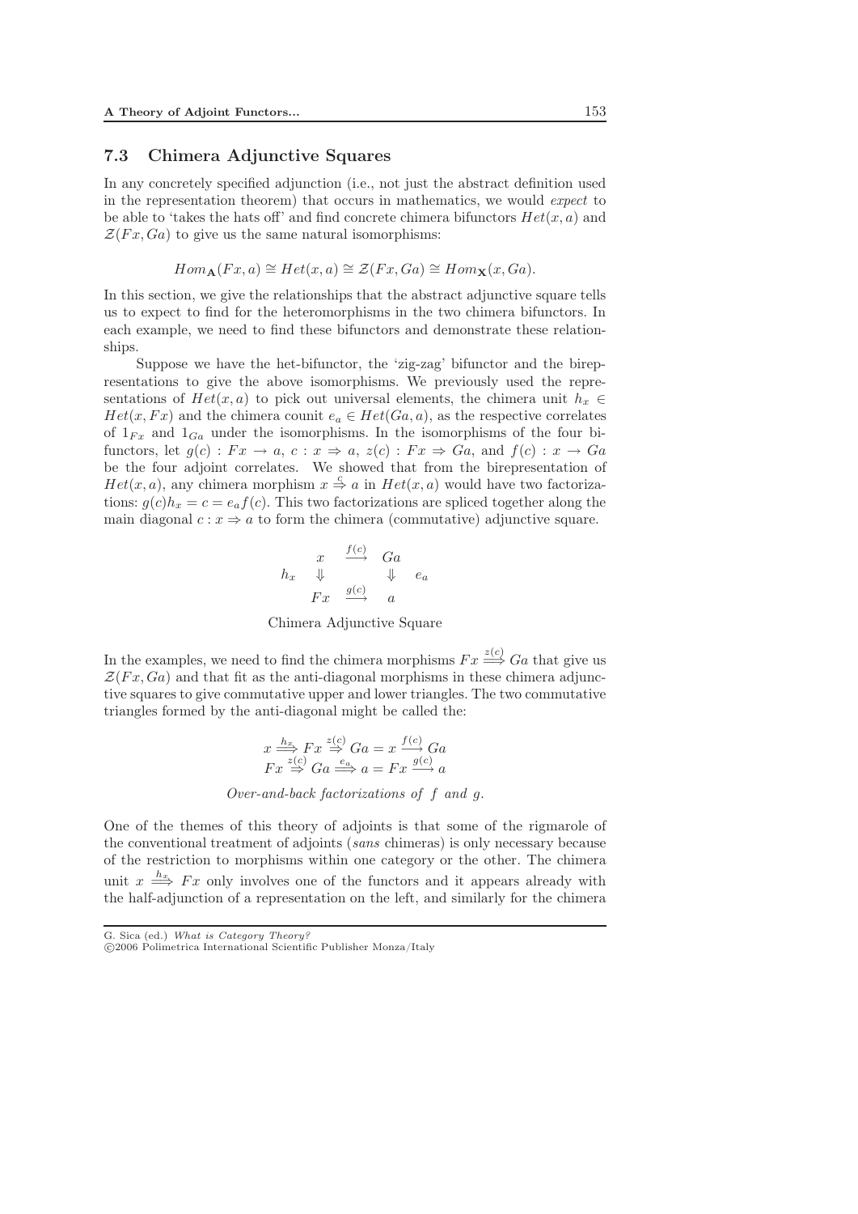## 7.3 Chimera Adjunctive Squares

In any concretely specified adjunction (i.e., not just the abstract definition used in the representation theorem) that occurs in mathematics, we would *expect* to be able to 'takes the hats off' and find concrete chimera bifunctors $Het(x, a)$ and $\mathcal{Z}(Fx, Ga)$ to give us the same natural isomorphisms:

$$Hom_{\mathbf{A}}(Fx, a) \cong Het(x, a) \cong \mathcal{Z}(Fx, Ga) \cong Hom_{\mathbf{X}}(x, Ga).$$

In this section, we give the relationships that the abstract adjunctive square tells us to expect to find for the heteromorphisms in the two chimera bifunctors. In each example, we need to find these bifunctors and demonstrate these relationships.

Suppose we have the het-bifunctor, the 'zig-zag' bifunctor and the birepresentations to give the above isomorphisms. We previously used the representations of $Het(x, a)$ to pick out universal elements, the chimera unit $h_x \in Het(x, Fx)$ and the chimera counit $e_a \in Het(Ga, a)$, as the respective correlates of $1_{Fx}$ and $1_{Ga}$ under the isomorphisms. In the isomorphisms of the four bifunctors, let $g(c) : Fx \to a$, $c : x \Rightarrow a$, $z(c) : Fx \Rightarrow Ga$, and $f(c) : x \to Ga$ be the four adjoint correlates. We showed that from the birepresentation of $Het(x, a)$, any chimera morphism $x \overset{c}{\Rightarrow} a$ in $Het(x, a)$ would have two factorizations: $g(c)h_x = c = e_a f(c)$. This two factorizations are spliced together along the main diagonal $c : x \Rightarrow a$ to form the chimera (commutative) adjunctive square.

$$\begin{array}{ccccc} & x & \xrightarrow{f(c)} & Ga & \\ h_x & \Downarrow & & \Downarrow & e_a \\ & Fx & \xrightarrow{g(c)} & a & \end{array}$$

Chimera Adjunctive Square

In the examples, we need to find the chimera morphisms $Fx \overset{z(c)}{\Longrightarrow} Ga$ that give us $\mathcal{Z}(Fx, Ga)$ and that fit as the anti-diagonal morphisms in these chimera adjunctive squares to give commutative upper and lower triangles. The two commutative triangles formed by the anti-diagonal might be called the:

$$x \overset{h_x}{\Longrightarrow} Fx \overset{z(c)}{\Rightarrow} Ga = x \overset{f(c)}{\longrightarrow} Ga$$
$$Fx \overset{z(c)}{\Rightarrow} Ga \overset{e_a}{\Longrightarrow} a = Fx \overset{g(c)}{\longrightarrow} a$$

*Over-and-back factorizations of* $f$ *and* $g$.

One of the themes of this theory of adjoints is that some of the rigmarole of the conventional treatment of adjoints (*sans* chimeras) is only necessary because of the restriction to morphisms within one category or the other. The chimera unit $x \overset{h_x}{\Longrightarrow} Fx$ only involves one of the functors and it appears already with the half-adjunction of a representation on the left, and similarly for the chimera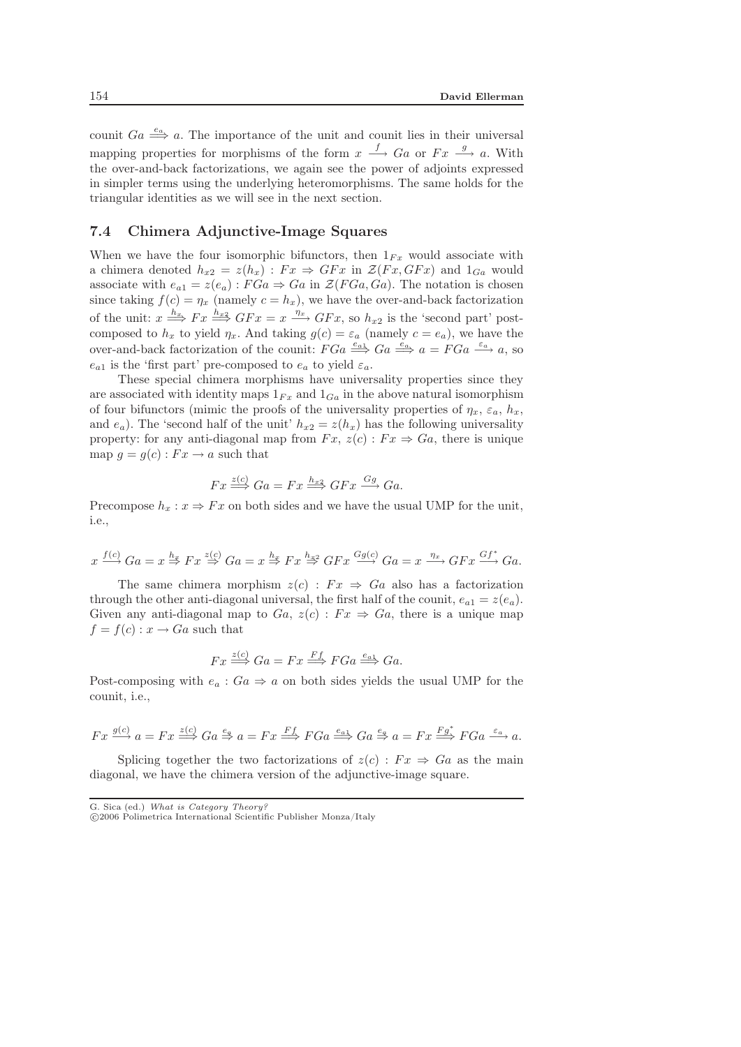counit $Ga \stackrel{e_a}{\Longrightarrow} a$. The importance of the unit and counit lies in their universal mapping properties for morphisms of the form $x \stackrel{f}{\longrightarrow} Ga$ or $Fx \stackrel{g}{\longrightarrow} a$. With the over-and-back factorizations, we again see the power of adjoints expressed in simpler terms using the underlying heteromorphisms. The same holds for the triangular identities as we will see in the next section.

## 7.4 Chimera Adjunctive-Image Squares

When we have the four isomorphic bifunctors, then $1_{Fx}$ would associate with a chimera denoted $h_{x2} = z(h_x) : Fx \Rightarrow GFx$ in $\mathcal{Z}(Fx, GFx)$ and $1_{Ga}$ would associate with $e_{a1} = z(e_a) : FGa \Rightarrow Ga$ in $\mathcal{Z}(FGa, Ga)$. The notation is chosen since taking $f(c) = \eta_x$ (namely $c = h_x$), we have the over-and-back factorization of the unit: $x \stackrel{h_x}{\Longrightarrow} Fx \stackrel{h_{x2}}{\Longrightarrow} GFx = x \stackrel{\eta_x}{\longrightarrow} GFx$, so $h_{x2}$ is the 'second part' post-composed to $h_x$ to yield $\eta_x$. And taking $g(c) = \varepsilon_a$ (namely $c = e_a$), we have the over-and-back factorization of the counit: $FGa \stackrel{e_{a1}}{\Longrightarrow} Ga \stackrel{e_a}{\Longrightarrow} a = FGa \stackrel{\varepsilon_a}{\longrightarrow} a$, so $e_{a1}$ is the 'first part' pre-composed to $e_a$ to yield $\varepsilon_a$.

These special chimera morphisms have universality properties since they are associated with identity maps $1_{Fx}$ and $1_{Ga}$ in the above natural isomorphism of four bifunctors (mimic the proofs of the universality properties of $\eta_x$, $\varepsilon_a$, $h_x$, and $e_a$). The 'second half of the unit' $h_{x2} = z(h_x)$ has the following universality property: for any anti-diagonal map from $Fx$, $z(c) : Fx \Rightarrow Ga$, there is unique map $g = g(c) : Fx \to a$ such that

$$Fx \stackrel{z(c)}{\Longrightarrow} Ga = Fx \stackrel{h_{x2}}{\Longrightarrow} GFx \stackrel{Gg}{\longrightarrow} Ga.$$

Precompose $h_x : x \Rightarrow Fx$ on both sides and we have the usual UMP for the unit, i.e.,

$$x \stackrel{f(c)}{\longrightarrow} Ga = x \stackrel{h_x}{\Rightarrow} Fx \stackrel{z(c)}{\Rightarrow} Ga = x \stackrel{h_x}{\Rightarrow} Fx \stackrel{h_{x2}}{\Rightarrow} GFx \stackrel{Gg(c)}{\longrightarrow} Ga = x \stackrel{\eta_x}{\longrightarrow} GFx \stackrel{Gf^*}{\longrightarrow} Ga.$$

The same chimera morphism $z(c) : Fx \Rightarrow Ga$ also has a factorization through the other anti-diagonal universal, the first half of the counit, $e_{a1} = z(e_a)$. Given any anti-diagonal map to $Ga$, $z(c) : Fx \Rightarrow Ga$, there is a unique map $f = f(c) : x \to Ga$ such that

$$Fx \stackrel{z(c)}{\Longrightarrow} Ga = Fx \stackrel{Ff}{\Longrightarrow} FGa \stackrel{e_{a1}}{\Longrightarrow} Ga.$$

Post-composing with $e_a : Ga \Rightarrow a$ on both sides yields the usual UMP for the counit, i.e.,

$$Fx \stackrel{g(c)}{\longrightarrow} a = Fx \stackrel{z(c)}{\Longrightarrow} Ga \stackrel{e_a}{\Rightarrow} a = Fx \stackrel{Ff}{\Longrightarrow} FGa \stackrel{e_{a1}}{\Longrightarrow} Ga \stackrel{e_a}{\Rightarrow} a = Fx \stackrel{Fg^*}{\Longrightarrow} FGa \stackrel{\varepsilon_a}{\longrightarrow} a.$$

Splicing together the two factorizations of $z(c) : Fx \Rightarrow Ga$ as the main diagonal, we have the chimera version of the adjunctive-image square.

G. Sica (ed.) *What is Category Theory?*
©2006 Polimetrica International Scientific Publisher Monza/Italy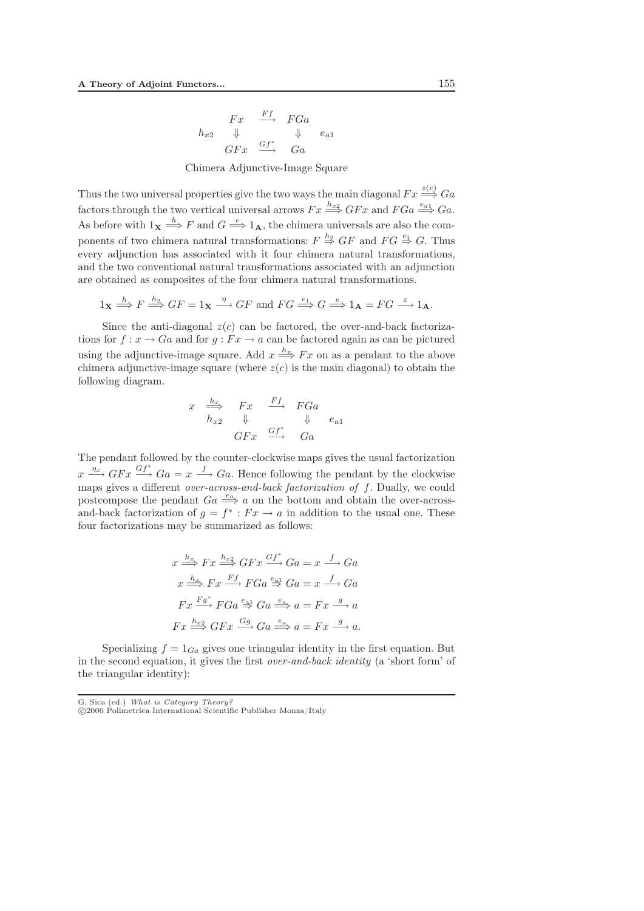$$\begin{array}{ccccc} & Fx & \xrightarrow{Ff} & FGa & \\ h_{x2} & \Downarrow & & \Downarrow & e_{a1} \\ & GFx & \xrightarrow{Gf^*} & Ga & \end{array}$$

Chimera Adjunctive-Image Square

Thus the two universal properties give the two ways the main diagonal $Fx \stackrel{z(c)}{\Longrightarrow} Ga$ factors through the two vertical universal arrows $Fx \stackrel{h_{x2}}{\Longrightarrow} GFx$ and $FGa \stackrel{e_{a1}}{\Longrightarrow} Ga$. As before with $1_{\mathbf{X}} \stackrel{h}{\Longrightarrow} F$ and $G \stackrel{e}{\Longrightarrow} 1_{\mathbf{A}}$, the chimera universals are also the components of two chimera natural transformations: $F \stackrel{h_2}{\Rightarrow} GF$ and $FG \stackrel{e_1}{\Rightarrow} G$. Thus every adjunction has associated with it four chimera natural transformations, and the two conventional natural transformations associated with an adjunction are obtained as composites of the four chimera natural transformations.

$$1_{\mathbf{X}} \stackrel{h}{\Longrightarrow} F \stackrel{h_2}{\Longrightarrow} GF = 1_{\mathbf{X}} \stackrel{\eta}{\longrightarrow} GF \text{ and } FG \stackrel{e_1}{\Longrightarrow} G \stackrel{e}{\Longrightarrow} 1_{\mathbf{A}} = FG \stackrel{\varepsilon}{\longrightarrow} 1_{\mathbf{A}}.$$

Since the anti-diagonal $z(c)$ can be factored, the over-and-back factorizations for $f : x \to Ga$ and for $g : Fx \to a$ can be factored again as can be pictured using the adjunctive-image square. Add $x \stackrel{h_x}{\Longrightarrow} Fx$ on as a pendant to the above chimera adjunctive-image square (where $z(c)$ is the main diagonal) to obtain the following diagram.

$$\begin{array}{cccccc} x & \stackrel{h_x}{\Longrightarrow} & Fx & \xrightarrow{Ff} & FGa & \\ & h_{x2} & \Downarrow & & \Downarrow & e_{a1} \\ & & GFx & \xrightarrow{Gf^*} & Ga & \end{array}$$

The pendant followed by the counter-clockwise maps gives the usual factorization $x \stackrel{\eta_x}{\longrightarrow} GFx \stackrel{Gf^*}{\longrightarrow} Ga = x \stackrel{f}{\longrightarrow} Ga$. Hence following the pendant by the clockwise maps gives a different *over-across-and-back factorization of* $f$. Dually, we could postcompose the pendant $Ga \stackrel{e_a}{\Longrightarrow} a$ on the bottom and obtain the over-across-and-back factorization of $g = f^* : Fx \to a$ in addition to the usual one. These four factorizations may be summarized as follows:

$$x \stackrel{h_x}{\Longrightarrow} Fx \stackrel{h_{x2}}{\Longrightarrow} GFx \stackrel{Gf^*}{\longrightarrow} Ga = x \stackrel{f}{\longrightarrow} Ga$$

$$x \stackrel{h_x}{\Longrightarrow} Fx \stackrel{Ff}{\longrightarrow} FGa \stackrel{e_{a1}}{\Rightarrow} Ga = x \stackrel{f}{\longrightarrow} Ga$$

$$Fx \stackrel{Fg^*}{\longrightarrow} FGa \stackrel{e_{a1}}{\Rightarrow} Ga \stackrel{e_a}{\Longrightarrow} a = Fx \stackrel{g}{\longrightarrow} a$$

$$Fx \stackrel{h_{x2}}{\Longrightarrow} GFx \stackrel{Gg}{\longrightarrow} Ga \stackrel{e_a}{\Longrightarrow} a = Fx \stackrel{g}{\longrightarrow} a.$$

Specializing $f = 1_{Ga}$ gives one triangular identity in the first equation. But in the second equation, it gives the first *over-and-back identity* (a 'short form' of the triangular identity):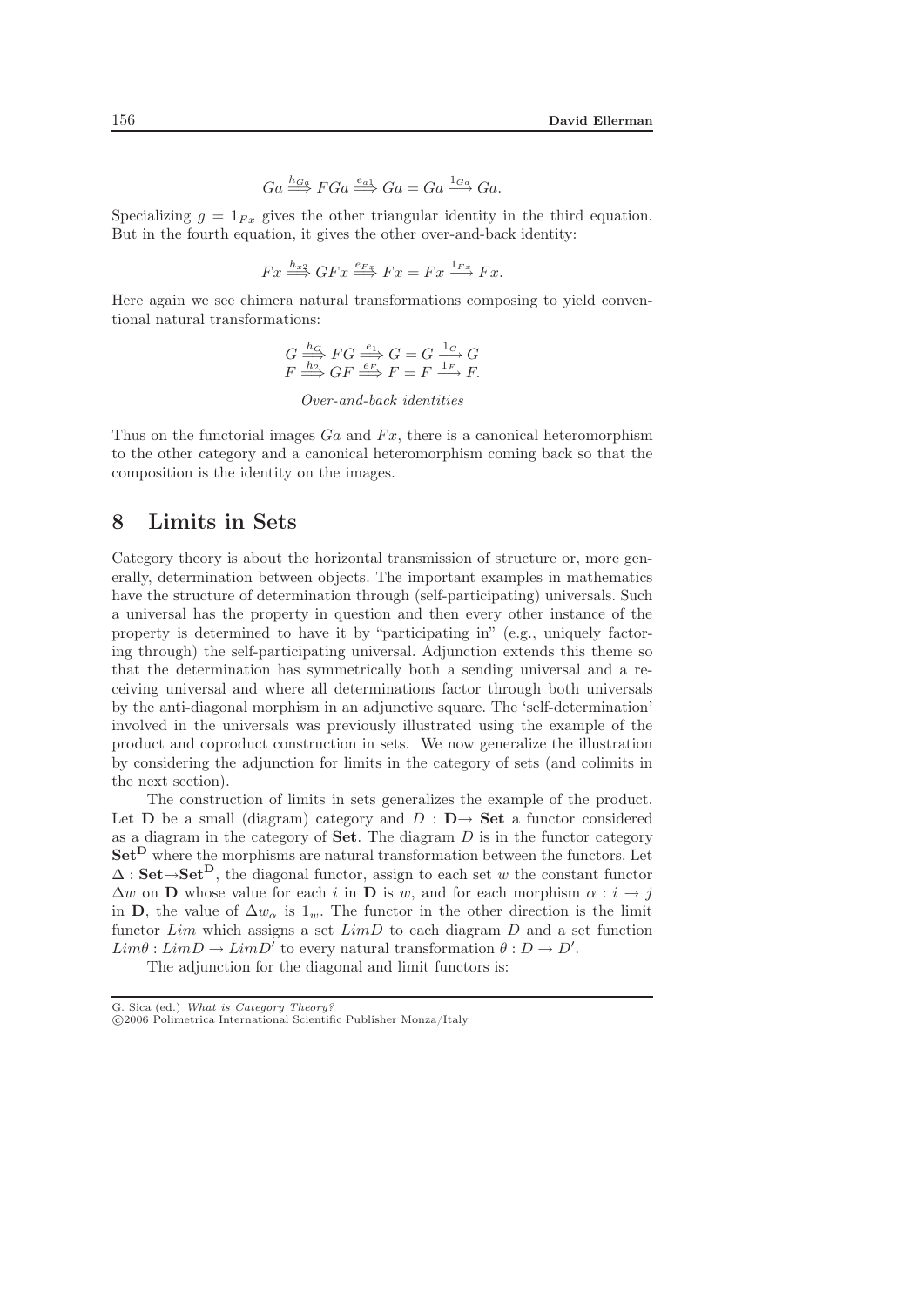$$Ga \stackrel{h_{Ga}}{\Longrightarrow} FGa \stackrel{e_{a1}}{\Longrightarrow} Ga = Ga \stackrel{1_{Ga}}{\longrightarrow} Ga.$$

Specializing $g = 1_{Fx}$ gives the other triangular identity in the third equation. But in the fourth equation, it gives the other over-and-back identity:

$$Fx \stackrel{h_{x2}}{\Longrightarrow} GFx \stackrel{e_{Fx}}{\Longrightarrow} Fx = Fx \stackrel{1_{Fx}}{\longrightarrow} Fx.$$

Here again we see chimera natural transformations composing to yield conventional natural transformations:

$$G \stackrel{h_G}{\Longrightarrow} FG \stackrel{e_1}{\Longrightarrow} G = G \stackrel{1_G}{\longrightarrow} G$$
$$F \stackrel{h_2}{\Longrightarrow} GF \stackrel{e_F}{\Longrightarrow} F = F \stackrel{1_F}{\longrightarrow} F.$$

*Over-and-back identities*

Thus on the functorial images $Ga$ and $Fx$, there is a canonical heteromorphism to the other category and a canonical heteromorphism coming back so that the composition is the identity on the images.

## 8 Limits in Sets

Category theory is about the horizontal transmission of structure or, more generally, determination between objects. The important examples in mathematics have the structure of determination through (self-participating) universals. Such a universal has the property in question and then every other instance of the property is determined to have it by "participating in" (e.g., uniquely factoring through) the self-participating universal. Adjunction extends this theme so that the determination has symmetrically both a sending universal and a receiving universal and where all determinations factor through both universals by the anti-diagonal morphism in an adjunctive square. The 'self-determination' involved in the universals was previously illustrated using the example of the product and coproduct construction in sets. We now generalize the illustration by considering the adjunction for limits in the category of sets (and colimits in the next section).

The construction of limits in sets generalizes the example of the product. Let $\mathbf{D}$ be a small (diagram) category and $D : \mathbf{D} \to \mathbf{Set}$ a functor considered as a diagram in the category of $\mathbf{Set}$. The diagram $D$ is in the functor category $\mathbf{Set}^{\mathbf{D}}$ where the morphisms are natural transformation between the functors. Let $\Delta : \mathbf{Set} \to \mathbf{Set}^{\mathbf{D}}$, the diagonal functor, assign to each set $w$ the constant functor $\Delta w$ on $\mathbf{D}$ whose value for each $i$ in $\mathbf{D}$ is $w$, and for each morphism $\alpha : i \to j$ in $\mathbf{D}$, the value of $\Delta w_\alpha$ is $1_w$. The functor in the other direction is the limit functor $Lim$ which assigns a set $LimD$ to each diagram $D$ and a set function $Lim\theta : LimD \to LimD'$ to every natural transformation $\theta : D \to D'$.

The adjunction for the diagonal and limit functors is: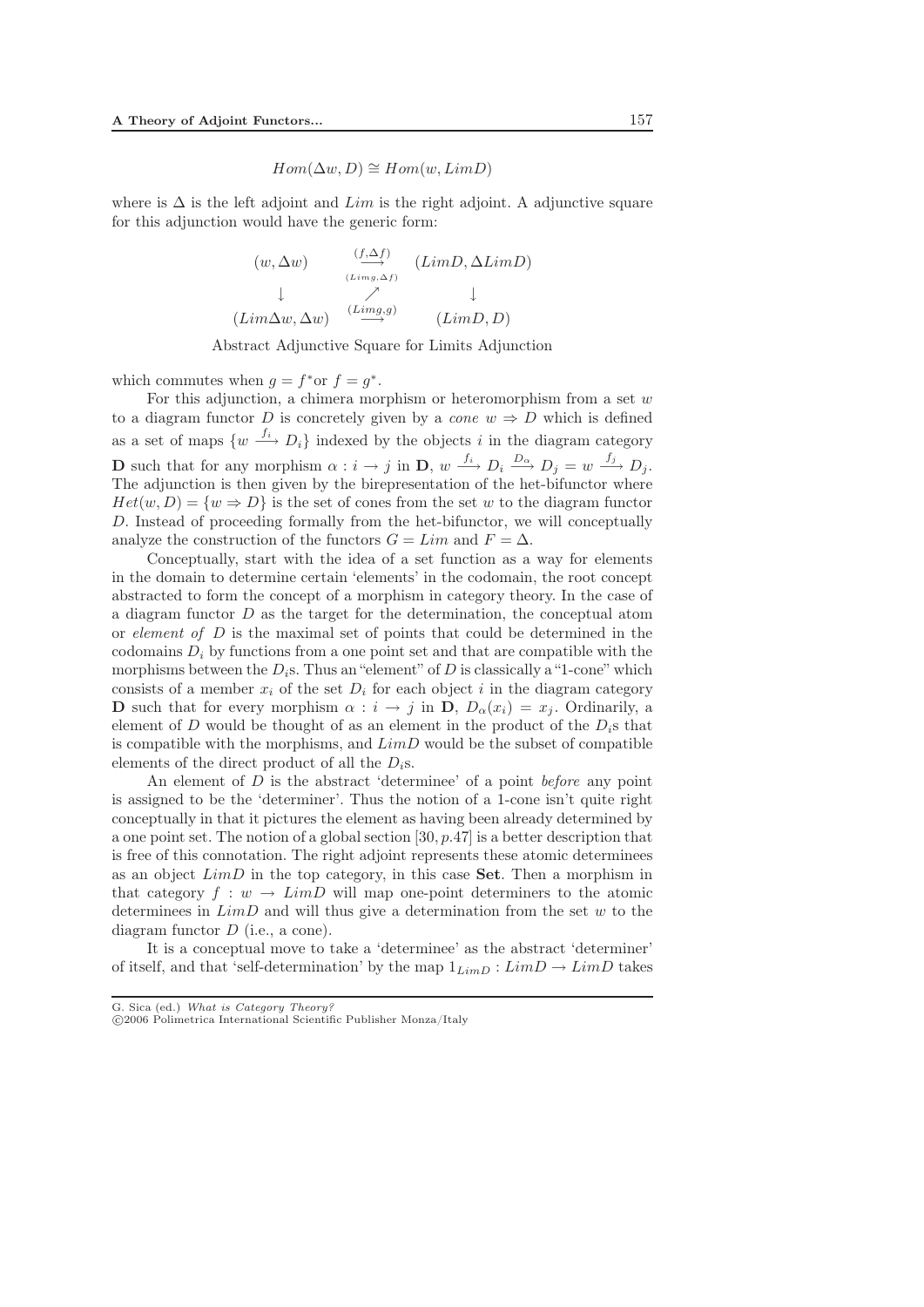$$Hom(\Delta w, D) \cong Hom(w, LimD)$$

where is $\Delta$ is the left adjoint and $Lim$ is the right adjoint. A adjunctive square for this adjunction would have the generic form:

$$\begin{array}{ccc} (w, \Delta w) & \overset{(f,\Delta f)}{\underset{(Limg,\Delta f)}{\longrightarrow}} & (LimD, \Delta LimD) \\ \downarrow & \nearrow & \downarrow \\ (Lim\Delta w, \Delta w) & \overset{(Limg,g)}{\longrightarrow} & (LimD, D) \end{array}$$

Abstract Adjunctive Square for Limits Adjunction

which commutes when $g = f^*$or $f = g^*$.

For this adjunction, a chimera morphism or heteromorphism from a set $w$ to a diagram functor $D$ is concretely given by a *cone* $w \Rightarrow D$ which is defined as a set of maps $\{w \xrightarrow{f_i} D_i\}$ indexed by the objects $i$ in the diagram category $\mathbf{D}$ such that for any morphism $\alpha : i \to j$ in $\mathbf{D}$, $w \xrightarrow{f_i} D_i \xrightarrow{D_\alpha} D_j = w \xrightarrow{f_j} D_j$. The adjunction is then given by the birepresentation of the het-bifunctor where $Het(w, D) = \{w \Rightarrow D\}$ is the set of cones from the set $w$ to the diagram functor $D$. Instead of proceeding formally from the het-bifunctor, we will conceptually analyze the construction of the functors $G = Lim$ and $F = \Delta$.

Conceptually, start with the idea of a set function as a way for elements in the domain to determine certain 'elements' in the codomain, the root concept abstracted to form the concept of a morphism in category theory. In the case of a diagram functor $D$ as the target for the determination, the conceptual atom or *element of* $D$ is the maximal set of points that could be determined in the codomains $D_i$ by functions from a one point set and that are compatible with the morphisms between the $D_i$s. Thus an "element" of $D$ is classically a "1-cone" which consists of a member $x_i$ of the set $D_i$ for each object $i$ in the diagram category $\mathbf{D}$ such that for every morphism $\alpha : i \to j$ in $\mathbf{D}$, $D_\alpha(x_i) = x_j$. Ordinarily, a element of $D$ would be thought of as an element in the product of the $D_i$s that is compatible with the morphisms, and $LimD$ would be the subset of compatible elements of the direct product of all the $D_i$s.

An element of $D$ is the abstract 'determinee' of a point *before* any point is assigned to be the 'determiner'. Thus the notion of a 1-cone isn't quite right conceptually in that it pictures the element as having been already determined by a one point set. The notion of a global section [30, p.47] is a better description that is free of this connotation. The right adjoint represents these atomic determinees as an object $LimD$ in the top category, in this case **Set**. Then a morphism in that category $f : w \to LimD$ will map one-point determiners to the atomic determinees in $LimD$ and will thus give a determination from the set $w$ to the diagram functor $D$ (i.e., a cone).

It is a conceptual move to take a 'determinee' as the abstract 'determiner' of itself, and that 'self-determination' by the map $1_{LimD} : LimD \to LimD$ takes

G. Sica (ed.) *What is Category Theory?*
©2006 Polimetrica International Scientific Publisher Monza/Italy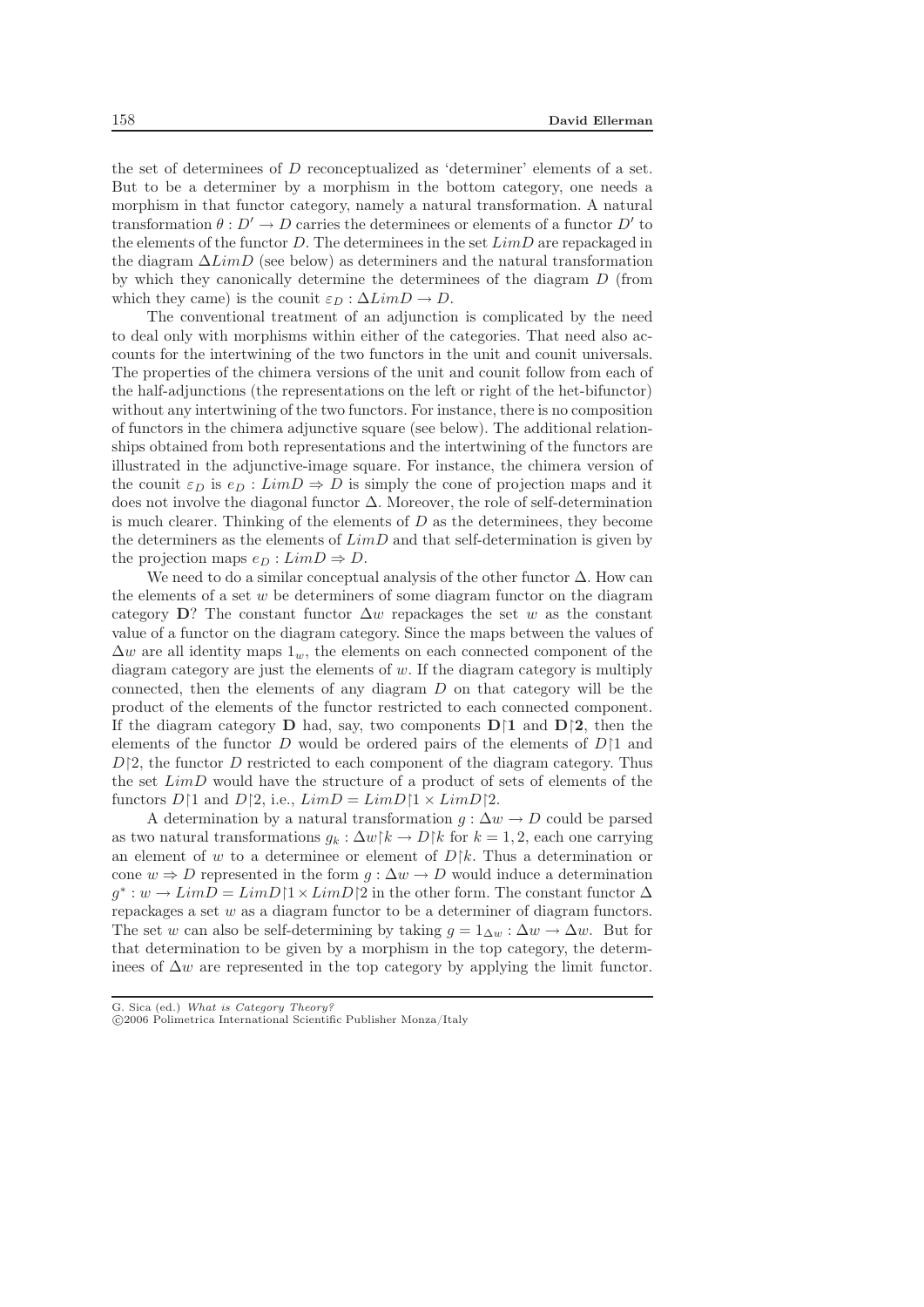the set of determinees of $D$ reconceptualized as 'determiner' elements of a set. But to be a determiner by a morphism in the bottom category, one needs a morphism in that functor category, namely a natural transformation. A natural transformation $\theta : D' \to D$ carries the determinees or elements of a functor $D'$ to the elements of the functor $D$. The determinees in the set $LimD$ are repackaged in the diagram $\Delta LimD$ (see below) as determiners and the natural transformation by which they canonically determine the determinees of the diagram $D$ (from which they came) is the counit $\varepsilon_D : \Delta LimD \to D$.

The conventional treatment of an adjunction is complicated by the need to deal only with morphisms within either of the categories. That need also accounts for the intertwining of the two functors in the unit and counit universals. The properties of the chimera versions of the unit and counit follow from each of the half-adjunctions (the representations on the left or right of the het-bifunctor) without any intertwining of the two functors. For instance, there is no composition of functors in the chimera adjunctive square (see below). The additional relationships obtained from both representations and the intertwining of the functors are illustrated in the adjunctive-image square. For instance, the chimera version of the counit $\varepsilon_D$ is $e_D : LimD \Rightarrow D$ is simply the cone of projection maps and it does not involve the diagonal functor $\Delta$. Moreover, the role of self-determination is much clearer. Thinking of the elements of $D$ as the determinees, they become the determiners as the elements of $LimD$ and that self-determination is given by the projection maps $e_D : LimD \Rightarrow D$.

We need to do a similar conceptual analysis of the other functor $\Delta$. How can the elements of a set $w$ be determiners of some diagram functor on the diagram category $\mathbf{D}$? The constant functor $\Delta w$ repackages the set $w$ as the constant value of a functor on the diagram category. Since the maps between the values of $\Delta w$ are all identity maps $1_w$, the elements on each connected component of the diagram category are just the elements of $w$. If the diagram category is multiply connected, then the elements of any diagram $D$ on that category will be the product of the elements of the functor restricted to each connected component. If the diagram category $\mathbf{D}$ had, say, two components $\mathbf{D}\restriction\mathbf{1}$ and $\mathbf{D}\restriction\mathbf{2}$, then the elements of the functor $D$ would be ordered pairs of the elements of $D\restriction 1$ and $D\restriction 2$, the functor $D$ restricted to each component of the diagram category. Thus the set $LimD$ would have the structure of a product of sets of elements of the functors $D\restriction 1$ and $D\restriction 2$, i.e., $LimD = LimD\restriction 1 \times LimD\restriction 2$.

A determination by a natural transformation $g : \Delta w \to D$ could be parsed as two natural transformations $g_k : \Delta w\restriction k \to D\restriction k$ for $k = 1, 2$, each one carrying an element of $w$ to a determinee or element of $D\restriction k$. Thus a determination or cone $w \Rightarrow D$ represented in the form $g : \Delta w \to D$ would induce a determination $g^* : w \to LimD = LimD\restriction 1 \times LimD\restriction 2$ in the other form. The constant functor $\Delta$ repackages a set $w$ as a diagram functor to be a determiner of diagram functors. The set $w$ can also be self-determining by taking $g = 1_{\Delta w} : \Delta w \to \Delta w$. But for that determination to be given by a morphism in the top category, the determinees of $\Delta w$ are represented in the top category by applying the limit functor.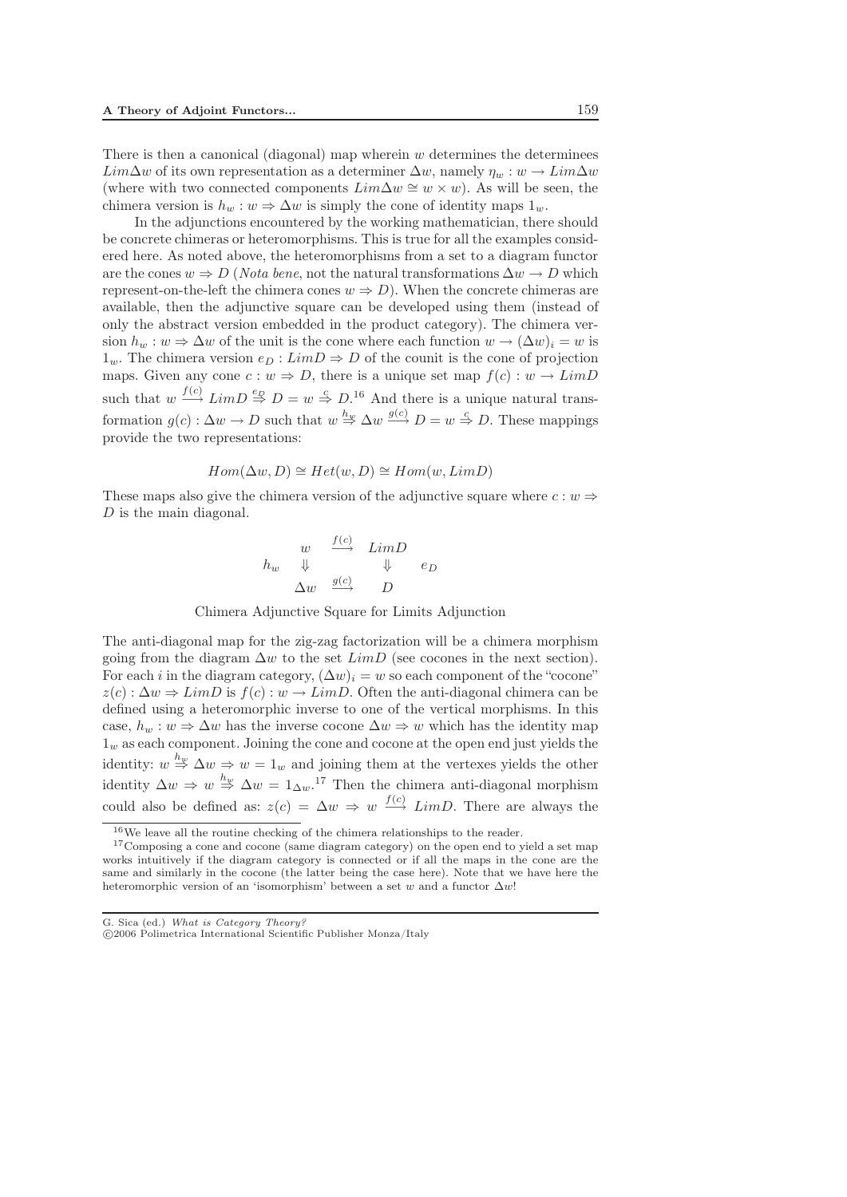There is then a canonical (diagonal) map wherein $w$ determines the determinees $Lim\Delta w$ of its own representation as a determiner $\Delta w$, namely $\eta_w : w \to Lim\Delta w$ (where with two connected components $Lim\Delta w \cong w \times w$). As will be seen, the chimera version is $h_w : w \Rightarrow \Delta w$ is simply the cone of identity maps $1_w$.

In the adjunctions encountered by the working mathematician, there should be concrete chimeras or heteromorphisms. This is true for all the examples considered here. As noted above, the heteromorphisms from a set to a diagram functor are the cones $w \Rightarrow D$ (*Nota bene*, not the natural transformations $\Delta w \to D$ which represent-on-the-left the chimera cones $w \Rightarrow D$). When the concrete chimeras are available, then the adjunctive square can be developed using them (instead of only the abstract version embedded in the product category). The chimera version $h_w : w \Rightarrow \Delta w$ of the unit is the cone where each function $w \to (\Delta w)_i = w$ is $1_w$. The chimera version $e_D : LimD \Rightarrow D$ of the counit is the cone of projection maps. Given any cone $c : w \Rightarrow D$, there is a unique set map $f(c) : w \to LimD$ such that $w \xrightarrow{f(c)} LimD \overset{e_D}{\Rightarrow} D = w \overset{c}{\Rightarrow} D$.[16] And there is a unique natural transformation $g(c) : \Delta w \to D$ such that $w \overset{h_w}{\Rightarrow} \Delta w \xrightarrow{g(c)} D = w \overset{c}{\Rightarrow} D$. These mappings provide the two representations:

$$Hom(\Delta w, D) \cong Het(w, D) \cong Hom(w, LimD)$$

These maps also give the chimera version of the adjunctive square where $c : w \Rightarrow D$ is the main diagonal.

$$\begin{array}{ccccc} & w & \xrightarrow{f(c)} & LimD & \\ h_w & \Downarrow & & \Downarrow & e_D \\ & \Delta w & \xrightarrow{g(c)} & D & \end{array}$$

Chimera Adjunctive Square for Limits Adjunction

The anti-diagonal map for the zig-zag factorization will be a chimera morphism going from the diagram $\Delta w$ to the set $LimD$ (see cocones in the next section). For each $i$ in the diagram category, $(\Delta w)_i = w$ so each component of the "cocone" $z(c) : \Delta w \Rightarrow LimD$ is $f(c) : w \to LimD$. Often the anti-diagonal chimera can be defined using a heteromorphic inverse to one of the vertical morphisms. In this case, $h_w : w \Rightarrow \Delta w$ has the inverse cocone $\Delta w \Rightarrow w$ which has the identity map $1_w$ as each component. Joining the cone and cocone at the open end just yields the identity: $w \overset{h_w}{\Rightarrow} \Delta w \Rightarrow w = 1_w$ and joining them at the vertexes yields the other identity $\Delta w \Rightarrow w \overset{h_w}{\Rightarrow} \Delta w = 1_{\Delta w}$.[17] Then the chimera anti-diagonal morphism could also be defined as: $z(c) = \Delta w \Rightarrow w \xrightarrow{f(c)} LimD$. There are always the

[16] We leave all the routine checking of the chimera relationships to the reader.

[17] Composing a cone and cocone (same diagram category) on the open end to yield a set map works intuitively if the diagram category is connected or if all the maps in the cone are the same and similarly in the cocone (the latter being the case here). Note that we have here the heteromorphic version of an 'isomorphism' between a set $w$ and a functor $\Delta w$!

G. Sica (ed.) *What is Category Theory?*
©2006 Polimetrica International Scientific Publisher Monza/Italy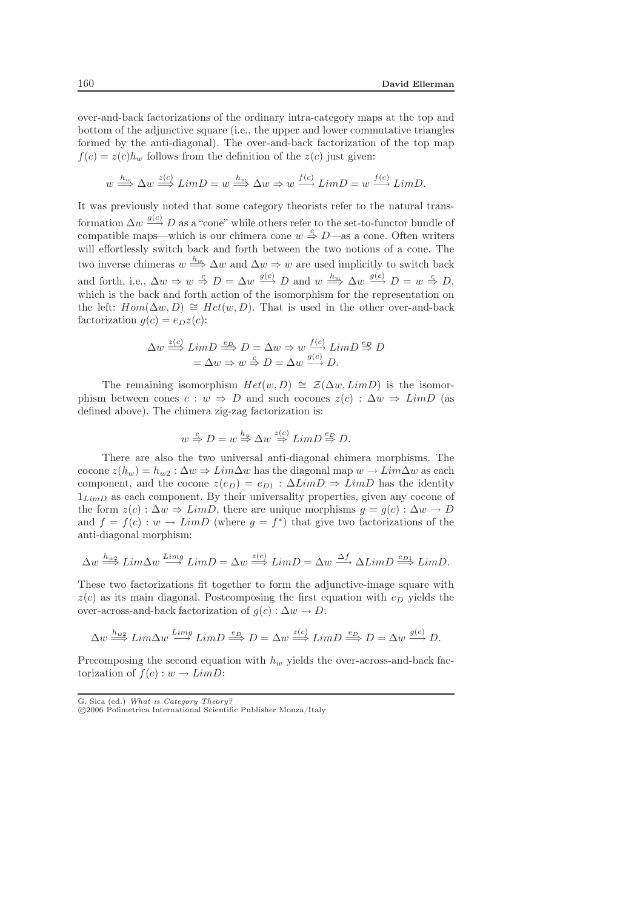over-and-back factorizations of the ordinary intra-category maps at the top and bottom of the adjunctive square (i.e., the upper and lower commutative triangles formed by the anti-diagonal). The over-and-back factorization of the top map $f(c) = z(c)h_w$ follows from the definition of the $z(c)$ just given:

$$w \overset{h_w}{\Longrightarrow} \Delta w \overset{z(c)}{\Longrightarrow} LimD = w \overset{h_w}{\Longrightarrow} \Delta w \Rightarrow w \overset{f(c)}{\longrightarrow} LimD = w \overset{f(c)}{\longrightarrow} LimD.$$

It was previously noted that some category theorists refer to the natural transformation $\Delta w \overset{g(c)}{\longrightarrow} D$ as a "cone" while others refer to the set-to-functor bundle of compatible maps—which is our chimera cone $w \overset{c}{\Rightarrow} D$—as a cone. Often writers will effortlessly switch back and forth between the two notions of a cone. The two inverse chimeras $w \overset{h_w}{\Longrightarrow} \Delta w$ and $\Delta w \Rightarrow w$ are used implicitly to switch back and forth, i.e., $\Delta w \Rightarrow w \overset{c}{\Rightarrow} D = \Delta w \overset{g(c)}{\longrightarrow} D$ and $w \overset{h_w}{\Longrightarrow} \Delta w \overset{g(c)}{\longrightarrow} D = w \overset{c}{\Rightarrow} D$, which is the back and forth action of the isomorphism for the representation on the left: $Hom(\Delta w, D) \cong Het(w, D)$. That is used in the other over-and-back factorization $g(c) = e_D z(c)$:

$$\begin{aligned} \Delta w \overset{z(c)}{\Longrightarrow} LimD \overset{e_D}{\Longrightarrow} D &= \Delta w \Rightarrow w \overset{f(c)}{\longrightarrow} LimD \overset{e_D}{\Rightarrow} D \\ &= \Delta w \Rightarrow w \overset{c}{\Rightarrow} D = \Delta w \overset{g(c)}{\longrightarrow} D. \end{aligned}$$

The remaining isomorphism $Het(w, D) \cong \mathcal{Z}(\Delta w, LimD)$ is the isomorphism between cones $c : w \Rightarrow D$ and such cocones $z(c) : \Delta w \Rightarrow LimD$ (as defined above). The chimera zig-zag factorization is:

$$w \overset{c}{\Rightarrow} D = w \overset{h_w}{\Rightarrow} \Delta w \overset{z(c)}{\Rightarrow} LimD \overset{e_D}{\Rightarrow} D.$$

There are also the two universal anti-diagonal chimera morphisms. The cocone $z(h_w) = h_{w2} : \Delta w \Rightarrow Lim\Delta w$ has the diagonal map $w \to Lim\Delta w$ as each component, and the cocone $z(e_D) = e_{D1} : \Delta LimD \Rightarrow LimD$ has the identity $1_{LimD}$ as each component. By their universality properties, given any cocone of the form $z(c) : \Delta w \Rightarrow LimD$, there are unique morphisms $g = g(c) : \Delta w \to D$ and $f = f(c) : w \to LimD$ (where $g = f^*$) that give two factorizations of the anti-diagonal morphism:

$$\Delta w \overset{h_{w2}}{\Longrightarrow} Lim\Delta w \overset{Limg}{\longrightarrow} LimD = \Delta w \overset{z(c)}{\Longrightarrow} LimD = \Delta w \overset{\Delta f}{\longrightarrow} \Delta LimD \overset{e_{D1}}{\Longrightarrow} LimD.$$

These two factorizations fit together to form the adjunctive-image square with $z(c)$ as its main diagonal. Postcomposing the first equation with $e_D$ yields the over-across-and-back factorization of $g(c) : \Delta w \to D$:

$$\Delta w \overset{h_{w2}}{\Longrightarrow} Lim\Delta w \overset{Limg}{\longrightarrow} LimD \overset{e_D}{\Longrightarrow} D = \Delta w \overset{z(c)}{\Longrightarrow} LimD \overset{e_D}{\Longrightarrow} D = \Delta w \overset{g(c)}{\longrightarrow} D.$$

Precomposing the second equation with $h_w$ yields the over-across-and-back factorization of $f(c) : w \to LimD$: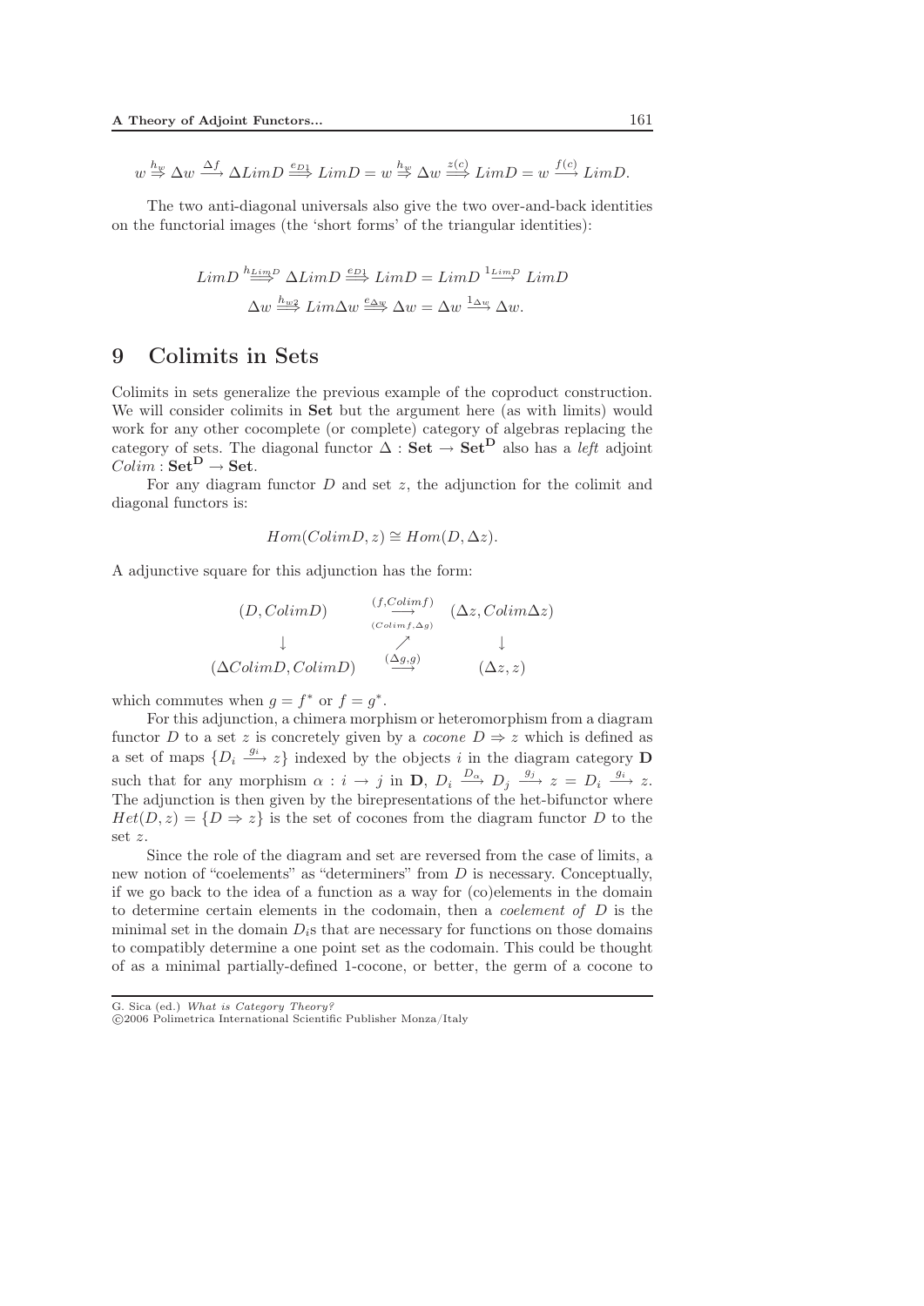$$w \overset{h_w}{\Rightarrow} \Delta w \xrightarrow{\Delta f} \Delta LimD \overset{e_{D1}}{\Longrightarrow} LimD = w \overset{h_w}{\Rightarrow} \Delta w \overset{z(c)}{\Longrightarrow} LimD = w \xrightarrow{f(c)} LimD.$$

The two anti-diagonal universals also give the two over-and-back identities on the functorial images (the 'short forms' of the triangular identities):

$$LimD \overset{h_{LimD}}{\Longrightarrow} \Delta LimD \overset{e_{D1}}{\Longrightarrow} LimD = LimD \overset{1_{LimD}}{\longrightarrow} LimD$$

$$\Delta w \overset{h_{w2}}{\Longrightarrow} Lim\Delta w \overset{e_{\Delta w}}{\Longrightarrow} \Delta w = \Delta w \xrightarrow{1_{\Delta w}} \Delta w.$$

# 9 Colimits in Sets

Colimits in sets generalize the previous example of the coproduct construction. We will consider colimits in **Set** but the argument here (as with limits) would work for any other cocomplete (or complete) category of algebras replacing the category of sets. The diagonal functor $\Delta : \mathbf{Set} \to \mathbf{Set}^{\mathbf{D}}$ also has a *left* adjoint $Colim : \mathbf{Set}^{\mathbf{D}} \to \mathbf{Set}$.

For any diagram functor $D$ and set $z$, the adjunction for the colimit and diagonal functors is:

$$Hom(ColimD, z) \cong Hom(D, \Delta z).$$

A adjunctive square for this adjunction has the form:

$$\begin{array}{ccc} (D, ColimD) & \overset{(f, Colimf)}{\underset{(Colimf, \Delta g)}{\longrightarrow}} & (\Delta z, Colim\Delta z) \\ \downarrow & \nearrow & \downarrow \\ (\Delta ColimD, ColimD) & \overset{(\Delta g, g)}{\longrightarrow} & (\Delta z, z) \end{array}$$

which commutes when $g = f^*$ or $f = g^*$.

For this adjunction, a chimera morphism or heteromorphism from a diagram functor $D$ to a set $z$ is concretely given by a *cocone* $D \Rightarrow z$ which is defined as a set of maps $\{D_i \xrightarrow{g_i} z\}$ indexed by the objects $i$ in the diagram category $\mathbf{D}$ such that for any morphism $\alpha : i \to j$ in $\mathbf{D}$, $D_i \xrightarrow{D_\alpha} D_j \xrightarrow{g_j} z = D_i \xrightarrow{g_i} z$. The adjunction is then given by the birepresentations of the het-bifunctor where $Het(D, z) = \{D \Rightarrow z\}$ is the set of cocones from the diagram functor $D$ to the set $z$.

Since the role of the diagram and set are reversed from the case of limits, a new notion of "coelements" as "determiners" from $D$ is necessary. Conceptually, if we go back to the idea of a function as a way for (co)elements in the domain to determine certain elements in the codomain, then a *coelement of* $D$ is the minimal set in the domain $D_i$s that are necessary for functions on those domains to compatibly determine a one point set as the codomain. This could be thought of as a minimal partially-defined 1-cocone, or better, the germ of a cocone to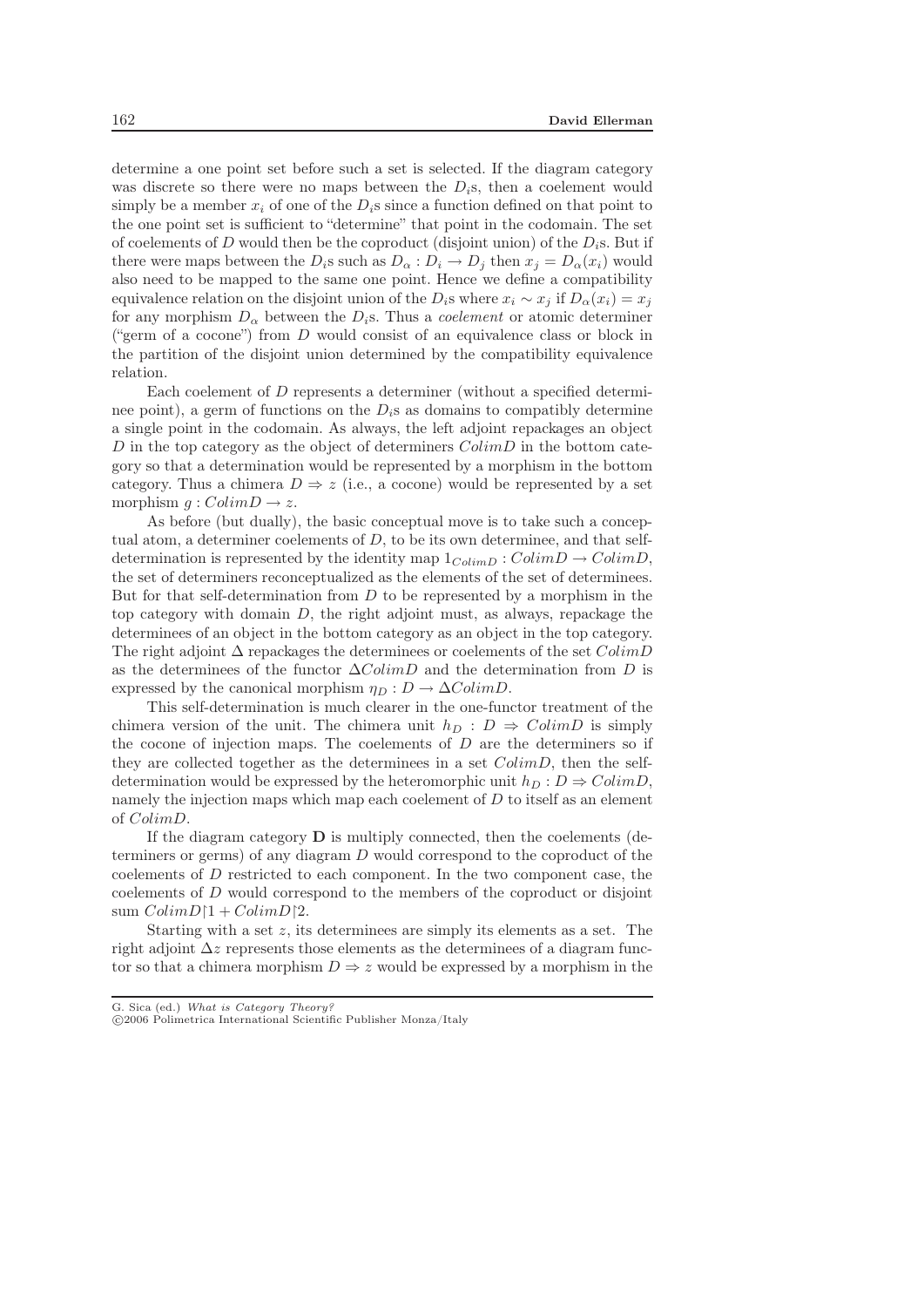determine a one point set before such a set is selected. If the diagram category was discrete so there were no maps between the $D_i$s, then a coelement would simply be a member $x_i$ of one of the $D_i$s since a function defined on that point to the one point set is sufficient to "determine" that point in the codomain. The set of coelements of $D$ would then be the coproduct (disjoint union) of the $D_i$s. But if there were maps between the $D_i$s such as $D_\alpha : D_i \to D_j$ then $x_j = D_\alpha(x_i)$ would also need to be mapped to the same one point. Hence we define a compatibility equivalence relation on the disjoint union of the $D_i$s where $x_i \sim x_j$ if $D_\alpha(x_i) = x_j$ for any morphism $D_\alpha$ between the $D_i$s. Thus a *coelement* or atomic determiner ("germ of a cocone") from $D$ would consist of an equivalence class or block in the partition of the disjoint union determined by the compatibility equivalence relation.

Each coelement of $D$ represents a determiner (without a specified determinee point), a germ of functions on the $D_i$s as domains to compatibly determine a single point in the codomain. As always, the left adjoint repackages an object $D$ in the top category as the object of determiners $ColimD$ in the bottom category so that a determination would be represented by a morphism in the bottom category. Thus a chimera $D \Rightarrow z$ (i.e., a cocone) would be represented by a set morphism $g : ColimD \to z$.

As before (but dually), the basic conceptual move is to take such a conceptual atom, a determiner coelements of $D$, to be its own determinee, and that self-determination is represented by the identity map $1_{ColimD} : ColimD \to ColimD$, the set of determiners reconceptualized as the elements of the set of determinees. But for that self-determination from $D$ to be represented by a morphism in the top category with domain $D$, the right adjoint must, as always, repackage the determinees of an object in the bottom category as an object in the top category. The right adjoint $\Delta$ repackages the determinees or coelements of the set $ColimD$ as the determinees of the functor $\Delta ColimD$ and the determination from $D$ is expressed by the canonical morphism $\eta_D : D \to \Delta ColimD$.

This self-determination is much clearer in the one-functor treatment of the chimera version of the unit. The chimera unit $h_D : D \Rightarrow ColimD$ is simply the cocone of injection maps. The coelements of $D$ are the determiners so if they are collected together as the determinees in a set $ColimD$, then the self-determination would be expressed by the heteromorphic unit $h_D : D \Rightarrow ColimD$, namely the injection maps which map each coelement of $D$ to itself as an element of $ColimD$.

If the diagram category $\mathbf{D}$ is multiply connected, then the coelements (determiners or germs) of any diagram $D$ would correspond to the coproduct of the coelements of $D$ restricted to each component. In the two component case, the coelements of $D$ would correspond to the members of the coproduct or disjoint sum $ColimD{\restriction}1 + ColimD{\restriction}2$.

Starting with a set $z$, its determinees are simply its elements as a set. The right adjoint $\Delta z$ represents those elements as the determinees of a diagram functor so that a chimera morphism $D \Rightarrow z$ would be expressed by a morphism in the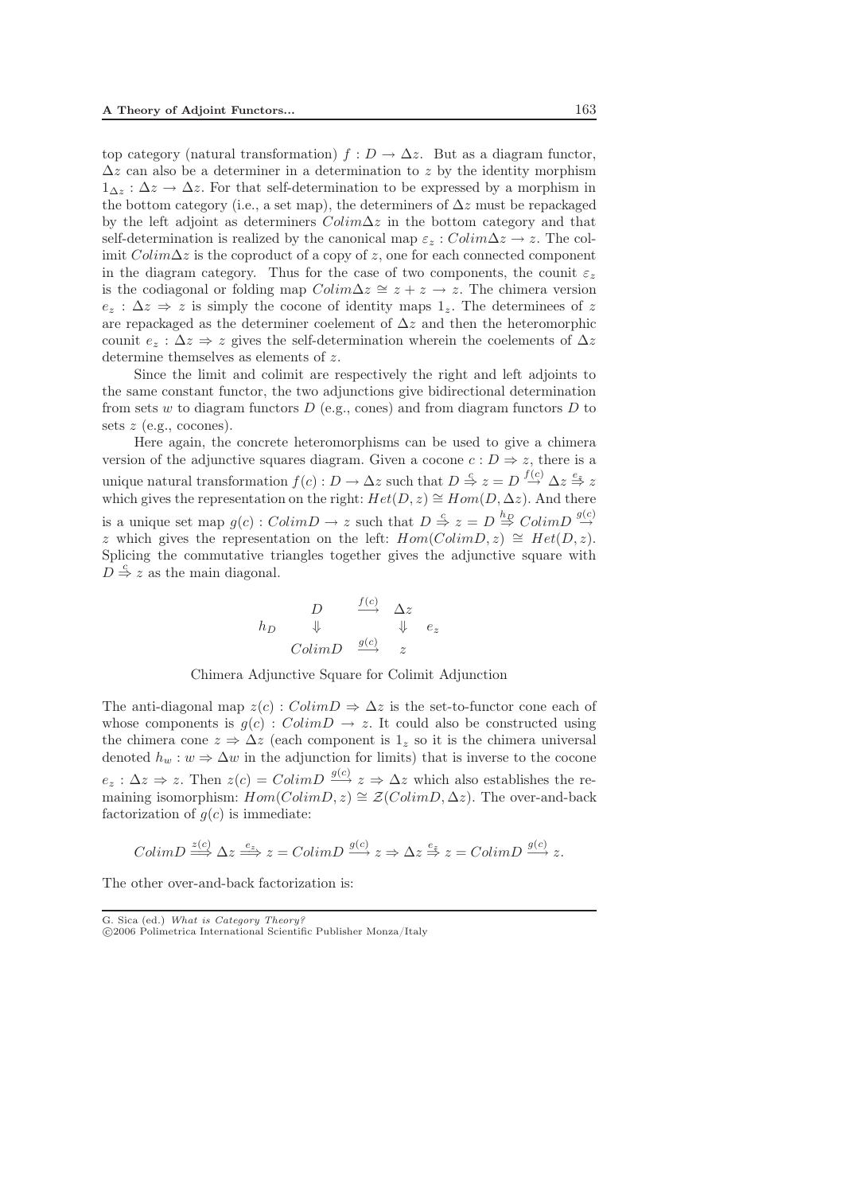top category (natural transformation) $f : D \to \Delta z$. But as a diagram functor, $\Delta z$ can also be a determiner in a determination to $z$ by the identity morphism $1_{\Delta z} : \Delta z \to \Delta z$. For that self-determination to be expressed by a morphism in the bottom category (i.e., a set map), the determiners of $\Delta z$ must be repackaged by the left adjoint as determiners $Colim\Delta z$ in the bottom category and that self-determination is realized by the canonical map $\varepsilon_z : Colim\Delta z \to z$. The colimit $Colim\Delta z$ is the coproduct of a copy of $z$, one for each connected component in the diagram category. Thus for the case of two components, the counit $\varepsilon_z$ is the codiagonal or folding map $Colim\Delta z \cong z + z \to z$. The chimera version $e_z : \Delta z \Rightarrow z$ is simply the cocone of identity maps $1_z$. The determinees of $z$ are repackaged as the determiner coelement of $\Delta z$ and then the heteromorphic counit $e_z : \Delta z \Rightarrow z$ gives the self-determination wherein the coelements of $\Delta z$ determine themselves as elements of $z$.

Since the limit and colimit are respectively the right and left adjoints to the same constant functor, the two adjunctions give bidirectional determination from sets $w$ to diagram functors $D$ (e.g., cones) and from diagram functors $D$ to sets $z$ (e.g., cocones).

Here again, the concrete heteromorphisms can be used to give a chimera version of the adjunctive squares diagram. Given a cocone $c : D \Rightarrow z$, there is a unique natural transformation $f(c) : D \to \Delta z$ such that $D \overset{c}{\Rightarrow} z = D \overset{f(c)}{\to} \Delta z \overset{e_z}{\Rightarrow} z$ which gives the representation on the right: $Het(D, z) \cong Hom(D, \Delta z)$. And there is a unique set map $g(c) : ColimD \to z$ such that $D \overset{c}{\Rightarrow} z = D \overset{h_D}{\Rightarrow} ColimD \overset{g(c)}{\to} z$ which gives the representation on the left: $Hom(ColimD, z) \cong Het(D, z)$. Splicing the commutative triangles together gives the adjunctive square with $D \overset{c}{\Rightarrow} z$ as the main diagonal.

$$
\begin{array}{cccc}
 & D & \overset{f(c)}{\longrightarrow} & \Delta z & \\
h_D & \Downarrow & & \Downarrow & e_z \\
 & ColimD & \overset{g(c)}{\longrightarrow} & z &
\end{array}
$$

Chimera Adjunctive Square for Colimit Adjunction

The anti-diagonal map $z(c) : ColimD \Rightarrow \Delta z$ is the set-to-functor cone each of whose components is $g(c) : ColimD \to z$. It could also be constructed using the chimera cone $z \Rightarrow \Delta z$ (each component is $1_z$ so it is the chimera universal denoted $h_w : w \Rightarrow \Delta w$ in the adjunction for limits) that is inverse to the cocone $e_z : \Delta z \Rightarrow z$. Then $z(c) = ColimD \overset{g(c)}{\longrightarrow} z \Rightarrow \Delta z$ which also establishes the remaining isomorphism: $Hom(ColimD, z) \cong \mathcal{Z}(ColimD, \Delta z)$. The over-and-back factorization of $g(c)$ is immediate:

$$ColimD \overset{z(c)}{\Longrightarrow} \Delta z \overset{e_z}{\Longrightarrow} z = ColimD \overset{g(c)}{\longrightarrow} z \Rightarrow \Delta z \overset{e_z}{\Rightarrow} z = ColimD \overset{g(c)}{\longrightarrow} z.$$

The other over-and-back factorization is: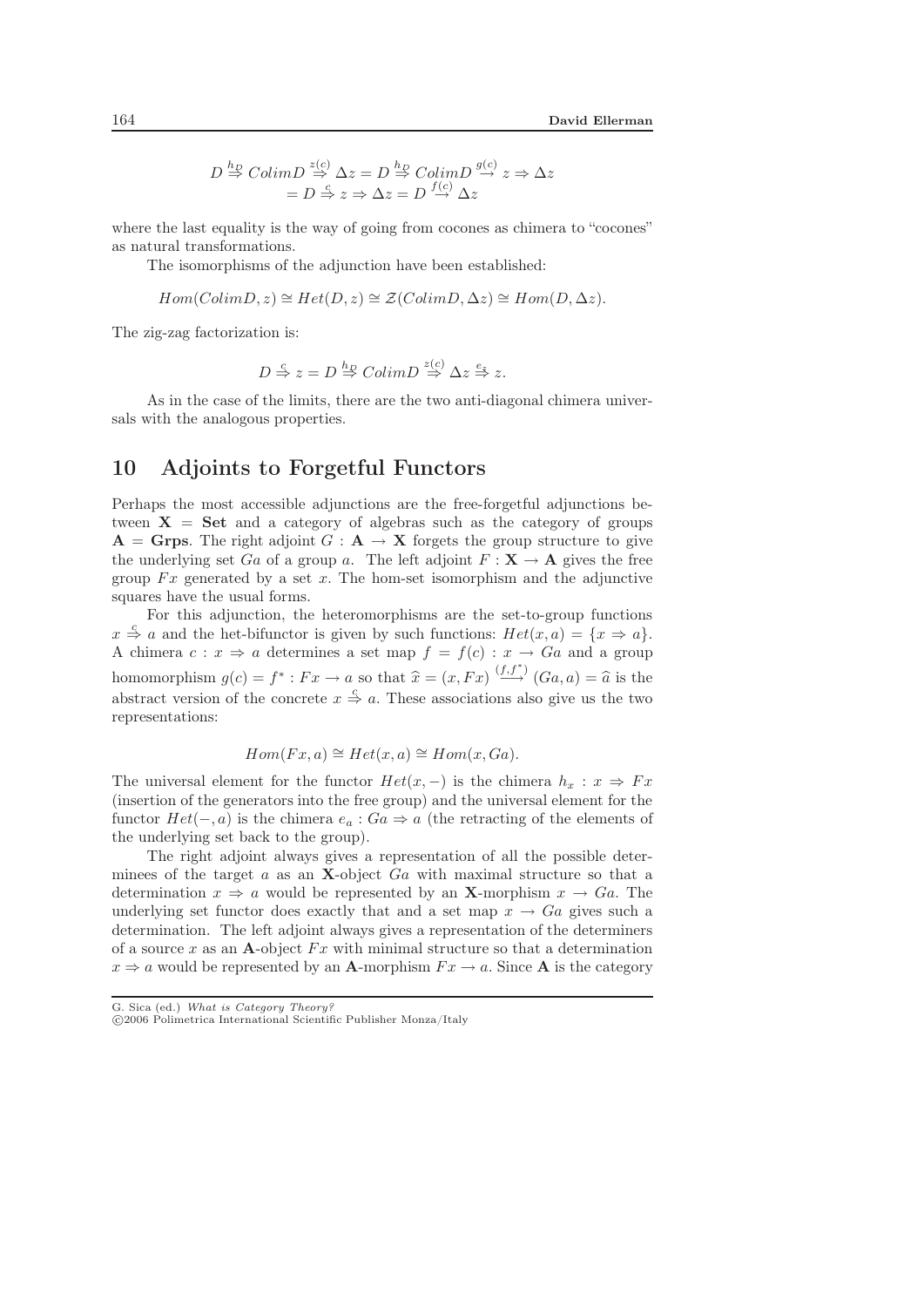$$D \overset{h_D}{\Rightarrow} ColimD \overset{z(c)}{\Rightarrow} \Delta z = D \overset{h_D}{\Rightarrow} ColimD \overset{g(c)}{\rightarrow} z \Rightarrow \Delta z$$
$$= D \overset{c}{\Rightarrow} z \Rightarrow \Delta z = D \overset{f(c)}{\rightarrow} \Delta z$$

where the last equality is the way of going from cocones as chimera to "cocones" as natural transformations.

The isomorphisms of the adjunction have been established:

$$Hom(ColimD, z) \cong Het(D, z) \cong \mathcal{Z}(ColimD, \Delta z) \cong Hom(D, \Delta z).$$

The zig-zag factorization is:

$$D \overset{c}{\Rightarrow} z = D \overset{h_D}{\Rightarrow} ColimD \overset{z(c)}{\Rightarrow} \Delta z \overset{e_z}{\Rightarrow} z.$$

As in the case of the limits, there are the two anti-diagonal chimera universals with the analogous properties.

## 10 Adjoints to Forgetful Functors

Perhaps the most accessible adjunctions are the free-forgetful adjunctions between $\mathbf{X} = \mathbf{Set}$ and a category of algebras such as the category of groups $\mathbf{A} = \mathbf{Grps}$. The right adjoint $G : \mathbf{A} \to \mathbf{X}$ forgets the group structure to give the underlying set $Ga$ of a group $a$. The left adjoint $F : \mathbf{X} \to \mathbf{A}$ gives the free group $Fx$ generated by a set $x$. The hom-set isomorphism and the adjunctive squares have the usual forms.

For this adjunction, the heteromorphisms are the set-to-group functions $x \overset{c}{\Rightarrow} a$ and the het-bifunctor is given by such functions: $Het(x, a) = \{x \Rightarrow a\}$. A chimera $c : x \Rightarrow a$ determines a set map $f = f(c) : x \to Ga$ and a group homomorphism $g(c) = f^* : Fx \to a$ so that $\widehat{x} = (x, Fx) \overset{(f, f^*)}{\longrightarrow} (Ga, a) = \widehat{a}$ is the abstract version of the concrete $x \overset{c}{\Rightarrow} a$. These associations also give us the two representations:

$$Hom(Fx, a) \cong Het(x, a) \cong Hom(x, Ga).$$

The universal element for the functor $Het(x, -)$ is the chimera $h_x : x \Rightarrow Fx$ (insertion of the generators into the free group) and the universal element for the functor $Het(-, a)$ is the chimera $e_a : Ga \Rightarrow a$ (the retracting of the elements of the underlying set back to the group).

The right adjoint always gives a representation of all the possible determinees of the target $a$ as an $\mathbf{X}$-object $Ga$ with maximal structure so that a determination $x \Rightarrow a$ would be represented by an $\mathbf{X}$-morphism $x \to Ga$. The underlying set functor does exactly that and a set map $x \to Ga$ gives such a determination. The left adjoint always gives a representation of the determiners of a source $x$ as an $\mathbf{A}$-object $Fx$ with minimal structure so that a determination $x \Rightarrow a$ would be represented by an $\mathbf{A}$-morphism $Fx \to a$. Since $\mathbf{A}$ is the category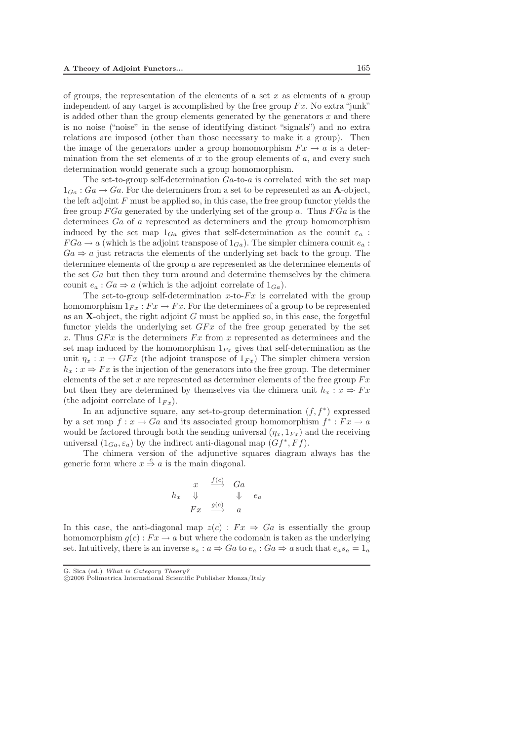of groups, the representation of the elements of a set $x$ as elements of a group independent of any target is accomplished by the free group $Fx$. No extra "junk" is added other than the group elements generated by the generators $x$ and there is no noise ("noise" in the sense of identifying distinct "signals") and no extra relations are imposed (other than those necessary to make it a group). Then the image of the generators under a group homomorphism $Fx \to a$ is a determination from the set elements of $x$ to the group elements of $a$, and every such determination would generate such a group homomorphism.

The set-to-group self-determination $Ga$-to-$a$ is correlated with the set map $1_{Ga} : Ga \to Ga$. For the determiners from a set to be represented as an $\mathbf{A}$-object, the left adjoint $F$ must be applied so, in this case, the free group functor yields the free group $FGa$ generated by the underlying set of the group $a$. Thus $FGa$ is the determinees $Ga$ of $a$ represented as determiners and the group homomorphism induced by the set map $1_{Ga}$ gives that self-determination as the counit $\varepsilon_a : FGa \to a$ (which is the adjoint transpose of $1_{Ga}$). The simpler chimera counit $e_a : Ga \Rightarrow a$ just retracts the elements of the underlying set back to the group. The determinee elements of the group $a$ are represented as the determinee elements of the set $Ga$ but then they turn around and determine themselves by the chimera counit $e_a : Ga \Rightarrow a$ (which is the adjoint correlate of $1_{Ga}$).

The set-to-group self-determination $x$-to-$Fx$ is correlated with the group homomorphism $1_{Fx} : Fx \to Fx$. For the determinees of a group to be represented as an $\mathbf{X}$-object, the right adjoint $G$ must be applied so, in this case, the forgetful functor yields the underlying set $GFx$ of the free group generated by the set $x$. Thus $GFx$ is the determiners $Fx$ from $x$ represented as determinees and the set map induced by the homomorphism $1_{Fx}$ gives that self-determination as the unit $\eta_x : x \to GFx$ (the adjoint transpose of $1_{Fx}$) The simpler chimera version $h_x : x \Rightarrow Fx$ is the injection of the generators into the free group. The determiner elements of the set $x$ are represented as determiner elements of the free group $Fx$ but then they are determined by themselves via the chimera unit $h_x : x \Rightarrow Fx$ (the adjoint correlate of $1_{Fx}$).

In an adjunctive square, any set-to-group determination $(f, f^*)$ expressed by a set map $f : x \to Ga$ and its associated group homomorphism $f^* : Fx \to a$ would be factored through both the sending universal $(\eta_x, 1_{Fx})$ and the receiving universal $(1_{Ga}, \varepsilon_a)$ by the indirect anti-diagonal map $(Gf^*, Ff)$.

The chimera version of the adjunctive squares diagram always has the generic form where $x \overset{c}{\Rightarrow} a$ is the main diagonal.

$$\begin{array}{ccccc} & x & \overset{f(c)}{\longrightarrow} & Ga & \\ h_x & \Downarrow & & \Downarrow & e_a \\ & Fx & \overset{g(c)}{\longrightarrow} & a & \end{array}$$

In this case, the anti-diagonal map $z(c) : Fx \Rightarrow Ga$ is essentially the group homomorphism $g(c) : Fx \to a$ but where the codomain is taken as the underlying set. Intuitively, there is an inverse $s_a : a \Rightarrow Ga$ to $e_a : Ga \Rightarrow a$ such that $e_a s_a = 1_a$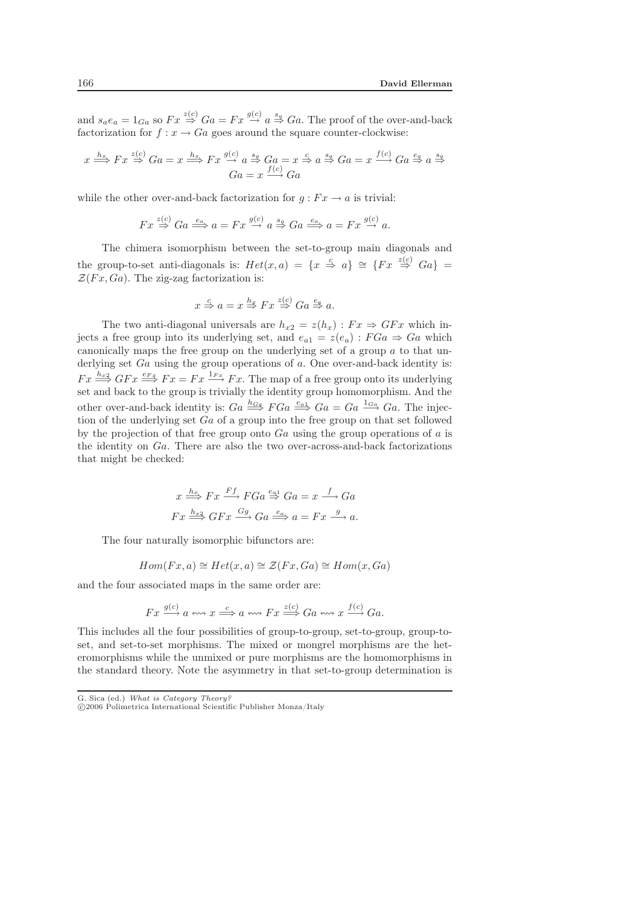and $s_a e_a = 1_{Ga}$ so $Fx \overset{z(c)}{\Rightarrow} Ga = Fx \overset{g(c)}{\rightarrow} a \overset{s_a}{\Rightarrow} Ga$. The proof of the over-and-back factorization for $f : x \to Ga$ goes around the square counter-clockwise:

$$x \overset{h_x}{\Longrightarrow} Fx \overset{z(c)}{\Rightarrow} Ga = x \overset{h_x}{\Longrightarrow} Fx \overset{g(c)}{\rightarrow} a \overset{s_a}{\Rightarrow} Ga = x \overset{c}{\Rightarrow} a \overset{s_a}{\Rightarrow} Ga = x \overset{f(c)}{\longrightarrow} Ga \overset{e_a}{\Rightarrow} a \overset{s_a}{\Rightarrow} Ga = x \overset{f(c)}{\longrightarrow} Ga$$

while the other over-and-back factorization for $g : Fx \to a$ is trivial:

$$Fx \overset{z(c)}{\Rightarrow} Ga \overset{e_a}{\Longrightarrow} a = Fx \overset{g(c)}{\rightarrow} a \overset{s_a}{\Rightarrow} Ga \overset{e_a}{\Longrightarrow} a = Fx \overset{g(c)}{\rightarrow} a.$$

The chimera isomorphism between the set-to-group main diagonals and the group-to-set anti-diagonals is: $Het(x, a) = \{x \overset{c}{\Rightarrow} a\} \cong \{Fx \overset{z(c)}{\Rightarrow} Ga\} = \mathcal{Z}(Fx, Ga)$. The zig-zag factorization is:

$$x \overset{c}{\Rightarrow} a = x \overset{h_x}{\Rightarrow} Fx \overset{z(c)}{\Rightarrow} Ga \overset{e_a}{\Rightarrow} a.$$

The two anti-diagonal universals are $h_{x2} = z(h_x) : Fx \Rightarrow GFx$ which injects a free group into its underlying set, and $e_{a1} = z(e_a) : FGa \Rightarrow Ga$ which canonically maps the free group on the underlying set of a group $a$ to that underlying set $Ga$ using the group operations of $a$. One over-and-back identity is: $Fx \overset{h_{x2}}{\Longrightarrow} GFx \overset{e_{Fx}}{\Longrightarrow} Fx = Fx \overset{1_{Fx}}{\longrightarrow} Fx$. The map of a free group onto its underlying set and back to the group is trivially the identity group homomorphism. And the other over-and-back identity is: $Ga \overset{h_{Ga}}{\Longrightarrow} FGa \overset{e_{a1}}{\Longrightarrow} Ga = Ga \overset{1_{Ga}}{\longrightarrow} Ga$. The injection of the underlying set $Ga$ of a group into the free group on that set followed by the projection of that free group onto $Ga$ using the group operations of $a$ is the identity on $Ga$. There are also the two over-across-and-back factorizations that might be checked:

$$x \overset{h_x}{\Longrightarrow} Fx \overset{Ff}{\longrightarrow} FGa \overset{e_{a1}}{\Rightarrow} Ga = x \overset{f}{\longrightarrow} Ga$$

$$Fx \overset{h_{x2}}{\Longrightarrow} GFx \overset{Gg}{\longrightarrow} Ga \overset{e_a}{\Longrightarrow} a = Fx \overset{g}{\longrightarrow} a.$$

The four naturally isomorphic bifunctors are:

$$Hom(Fx, a) \cong Het(x, a) \cong \mathcal{Z}(Fx, Ga) \cong Hom(x, Ga)$$

and the four associated maps in the same order are:

$$Fx \overset{g(c)}{\longrightarrow} a \leftrightsquigarrow x \overset{c}{\Longrightarrow} a \leftrightsquigarrow Fx \overset{z(c)}{\Longrightarrow} Ga \leftrightsquigarrow x \overset{f(c)}{\longrightarrow} Ga.$$

This includes all the four possibilities of group-to-group, set-to-group, group-to-set, and set-to-set morphisms. The mixed or mongrel morphisms are the heteromorphisms while the unmixed or pure morphisms are the homomorphisms in the standard theory. Note the asymmetry in that set-to-group determination is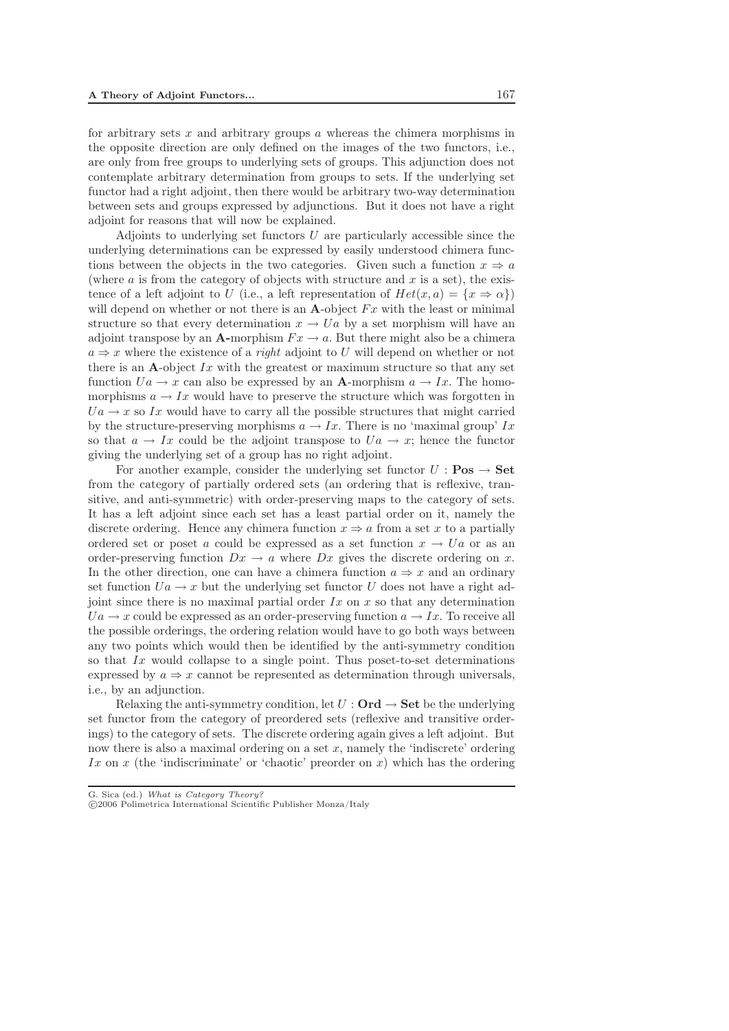for arbitrary sets $x$ and arbitrary groups $a$ whereas the chimera morphisms in the opposite direction are only defined on the images of the two functors, i.e., are only from free groups to underlying sets of groups. This adjunction does not contemplate arbitrary determination from groups to sets. If the underlying set functor had a right adjoint, then there would be arbitrary two-way determination between sets and groups expressed by adjunctions. But it does not have a right adjoint for reasons that will now be explained.

Adjoints to underlying set functors $U$ are particularly accessible since the underlying determinations can be expressed by easily understood chimera functions between the objects in the two categories. Given such a function $x \Rightarrow a$ (where $a$ is from the category of objects with structure and $x$ is a set), the existence of a left adjoint to $U$ (i.e., a left representation of $Het(x, a) = \{x \Rightarrow \alpha\}$) will depend on whether or not there is an **A**-object $Fx$ with the least or minimal structure so that every determination $x \to Ua$ by a set morphism will have an adjoint transpose by an **A-**morphism $Fx \to a$. But there might also be a chimera $a \Rightarrow x$ where the existence of a *right* adjoint to $U$ will depend on whether or not there is an **A**-object $Ix$ with the greatest or maximum structure so that any set function $Ua \to x$ can also be expressed by an **A**-morphism $a \to Ix$. The homomorphisms $a \to Ix$ would have to preserve the structure which was forgotten in $Ua \to x$ so $Ix$ would have to carry all the possible structures that might carried by the structure-preserving morphisms $a \to Ix$. There is no 'maximal group' $Ix$ so that $a \to Ix$ could be the adjoint transpose to $Ua \to x$; hence the functor giving the underlying set of a group has no right adjoint.

For another example, consider the underlying set functor $U : \mathbf{Pos} \to \mathbf{Set}$ from the category of partially ordered sets (an ordering that is reflexive, transitive, and anti-symmetric) with order-preserving maps to the category of sets. It has a left adjoint since each set has a least partial order on it, namely the discrete ordering. Hence any chimera function $x \Rightarrow a$ from a set $x$ to a partially ordered set or poset $a$ could be expressed as a set function $x \to Ua$ or as an order-preserving function $Dx \to a$ where $Dx$ gives the discrete ordering on $x$. In the other direction, one can have a chimera function $a \Rightarrow x$ and an ordinary set function $Ua \to x$ but the underlying set functor $U$ does not have a right adjoint since there is no maximal partial order $Ix$ on $x$ so that any determination $Ua \to x$ could be expressed as an order-preserving function $a \to Ix$. To receive all the possible orderings, the ordering relation would have to go both ways between any two points which would then be identified by the anti-symmetry condition so that $Ix$ would collapse to a single point. Thus poset-to-set determinations expressed by $a \Rightarrow x$ cannot be represented as determination through universals, i.e., by an adjunction.

Relaxing the anti-symmetry condition, let $U : \mathbf{Ord} \to \mathbf{Set}$ be the underlying set functor from the category of preordered sets (reflexive and transitive orderings) to the category of sets. The discrete ordering again gives a left adjoint. But now there is also a maximal ordering on a set $x$, namely the 'indiscrete' ordering $Ix$ on $x$ (the 'indiscriminate' or 'chaotic' preorder on $x$) which has the ordering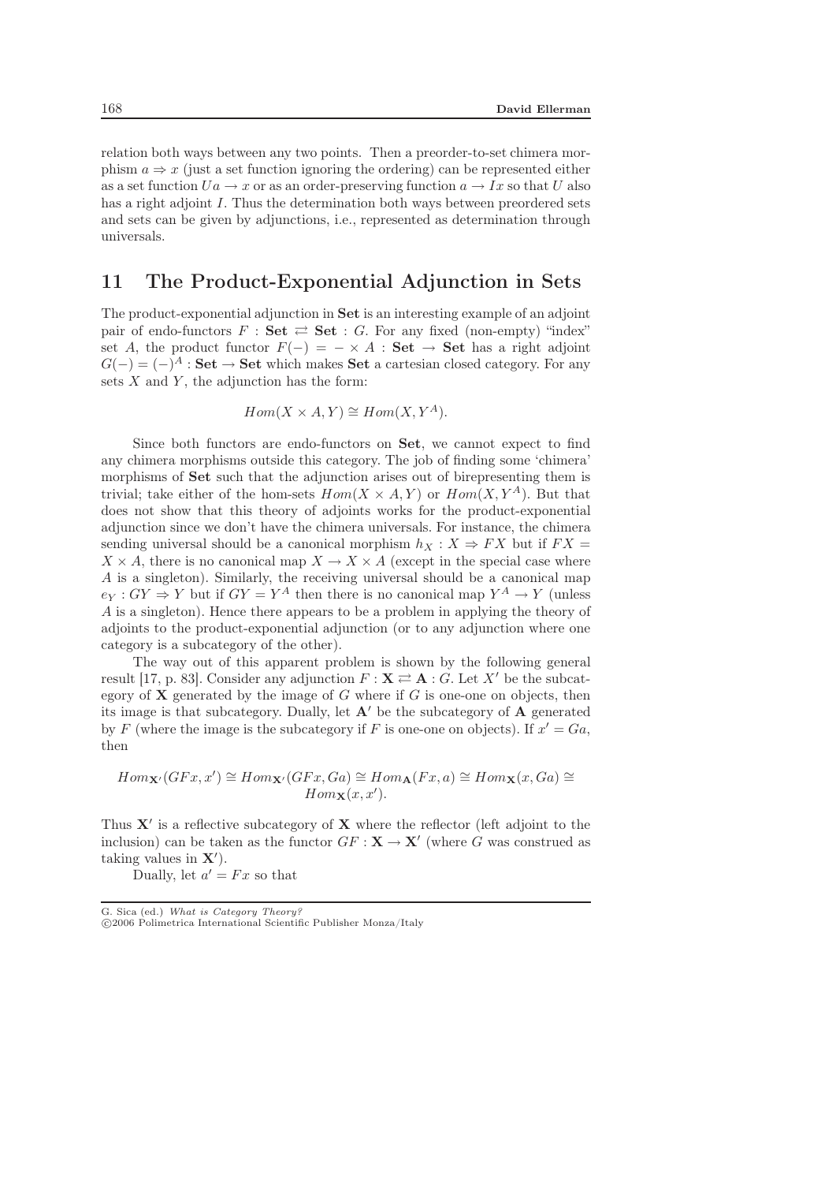relation both ways between any two points. Then a preorder-to-set chimera morphism $a \Rightarrow x$ (just a set function ignoring the ordering) can be represented either as a set function $Ua \rightarrow x$ or as an order-preserving function $a \rightarrow Ix$ so that $U$ also has a right adjoint $I$. Thus the determination both ways between preordered sets and sets can be given by adjunctions, i.e., represented as determination through universals.

## 11 The Product-Exponential Adjunction in Sets

The product-exponential adjunction in **Set** is an interesting example of an adjoint pair of endo-functors $F : \mathbf{Set} \rightleftarrows \mathbf{Set} : G$. For any fixed (non-empty) "index" set $A$, the product functor $F(-) = - \times A : \mathbf{Set} \rightarrow \mathbf{Set}$ has a right adjoint $G(-) = (-)^A : \mathbf{Set} \rightarrow \mathbf{Set}$ which makes **Set** a cartesian closed category. For any sets $X$ and $Y$, the adjunction has the form:

$$Hom(X \times A, Y) \cong Hom(X, Y^A).$$

Since both functors are endo-functors on **Set**, we cannot expect to find any chimera morphisms outside this category. The job of finding some 'chimera' morphisms of **Set** such that the adjunction arises out of birepresenting them is trivial; take either of the hom-sets $Hom(X \times A, Y)$ or $Hom(X, Y^A)$. But that does not show that this theory of adjoints works for the product-exponential adjunction since we don't have the chimera universals. For instance, the chimera sending universal should be a canonical morphism $h_X : X \Rightarrow FX$ but if $FX = X \times A$, there is no canonical map $X \rightarrow X \times A$ (except in the special case where $A$ is a singleton). Similarly, the receiving universal should be a canonical map $e_Y : GY \Rightarrow Y$ but if $GY = Y^A$ then there is no canonical map $Y^A \rightarrow Y$ (unless $A$ is a singleton). Hence there appears to be a problem in applying the theory of adjoints to the product-exponential adjunction (or to any adjunction where one category is a subcategory of the other).

The way out of this apparent problem is shown by the following general result [17, p. 83]. Consider any adjunction $F : \mathbf{X} \rightleftarrows \mathbf{A} : G$. Let $X'$ be the subcategory of $\mathbf{X}$ generated by the image of $G$ where if $G$ is one-one on objects, then its image is that subcategory. Dually, let $\mathbf{A}'$ be the subcategory of $\mathbf{A}$ generated by $F$ (where the image is the subcategory if $F$ is one-one on objects). If $x' = Ga$, then

$$Hom_{\mathbf{X}'}(GFx, x') \cong Hom_{\mathbf{X}'}(GFx, Ga) \cong Hom_{\mathbf{A}}(Fx, a) \cong Hom_{\mathbf{X}}(x, Ga) \cong Hom_{\mathbf{X}}(x, x').$$

Thus $\mathbf{X}'$ is a reflective subcategory of $\mathbf{X}$ where the reflector (left adjoint to the inclusion) can be taken as the functor $GF : \mathbf{X} \rightarrow \mathbf{X}'$ (where $G$ was construed as taking values in $\mathbf{X}'$).

Dually, let $a' = Fx$ so that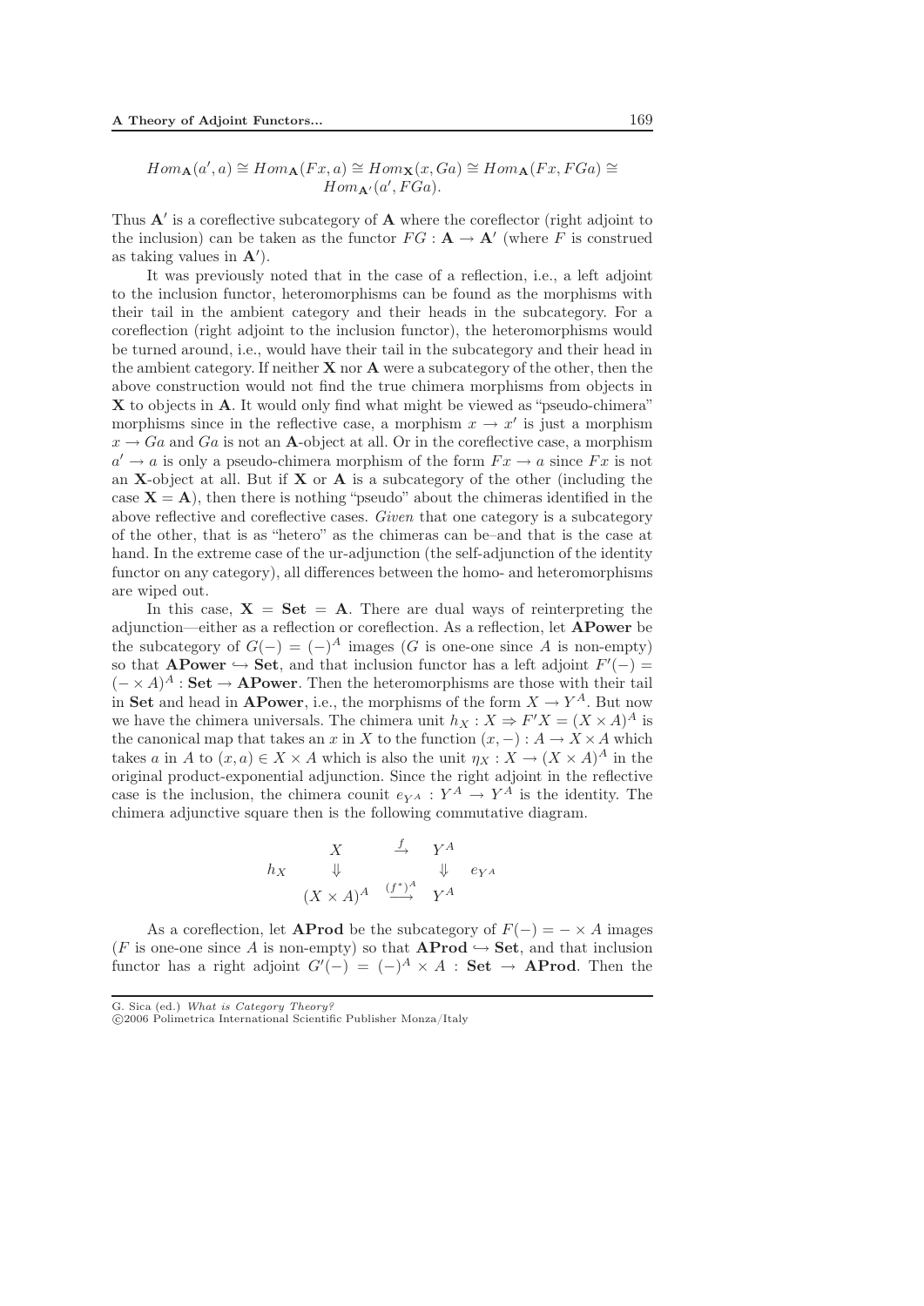$$Hom_{\mathbf{A}}(a', a) \cong Hom_{\mathbf{A}}(Fx, a) \cong Hom_{\mathbf{X}}(x, Ga) \cong Hom_{\mathbf{A}}(Fx, FGa) \cong Hom_{\mathbf{A}'}(a', FGa).$$

Thus $\mathbf{A}'$ is a coreflective subcategory of $\mathbf{A}$ where the coreflector (right adjoint to the inclusion) can be taken as the functor $FG : \mathbf{A} \to \mathbf{A}'$ (where $F$ is construed as taking values in $\mathbf{A}'$).

It was previously noted that in the case of a reflection, i.e., a left adjoint to the inclusion functor, heteromorphisms can be found as the morphisms with their tail in the ambient category and their heads in the subcategory. For a coreflection (right adjoint to the inclusion functor), the heteromorphisms would be turned around, i.e., would have their tail in the subcategory and their head in the ambient category. If neither $\mathbf{X}$ nor $\mathbf{A}$ were a subcategory of the other, then the above construction would not find the true chimera morphisms from objects in $\mathbf{X}$ to objects in $\mathbf{A}$. It would only find what might be viewed as "pseudo-chimera" morphisms since in the reflective case, a morphism $x \to x'$ is just a morphism $x \to Ga$ and $Ga$ is not an $\mathbf{A}$-object at all. Or in the coreflective case, a morphism $a' \to a$ is only a pseudo-chimera morphism of the form $Fx \to a$ since $Fx$ is not an $\mathbf{X}$-object at all. But if $\mathbf{X}$ or $\mathbf{A}$ is a subcategory of the other (including the case $\mathbf{X} = \mathbf{A}$), then there is nothing "pseudo" about the chimeras identified in the above reflective and coreflective cases. *Given* that one category is a subcategory of the other, that is as "hetero" as the chimeras can be–and that is the case at hand. In the extreme case of the ur-adjunction (the self-adjunction of the identity functor on any category), all differences between the homo- and heteromorphisms are wiped out.

In this case, $\mathbf{X} = \mathbf{Set} = \mathbf{A}$. There are dual ways of reinterpreting the adjunction—either as a reflection or coreflection. As a reflection, let $\mathbf{APower}$ be the subcategory of $G(-) = (-)^A$ images ($G$ is one-one since $A$ is non-empty) so that $\mathbf{APower} \hookrightarrow \mathbf{Set}$, and that inclusion functor has a left adjoint $F'(-) = (- \times A)^A : \mathbf{Set} \to \mathbf{APower}$. Then the heteromorphisms are those with their tail in $\mathbf{Set}$ and head in $\mathbf{APower}$, i.e., the morphisms of the form $X \to Y^A$. But now we have the chimera universals. The chimera unit $h_X : X \Rightarrow F'X = (X \times A)^A$ is the canonical map that takes an $x$ in $X$ to the function $(x, -) : A \to X \times A$ which takes $a$ in $A$ to $(x, a) \in X \times A$ which is also the unit $\eta_X : X \to (X \times A)^A$ in the original product-exponential adjunction. Since the right adjoint in the reflective case is the inclusion, the chimera counit $e_{Y^A} : Y^A \to Y^A$ is the identity. The chimera adjunctive square then is the following commutative diagram.

$$\begin{array}{ccccc} & X & \xrightarrow{f} & Y^A & \\ h_X & \Downarrow & & \Downarrow & e_{Y^A} \\ & (X \times A)^A & \xrightarrow{(f^*)^A} & Y^A & \end{array}$$

As a coreflection, let $\mathbf{AProd}$ be the subcategory of $F(-) = - \times A$ images ($F$ is one-one since $A$ is non-empty) so that $\mathbf{AProd} \hookrightarrow \mathbf{Set}$, and that inclusion functor has a right adjoint $G'(-) = (-)^A \times A : \mathbf{Set} \to \mathbf{AProd}$. Then the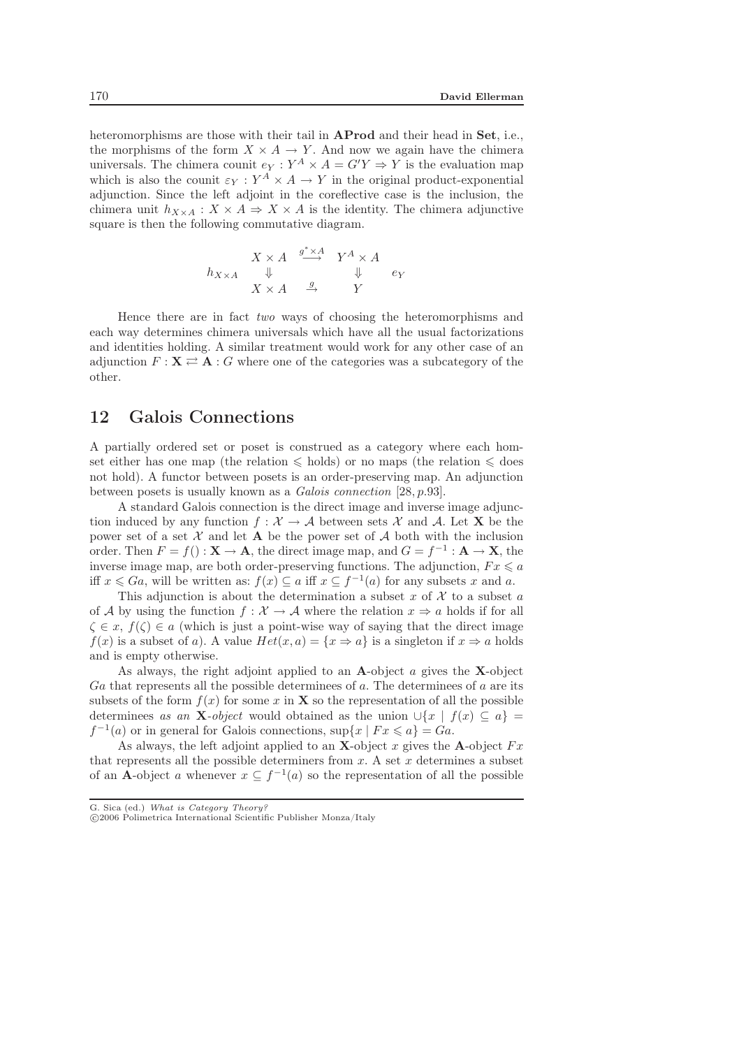heteromorphisms are those with their tail in **AProd** and their head in **Set**, i.e., the morphisms of the form $X \times A \to Y$. And now we again have the chimera universals. The chimera counit $e_Y : Y^A \times A = G'Y \Rightarrow Y$ is the evaluation map which is also the counit $\varepsilon_Y : Y^A \times A \to Y$ in the original product-exponential adjunction. Since the left adjoint in the coreflective case is the inclusion, the chimera unit $h_{X \times A} : X \times A \Rightarrow X \times A$ is the identity. The chimera adjunctive square is then the following commutative diagram.

$$\begin{array}{ccccc} & X \times A & \stackrel{g^* \times A}{\longrightarrow} & Y^A \times A & \\ h_{X \times A} & \Downarrow & & \Downarrow & e_Y \\ & X \times A & \stackrel{g}{\rightarrow} & Y & \end{array}$$

Hence there are in fact *two* ways of choosing the heteromorphisms and each way determines chimera universals which have all the usual factorizations and identities holding. A similar treatment would work for any other case of an adjunction $F : \mathbf{X} \rightleftarrows \mathbf{A} : G$ where one of the categories was a subcategory of the other.

## 12 Galois Connections

A partially ordered set or poset is construed as a category where each hom-set either has one map (the relation $\leqslant$ holds) or no maps (the relation $\leqslant$ does not hold). A functor between posets is an order-preserving map. An adjunction between posets is usually known as a *Galois connection* [28, p.93].

A standard Galois connection is the direct image and inverse image adjunction induced by any function $f : \mathcal{X} \to \mathcal{A}$ between sets $\mathcal{X}$ and $\mathcal{A}$. Let $\mathbf{X}$ be the power set of a set $\mathcal{X}$ and let $\mathbf{A}$ be the power set of $\mathcal{A}$ both with the inclusion order. Then $F = f() : \mathbf{X} \to \mathbf{A}$, the direct image map, and $G = f^{-1} : \mathbf{A} \to \mathbf{X}$, the inverse image map, are both order-preserving functions. The adjunction, $Fx \leqslant a$ iff $x \leqslant Ga$, will be written as: $f(x) \subseteq a$ iff $x \subseteq f^{-1}(a)$ for any subsets $x$ and $a$.

This adjunction is about the determination a subset $x$ of $\mathcal{X}$ to a subset $a$ of $\mathcal{A}$ by using the function $f : \mathcal{X} \to \mathcal{A}$ where the relation $x \Rightarrow a$ holds if for all $\zeta \in x$, $f(\zeta) \in a$ (which is just a point-wise way of saying that the direct image $f(x)$ is a subset of $a$). A value $Het(x, a) = \{x \Rightarrow a\}$ is a singleton if $x \Rightarrow a$ holds and is empty otherwise.

As always, the right adjoint applied to an $\mathbf{A}$-object $a$ gives the $\mathbf{X}$-object $Ga$ that represents all the possible determinees of $a$. The determinees of $a$ are its subsets of the form $f(x)$ for some $x$ in $\mathbf{X}$ so the representation of all the possible determinees *as an* $\mathbf{X}$*-object* would obtained as the union $\cup\{x \mid f(x) \subseteq a\} = f^{-1}(a)$ or in general for Galois connections, $\sup\{x \mid Fx \leqslant a\} = Ga$.

As always, the left adjoint applied to an $\mathbf{X}$-object $x$ gives the $\mathbf{A}$-object $Fx$ that represents all the possible determiners from $x$. A set $x$ determines a subset of an $\mathbf{A}$-object $a$ whenever $x \subseteq f^{-1}(a)$ so the representation of all the possible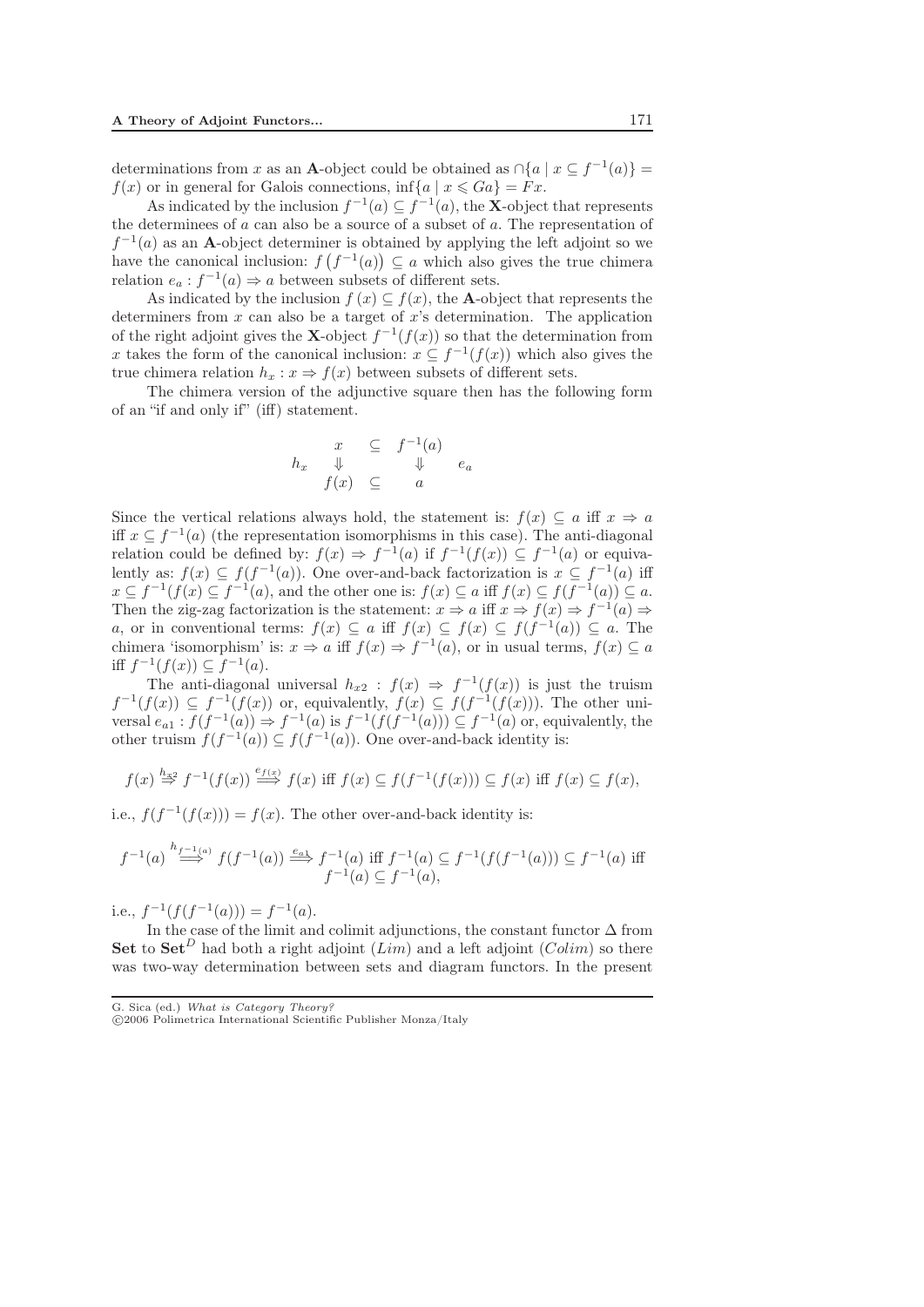determinations from $x$ as an **A**-object could be obtained as $\cap\{a \mid x \subseteq f^{-1}(a)\} = f(x)$ or in general for Galois connections, $\inf\{a \mid x \leqslant Ga\} = Fx$.

As indicated by the inclusion $f^{-1}(a) \subseteq f^{-1}(a)$, the **X**-object that represents the determinees of $a$ can also be a source of a subset of $a$. The representation of $f^{-1}(a)$ as an **A**-object determiner is obtained by applying the left adjoint so we have the canonical inclusion: $f\left(f^{-1}(a)\right) \subseteq a$ which also gives the true chimera relation $e_a : f^{-1}(a) \Rightarrow a$ between subsets of different sets.

As indicated by the inclusion $f(x) \subseteq f(x)$, the **A**-object that represents the determiners from $x$ can also be a target of $x$'s determination. The application of the right adjoint gives the **X**-object $f^{-1}(f(x))$ so that the determination from $x$ takes the form of the canonical inclusion: $x \subseteq f^{-1}(f(x))$ which also gives the true chimera relation $h_x : x \Rightarrow f(x)$ between subsets of different sets.

The chimera version of the adjunctive square then has the following form of an "if and only if" (iff) statement.

$$\begin{array}{cccc} & x & \subseteq & f^{-1}(a) & \\ h_x & \Downarrow & & \Downarrow & e_a \\ & f(x) & \subseteq & a & \end{array}$$

Since the vertical relations always hold, the statement is: $f(x) \subseteq a$ iff $x \Rightarrow a$ iff $x \subseteq f^{-1}(a)$ (the representation isomorphisms in this case). The anti-diagonal relation could be defined by: $f(x) \Rightarrow f^{-1}(a)$ if $f^{-1}(f(x)) \subseteq f^{-1}(a)$ or equivalently as: $f(x) \subseteq f(f^{-1}(a))$. One over-and-back factorization is $x \subseteq f^{-1}(a)$ iff $x \subseteq f^{-1}(f(x) \subseteq f^{-1}(a)$, and the other one is: $f(x) \subseteq a$ iff $f(x) \subseteq f(f^{-1}(a)) \subseteq a$. Then the zig-zag factorization is the statement: $x \Rightarrow a$ iff $x \Rightarrow f(x) \Rightarrow f^{-1}(a) \Rightarrow a$, or in conventional terms: $f(x) \subseteq a$ iff $f(x) \subseteq f(x) \subseteq f(f^{-1}(a)) \subseteq a$. The chimera 'isomorphism' is: $x \Rightarrow a$ iff $f(x) \Rightarrow f^{-1}(a)$, or in usual terms, $f(x) \subseteq a$ iff $f^{-1}(f(x)) \subseteq f^{-1}(a)$.

The anti-diagonal universal $h_{x2} : f(x) \Rightarrow f^{-1}(f(x))$ is just the truism $f^{-1}(f(x)) \subseteq f^{-1}(f(x))$ or, equivalently, $f(x) \subseteq f(f^{-1}(f(x)))$. The other universal $e_{a1} : f(f^{-1}(a)) \Rightarrow f^{-1}(a)$ is $f^{-1}(f(f^{-1}(a))) \subseteq f^{-1}(a)$ or, equivalently, the other truism $f(f^{-1}(a)) \subseteq f(f^{-1}(a))$. One over-and-back identity is:

$$f(x) \overset{h_{x2}}{\Rightarrow} f^{-1}(f(x)) \overset{e_{f(x)}}{\Longrightarrow} f(x) \text{ iff } f(x) \subseteq f(f^{-1}(f(x))) \subseteq f(x) \text{ iff } f(x) \subseteq f(x),$$

i.e., $f(f^{-1}(f(x))) = f(x)$. The other over-and-back identity is:

$$f^{-1}(a) \overset{h_{f^{-1}(a)}}{\Longrightarrow} f(f^{-1}(a)) \overset{e_{a1}}{\Longrightarrow} f^{-1}(a) \text{ iff } f^{-1}(a) \subseteq f^{-1}(f(f^{-1}(a))) \subseteq f^{-1}(a) \text{ iff } f^{-1}(a) \subseteq f^{-1}(a),$$

i.e., $f^{-1}(f(f^{-1}(a))) = f^{-1}(a)$.

In the case of the limit and colimit adjunctions, the constant functor $\Delta$ from **Set** to $\mathbf{Set}^D$ had both a right adjoint ($Lim$) and a left adjoint ($Colim$) so there was two-way determination between sets and diagram functors. In the present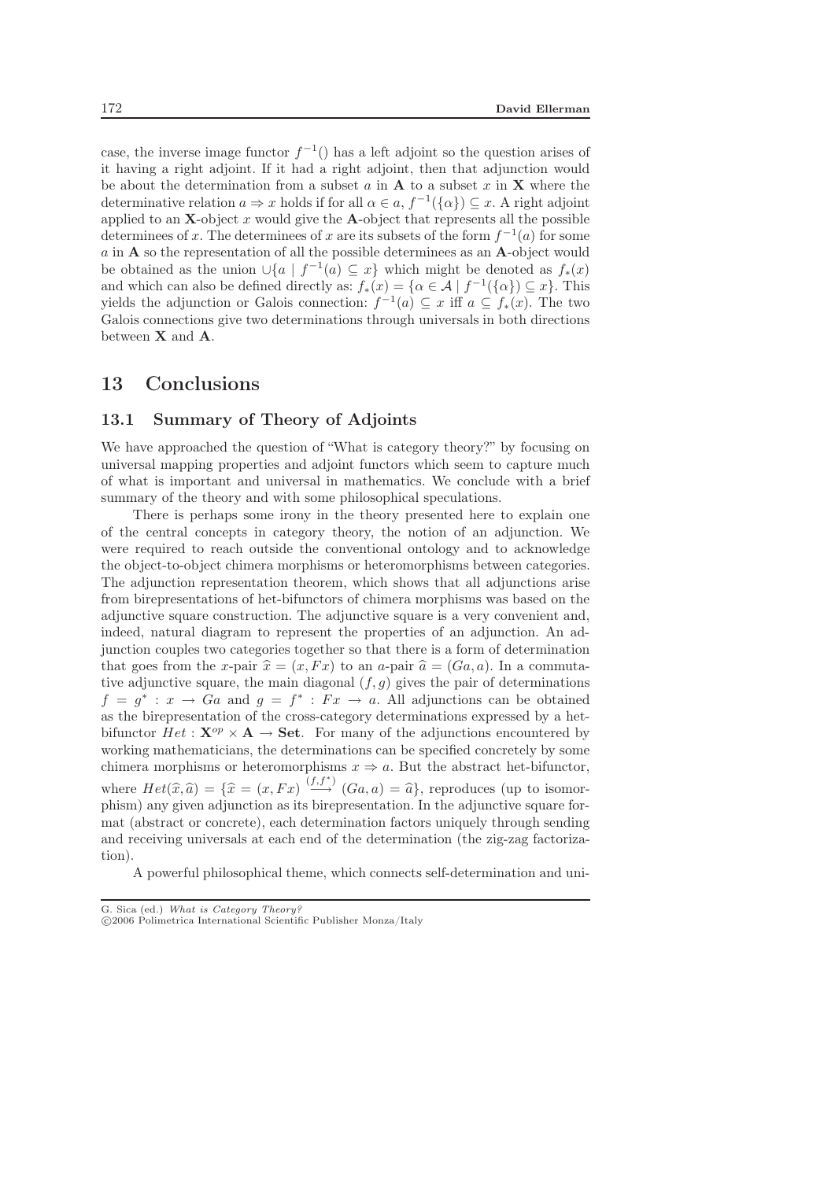case, the inverse image functor $f^{-1}()$ has a left adjoint so the question arises of it having a right adjoint. If it had a right adjoint, then that adjunction would be about the determination from a subset $a$ in $\mathbf{A}$ to a subset $x$ in $\mathbf{X}$ where the determinative relation $a \Rightarrow x$ holds if for all $\alpha \in a$, $f^{-1}(\{\alpha\}) \subseteq x$. A right adjoint applied to an $\mathbf{X}$-object $x$ would give the $\mathbf{A}$-object that represents all the possible determinees of $x$. The determinees of $x$ are its subsets of the form $f^{-1}(a)$ for some $a$ in $\mathbf{A}$ so the representation of all the possible determinees as an $\mathbf{A}$-object would be obtained as the union $\cup\{a \mid f^{-1}(a) \subseteq x\}$ which might be denoted as $f_*(x)$ and which can also be defined directly as: $f_*(x) = \{\alpha \in \mathcal{A} \mid f^{-1}(\{\alpha\}) \subseteq x\}$. This yields the adjunction or Galois connection: $f^{-1}(a) \subseteq x$ iff $a \subseteq f_*(x)$. The two Galois connections give two determinations through universals in both directions between $\mathbf{X}$ and $\mathbf{A}$.

# 13 Conclusions

## 13.1 Summary of Theory of Adjoints

We have approached the question of "What is category theory?" by focusing on universal mapping properties and adjoint functors which seem to capture much of what is important and universal in mathematics. We conclude with a brief summary of the theory and with some philosophical speculations.

There is perhaps some irony in the theory presented here to explain one of the central concepts in category theory, the notion of an adjunction. We were required to reach outside the conventional ontology and to acknowledge the object-to-object chimera morphisms or heteromorphisms between categories. The adjunction representation theorem, which shows that all adjunctions arise from birepresentations of het-bifunctors of chimera morphisms was based on the adjunctive square construction. The adjunctive square is a very convenient and, indeed, natural diagram to represent the properties of an adjunction. An adjunction couples two categories together so that there is a form of determination that goes from the $x$-pair $\widehat{x} = (x, Fx)$ to an $a$-pair $\widehat{a} = (Ga, a)$. In a commutative adjunctive square, the main diagonal $(f, g)$ gives the pair of determinations $f = g^* : x \to Ga$ and $g = f^* : Fx \to a$. All adjunctions can be obtained as the birepresentation of the cross-category determinations expressed by a het-bifunctor $Het : \mathbf{X}^{op} \times \mathbf{A} \to \mathbf{Set}$. For many of the adjunctions encountered by working mathematicians, the determinations can be specified concretely by some chimera morphisms or heteromorphisms $x \Rightarrow a$. But the abstract het-bifunctor, where $Het(\widehat{x}, \widehat{a}) = \{\widehat{x} = (x, Fx) \stackrel{(f,f^*)}{\longrightarrow} (Ga, a) = \widehat{a}\}$, reproduces (up to isomorphism) any given adjunction as its birepresentation. In the adjunctive square format (abstract or concrete), each determination factors uniquely through sending and receiving universals at each end of the determination (the zig-zag factorization).

A powerful philosophical theme, which connects self-determination and uni-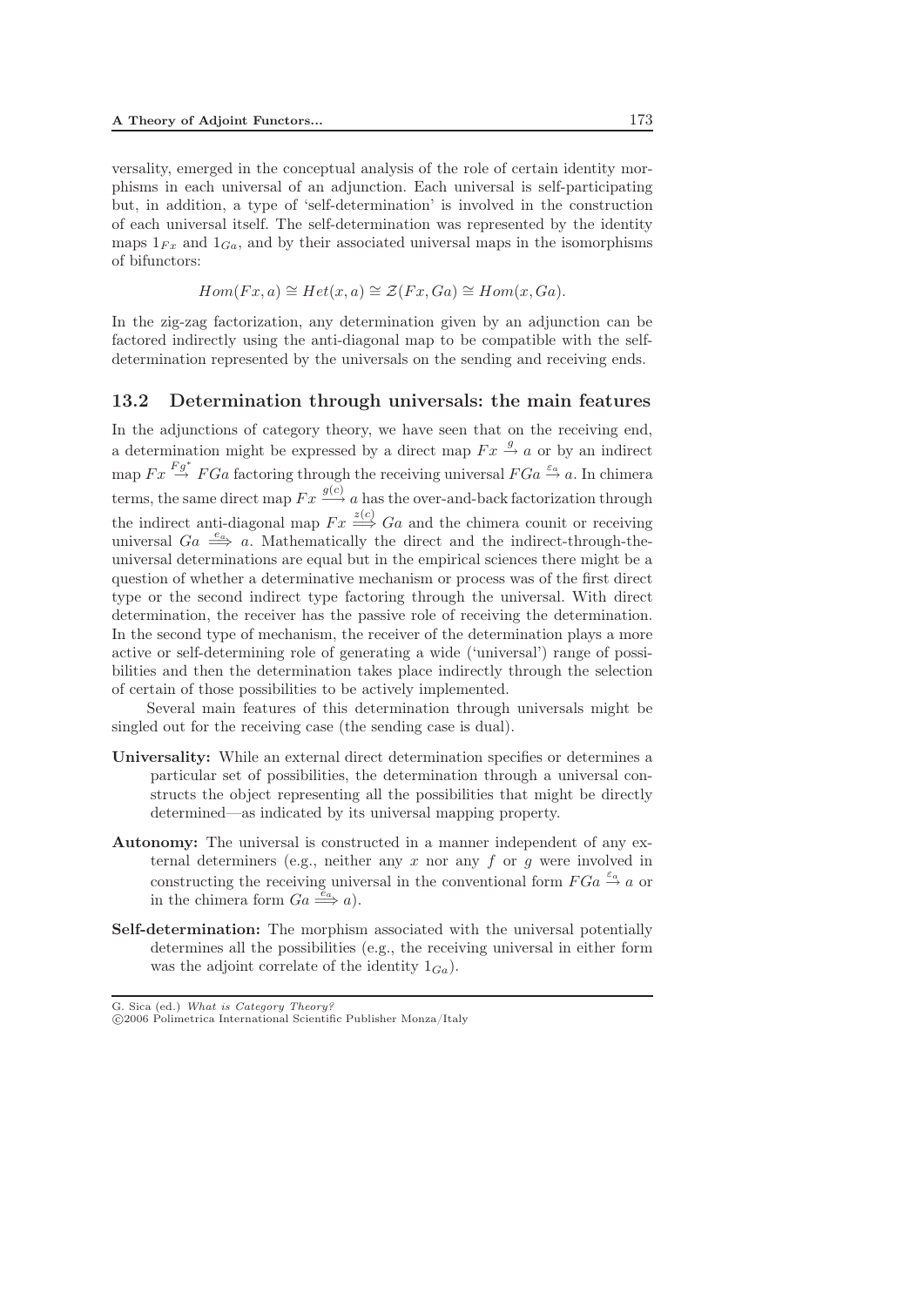versality, emerged in the conceptual analysis of the role of certain identity morphisms in each universal of an adjunction. Each universal is self-participating but, in addition, a type of 'self-determination' is involved in the construction of each universal itself. The self-determination was represented by the identity maps $1_{Fx}$ and $1_{Ga}$, and by their associated universal maps in the isomorphisms of bifunctors:

$$Hom(Fx, a) \cong Het(x, a) \cong \mathcal{Z}(Fx, Ga) \cong Hom(x, Ga).$$

In the zig-zag factorization, any determination given by an adjunction can be factored indirectly using the anti-diagonal map to be compatible with the self-determination represented by the universals on the sending and receiving ends.

## 13.2 Determination through universals: the main features

In the adjunctions of category theory, we have seen that on the receiving end, a determination might be expressed by a direct map $Fx \xrightarrow{g} a$ or by an indirect map $Fx \xrightarrow{Fg^*} FGa$ factoring through the receiving universal $FGa \xrightarrow{\varepsilon_a} a$. In chimera terms, the same direct map $Fx \xrightarrow{g(c)} a$ has the over-and-back factorization through the indirect anti-diagonal map $Fx \xRightarrow{z(c)} Ga$ and the chimera counit or receiving universal $Ga \xRightarrow{e_a} a$. Mathematically the direct and the indirect-through-the-universal determinations are equal but in the empirical sciences there might be a question of whether a determinative mechanism or process was of the first direct type or the second indirect type factoring through the universal. With direct determination, the receiver has the passive role of receiving the determination. In the second type of mechanism, the receiver of the determination plays a more active or self-determining role of generating a wide ('universal') range of possibilities and then the determination takes place indirectly through the selection of certain of those possibilities to be actively implemented.

Several main features of this determination through universals might be singled out for the receiving case (the sending case is dual).

**Universality:** While an external direct determination specifies or determines a particular set of possibilities, the determination through a universal constructs the object representing all the possibilities that might be directly determined—as indicated by its universal mapping property.

**Autonomy:** The universal is constructed in a manner independent of any external determiners (e.g., neither any $x$ nor any $f$ or $g$ were involved in constructing the receiving universal in the conventional form $FGa \xrightarrow{\varepsilon_a} a$ or in the chimera form $Ga \xRightarrow{e_a} a$).

**Self-determination:** The morphism associated with the universal potentially determines all the possibilities (e.g., the receiving universal in either form was the adjoint correlate of the identity $1_{Ga}$).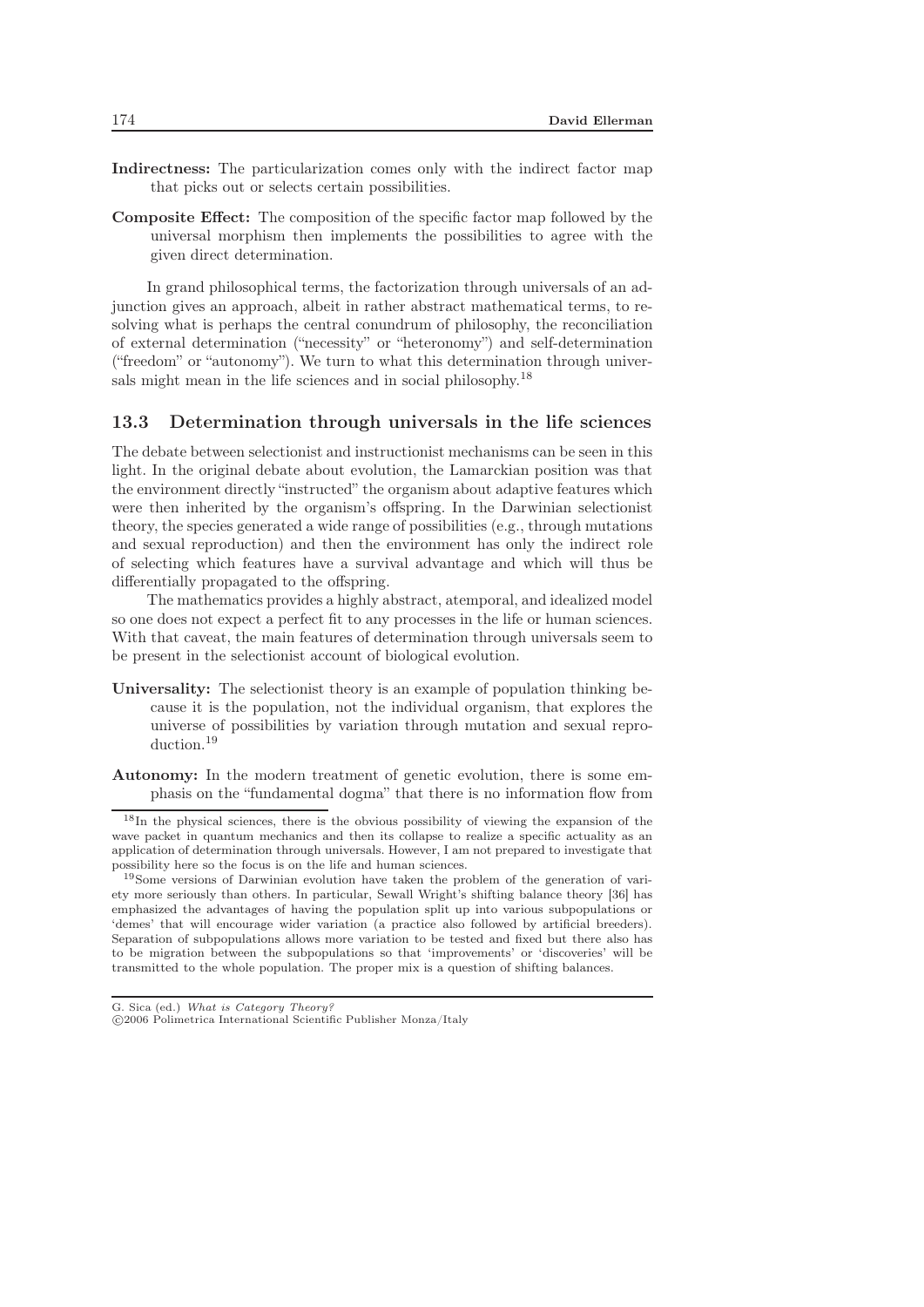**Indirectness:** The particularization comes only with the indirect factor map that picks out or selects certain possibilities.

**Composite Effect:** The composition of the specific factor map followed by the universal morphism then implements the possibilities to agree with the given direct determination.

In grand philosophical terms, the factorization through universals of an adjunction gives an approach, albeit in rather abstract mathematical terms, to resolving what is perhaps the central conundrum of philosophy, the reconciliation of external determination ("necessity" or "heteronomy") and self-determination ("freedom" or "autonomy"). We turn to what this determination through universals might mean in the life sciences and in social philosophy.[18]

## 13.3 Determination through universals in the life sciences

The debate between selectionist and instructionist mechanisms can be seen in this light. In the original debate about evolution, the Lamarckian position was that the environment directly "instructed" the organism about adaptive features which were then inherited by the organism's offspring. In the Darwinian selectionist theory, the species generated a wide range of possibilities (e.g., through mutations and sexual reproduction) and then the environment has only the indirect role of selecting which features have a survival advantage and which will thus be differentially propagated to the offspring.

The mathematics provides a highly abstract, atemporal, and idealized model so one does not expect a perfect fit to any processes in the life or human sciences. With that caveat, the main features of determination through universals seem to be present in the selectionist account of biological evolution.

**Universality:** The selectionist theory is an example of population thinking because it is the population, not the individual organism, that explores the universe of possibilities by variation through mutation and sexual reproduction.[19]

**Autonomy:** In the modern treatment of genetic evolution, there is some emphasis on the "fundamental dogma" that there is no information flow from

---

[18] In the physical sciences, there is the obvious possibility of viewing the expansion of the wave packet in quantum mechanics and then its collapse to realize a specific actuality as an application of determination through universals. However, I am not prepared to investigate that possibility here so the focus is on the life and human sciences.

[19] Some versions of Darwinian evolution have taken the problem of the generation of variety more seriously than others. In particular, Sewall Wright's shifting balance theory [36] has emphasized the advantages of having the population split up into various subpopulations or 'demes' that will encourage wider variation (a practice also followed by artificial breeders). Separation of subpopulations allows more variation to be tested and fixed but there also has to be migration between the subpopulations so that 'improvements' or 'discoveries' will be transmitted to the whole population. The proper mix is a question of shifting balances.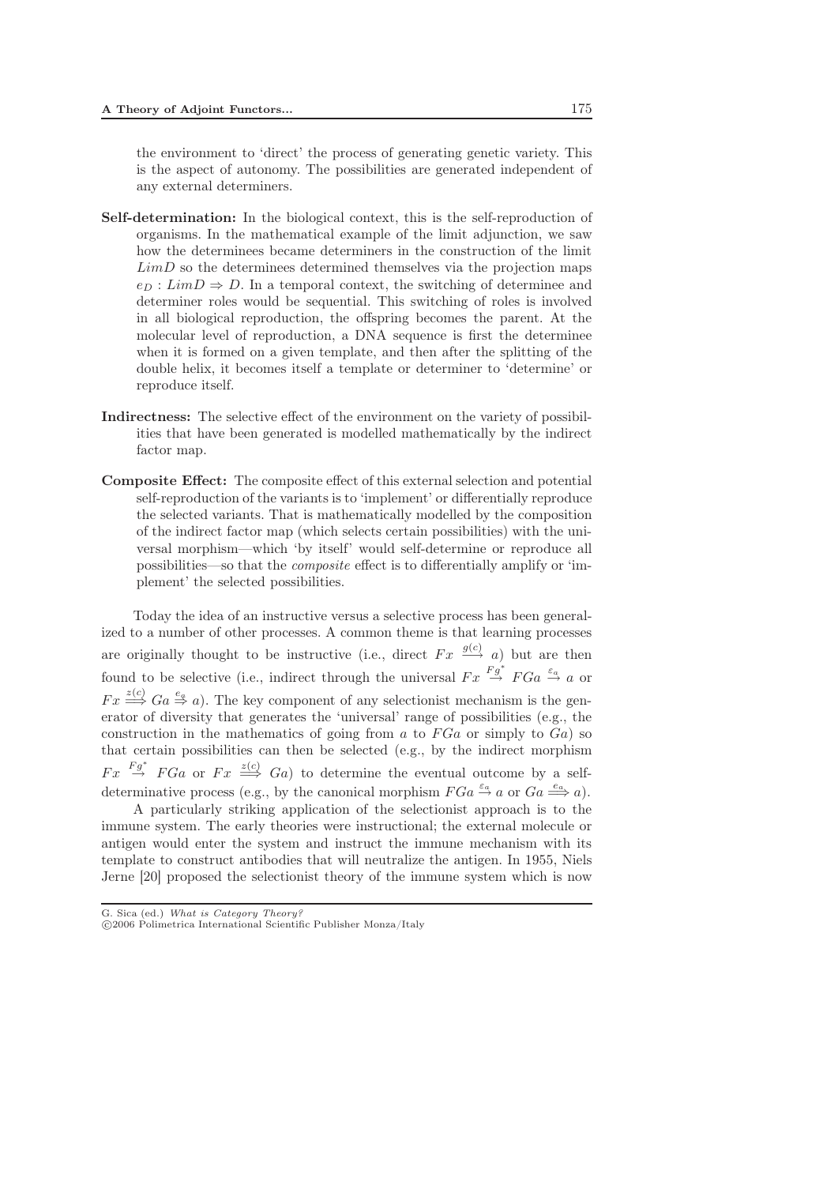the environment to 'direct' the process of generating genetic variety. This is the aspect of autonomy. The possibilities are generated independent of any external determiners.

**Self-determination:** In the biological context, this is the self-reproduction of organisms. In the mathematical example of the limit adjunction, we saw how the determinees became determiners in the construction of the limit $LimD$ so the determinees determined themselves via the projection maps $e_D : LimD \Rightarrow D$. In a temporal context, the switching of determinee and determiner roles would be sequential. This switching of roles is involved in all biological reproduction, the offspring becomes the parent. At the molecular level of reproduction, a DNA sequence is first the determinee when it is formed on a given template, and then after the splitting of the double helix, it becomes itself a template or determiner to 'determine' or reproduce itself.

**Indirectness:** The selective effect of the environment on the variety of possibilities that have been generated is modelled mathematically by the indirect factor map.

**Composite Effect:** The composite effect of this external selection and potential self-reproduction of the variants is to 'implement' or differentially reproduce the selected variants. That is mathematically modelled by the composition of the indirect factor map (which selects certain possibilities) with the universal morphism—which 'by itself' would self-determine or reproduce all possibilities—so that the *composite* effect is to differentially amplify or 'implement' the selected possibilities.

Today the idea of an instructive versus a selective process has been generalized to a number of other processes. A common theme is that learning processes are originally thought to be instructive (i.e., direct $Fx \xrightarrow{g(c)} a$) but are then found to be selective (i.e., indirect through the universal $Fx \overset{Fg^*}{\rightarrow} FGa \overset{\varepsilon_a}{\rightarrow} a$ or $Fx \overset{z(c)}{\Longrightarrow} Ga \overset{e_a}{\Rightarrow} a$). The key component of any selectionist mechanism is the generator of diversity that generates the 'universal' range of possibilities (e.g., the construction in the mathematics of going from $a$ to $FGa$ or simply to $Ga$) so that certain possibilities can then be selected (e.g., by the indirect morphism $Fx \overset{Fg^*}{\rightarrow} FGa$ or $Fx \overset{z(c)}{\Longrightarrow} Ga$) to determine the eventual outcome by a self-determinative process (e.g., by the canonical morphism $FGa \overset{\varepsilon_a}{\rightarrow} a$ or $Ga \overset{e_a}{\Longrightarrow} a$).

A particularly striking application of the selectionist approach is to the immune system. The early theories were instructional; the external molecule or antigen would enter the system and instruct the immune mechanism with its template to construct antibodies that will neutralize the antigen. In 1955, Niels Jerne [20] proposed the selectionist theory of the immune system which is now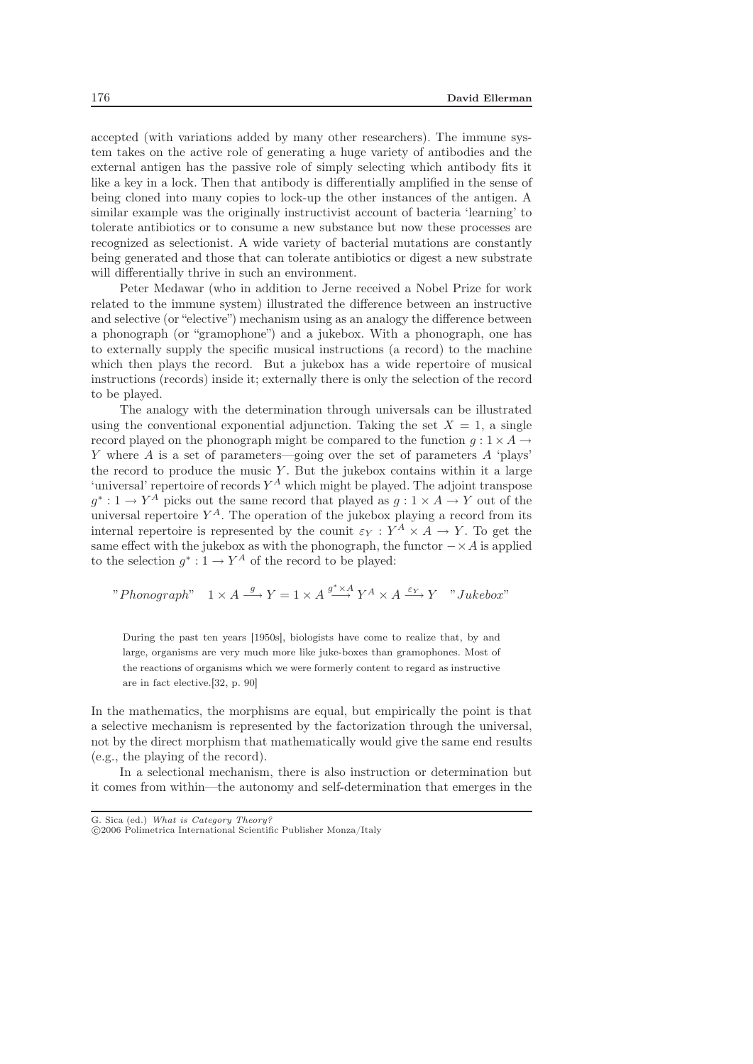accepted (with variations added by many other researchers). The immune system takes on the active role of generating a huge variety of antibodies and the external antigen has the passive role of simply selecting which antibody fits it like a key in a lock. Then that antibody is differentially amplified in the sense of being cloned into many copies to lock-up the other instances of the antigen. A similar example was the originally instructivist account of bacteria 'learning' to tolerate antibiotics or to consume a new substance but now these processes are recognized as selectionist. A wide variety of bacterial mutations are constantly being generated and those that can tolerate antibiotics or digest a new substrate will differentially thrive in such an environment.

Peter Medawar (who in addition to Jerne received a Nobel Prize for work related to the immune system) illustrated the difference between an instructive and selective (or "elective") mechanism using as an analogy the difference between a phonograph (or "gramophone") and a jukebox. With a phonograph, one has to externally supply the specific musical instructions (a record) to the machine which then plays the record. But a jukebox has a wide repertoire of musical instructions (records) inside it; externally there is only the selection of the record to be played.

The analogy with the determination through universals can be illustrated using the conventional exponential adjunction. Taking the set $X = 1$, a single record played on the phonograph might be compared to the function $g : 1 \times A \to Y$ where $A$ is a set of parameters—going over the set of parameters $A$ 'plays' the record to produce the music $Y$. But the jukebox contains within it a large 'universal' repertoire of records $Y^A$ which might be played. The adjoint transpose $g^* : 1 \to Y^A$ picks out the same record that played as $g : 1 \times A \to Y$ out of the universal repertoire $Y^A$. The operation of the jukebox playing a record from its internal repertoire is represented by the counit $\varepsilon_Y : Y^A \times A \to Y$. To get the same effect with the jukebox as with the phonograph, the functor $- \times A$ is applied to the selection $g^* : 1 \to Y^A$ of the record to be played:

$$\text{"}Phonograph\text{"} \quad 1 \times A \xrightarrow{g} Y = 1 \times A \xrightarrow{g^* \times A} Y^A \times A \xrightarrow{\varepsilon_Y} Y \quad \text{"}Jukebox\text{"}$$

> During the past ten years [1950s], biologists have come to realize that, by and large, organisms are very much more like juke-boxes than gramophones. Most of the reactions of organisms which we were formerly content to regard as instructive are in fact elective.[32, p. 90]

In the mathematics, the morphisms are equal, but empirically the point is that a selective mechanism is represented by the factorization through the universal, not by the direct morphism that mathematically would give the same end results (e.g., the playing of the record).

In a selectional mechanism, there is also instruction or determination but it comes from within—the autonomy and self-determination that emerges in the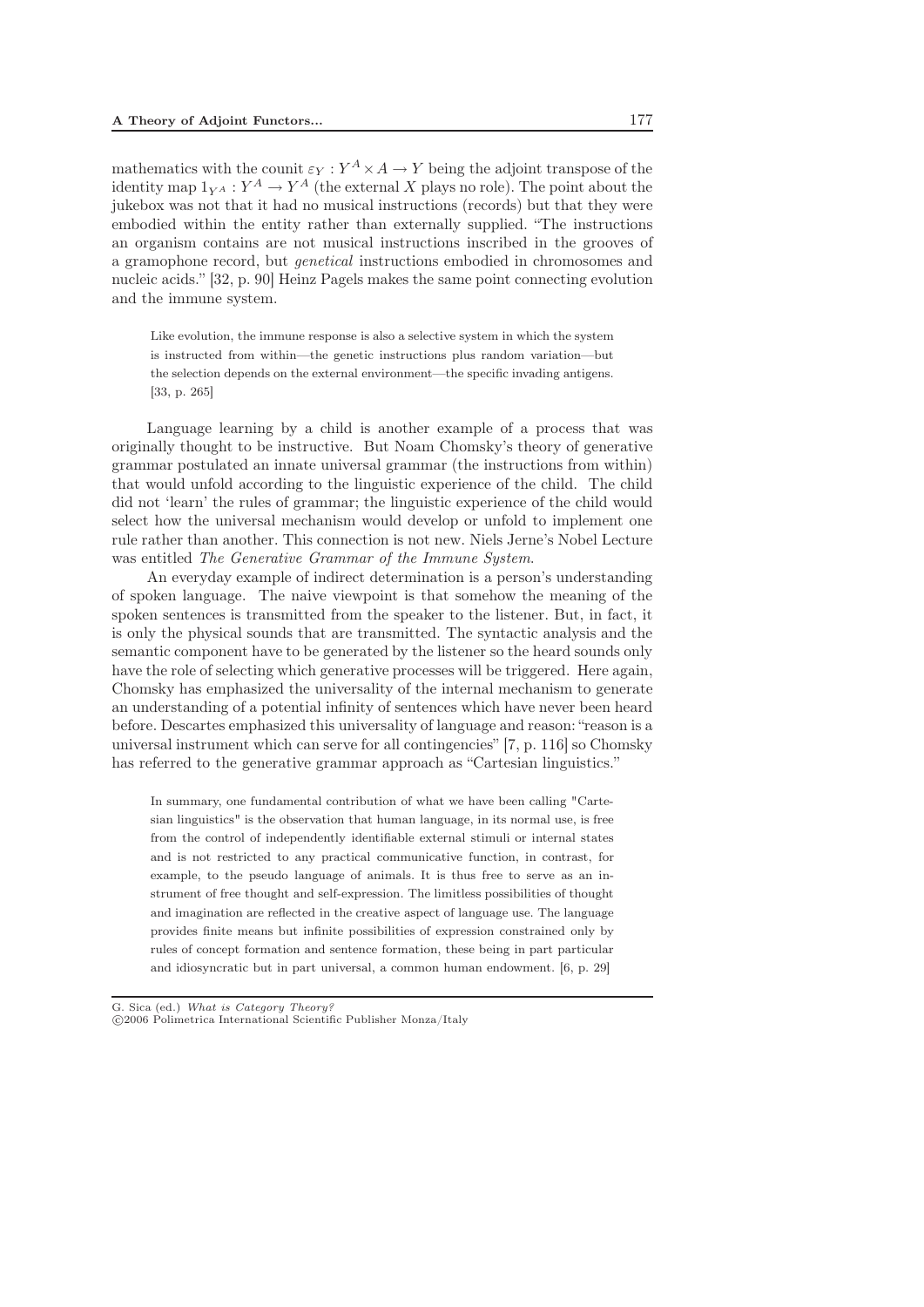mathematics with the counit $\varepsilon_Y : Y^A \times A \to Y$ being the adjoint transpose of the identity map $1_{Y^A} : Y^A \to Y^A$ (the external $X$ plays no role). The point about the jukebox was not that it had no musical instructions (records) but that they were embodied within the entity rather than externally supplied. "The instructions an organism contains are not musical instructions inscribed in the grooves of a gramophone record, but *genetical* instructions embodied in chromosomes and nucleic acids." [32, p. 90] Heinz Pagels makes the same point connecting evolution and the immune system.

> Like evolution, the immune response is also a selective system in which the system is instructed from within—the genetic instructions plus random variation—but the selection depends on the external environment—the specific invading antigens. [33, p. 265]

Language learning by a child is another example of a process that was originally thought to be instructive. But Noam Chomsky's theory of generative grammar postulated an innate universal grammar (the instructions from within) that would unfold according to the linguistic experience of the child. The child did not 'learn' the rules of grammar; the linguistic experience of the child would select how the universal mechanism would develop or unfold to implement one rule rather than another. This connection is not new. Niels Jerne's Nobel Lecture was entitled *The Generative Grammar of the Immune System*.

An everyday example of indirect determination is a person's understanding of spoken language. The naive viewpoint is that somehow the meaning of the spoken sentences is transmitted from the speaker to the listener. But, in fact, it is only the physical sounds that are transmitted. The syntactic analysis and the semantic component have to be generated by the listener so the heard sounds only have the role of selecting which generative processes will be triggered. Here again, Chomsky has emphasized the universality of the internal mechanism to generate an understanding of a potential infinity of sentences which have never been heard before. Descartes emphasized this universality of language and reason: "reason is a universal instrument which can serve for all contingencies" [7, p. 116] so Chomsky has referred to the generative grammar approach as "Cartesian linguistics."

> In summary, one fundamental contribution of what we have been calling "Cartesian linguistics" is the observation that human language, in its normal use, is free from the control of independently identifiable external stimuli or internal states and is not restricted to any practical communicative function, in contrast, for example, to the pseudo language of animals. It is thus free to serve as an instrument of free thought and self-expression. The limitless possibilities of thought and imagination are reflected in the creative aspect of language use. The language provides finite means but infinite possibilities of expression constrained only by rules of concept formation and sentence formation, these being in part particular and idiosyncratic but in part universal, a common human endowment. [6, p. 29]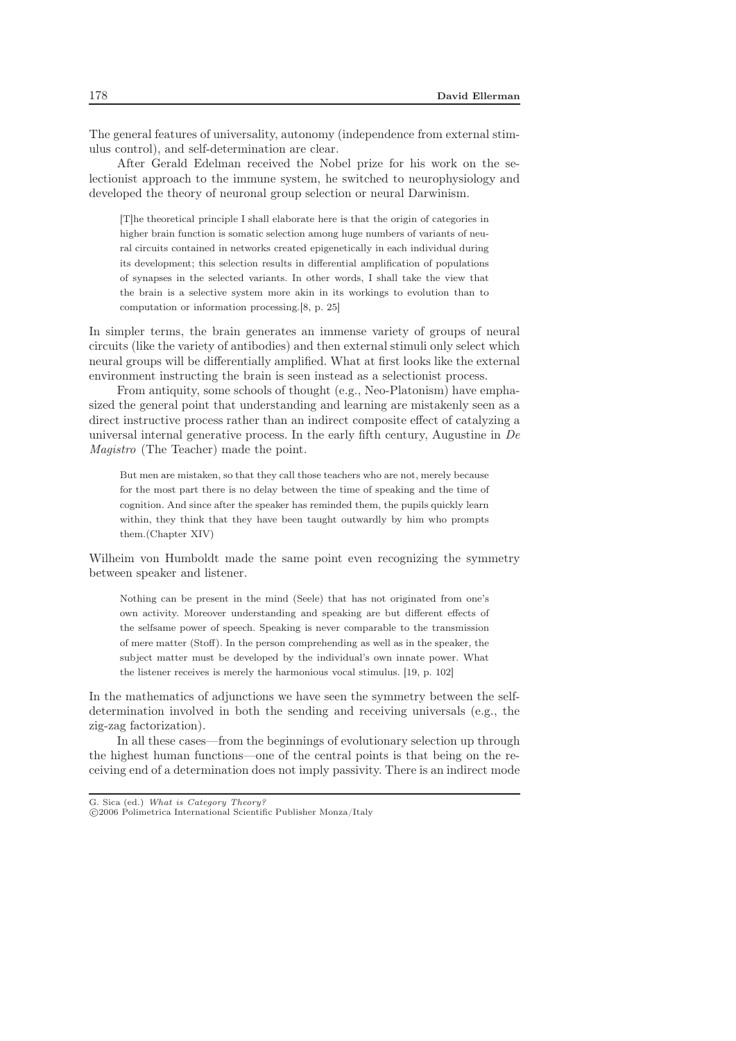The general features of universality, autonomy (independence from external stimulus control), and self-determination are clear.

After Gerald Edelman received the Nobel prize for his work on the selectionist approach to the immune system, he switched to neurophysiology and developed the theory of neuronal group selection or neural Darwinism.

> [T]he theoretical principle I shall elaborate here is that the origin of categories in higher brain function is somatic selection among huge numbers of variants of neural circuits contained in networks created epigenetically in each individual during its development; this selection results in differential amplification of populations of synapses in the selected variants. In other words, I shall take the view that the brain is a selective system more akin in its workings to evolution than to computation or information processing.[8, p. 25]

In simpler terms, the brain generates an immense variety of groups of neural circuits (like the variety of antibodies) and then external stimuli only select which neural groups will be differentially amplified. What at first looks like the external environment instructing the brain is seen instead as a selectionist process.

From antiquity, some schools of thought (e.g., Neo-Platonism) have emphasized the general point that understanding and learning are mistakenly seen as a direct instructive process rather than an indirect composite effect of catalyzing a universal internal generative process. In the early fifth century, Augustine in *De Magistro* (The Teacher) made the point.

> But men are mistaken, so that they call those teachers who are not, merely because for the most part there is no delay between the time of speaking and the time of cognition. And since after the speaker has reminded them, the pupils quickly learn within, they think that they have been taught outwardly by him who prompts them.(Chapter XIV)

Wilheim von Humboldt made the same point even recognizing the symmetry between speaker and listener.

> Nothing can be present in the mind (Seele) that has not originated from one's own activity. Moreover understanding and speaking are but different effects of the selfsame power of speech. Speaking is never comparable to the transmission of mere matter (Stoff). In the person comprehending as well as in the speaker, the subject matter must be developed by the individual's own innate power. What the listener receives is merely the harmonious vocal stimulus. [19, p. 102]

In the mathematics of adjunctions we have seen the symmetry between the self-determination involved in both the sending and receiving universals (e.g., the zig-zag factorization).

In all these cases—from the beginnings of evolutionary selection up through the highest human functions—one of the central points is that being on the receiving end of a determination does not imply passivity. There is an indirect mode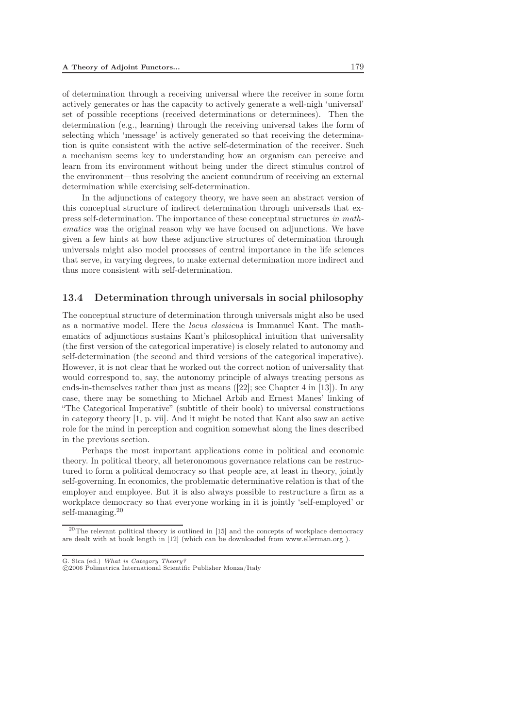of determination through a receiving universal where the receiver in some form actively generates or has the capacity to actively generate a well-nigh 'universal' set of possible receptions (received determinations or determinees). Then the determination (e.g., learning) through the receiving universal takes the form of selecting which 'message' is actively generated so that receiving the determination is quite consistent with the active self-determination of the receiver. Such a mechanism seems key to understanding how an organism can perceive and learn from its environment without being under the direct stimulus control of the environment—thus resolving the ancient conundrum of receiving an external determination while exercising self-determination.

In the adjunctions of category theory, we have seen an abstract version of this conceptual structure of indirect determination through universals that express self-determination. The importance of these conceptual structures *in mathematics* was the original reason why we have focused on adjunctions. We have given a few hints at how these adjunctive structures of determination through universals might also model processes of central importance in the life sciences that serve, in varying degrees, to make external determination more indirect and thus more consistent with self-determination.

## 13.4 Determination through universals in social philosophy

The conceptual structure of determination through universals might also be used as a normative model. Here the *locus classicus* is Immanuel Kant. The mathematics of adjunctions sustains Kant's philosophical intuition that universality (the first version of the categorical imperative) is closely related to autonomy and self-determination (the second and third versions of the categorical imperative). However, it is not clear that he worked out the correct notion of universality that would correspond to, say, the autonomy principle of always treating persons as ends-in-themselves rather than just as means ([22]; see Chapter 4 in [13]). In any case, there may be something to Michael Arbib and Ernest Manes' linking of "The Categorical Imperative" (subtitle of their book) to universal constructions in category theory [1, p. vii]. And it might be noted that Kant also saw an active role for the mind in perception and cognition somewhat along the lines described in the previous section.

Perhaps the most important applications come in political and economic theory. In political theory, all heteronomous governance relations can be restructured to form a political democracy so that people are, at least in theory, jointly self-governing. In economics, the problematic determinative relation is that of the employer and employee. But it is also always possible to restructure a firm as a workplace democracy so that everyone working in it is jointly 'self-employed' or self-managing.[20]

[20] The relevant political theory is outlined in [15] and the concepts of workplace democracy are dealt with at book length in [12] (which can be downloaded from www.ellerman.org ).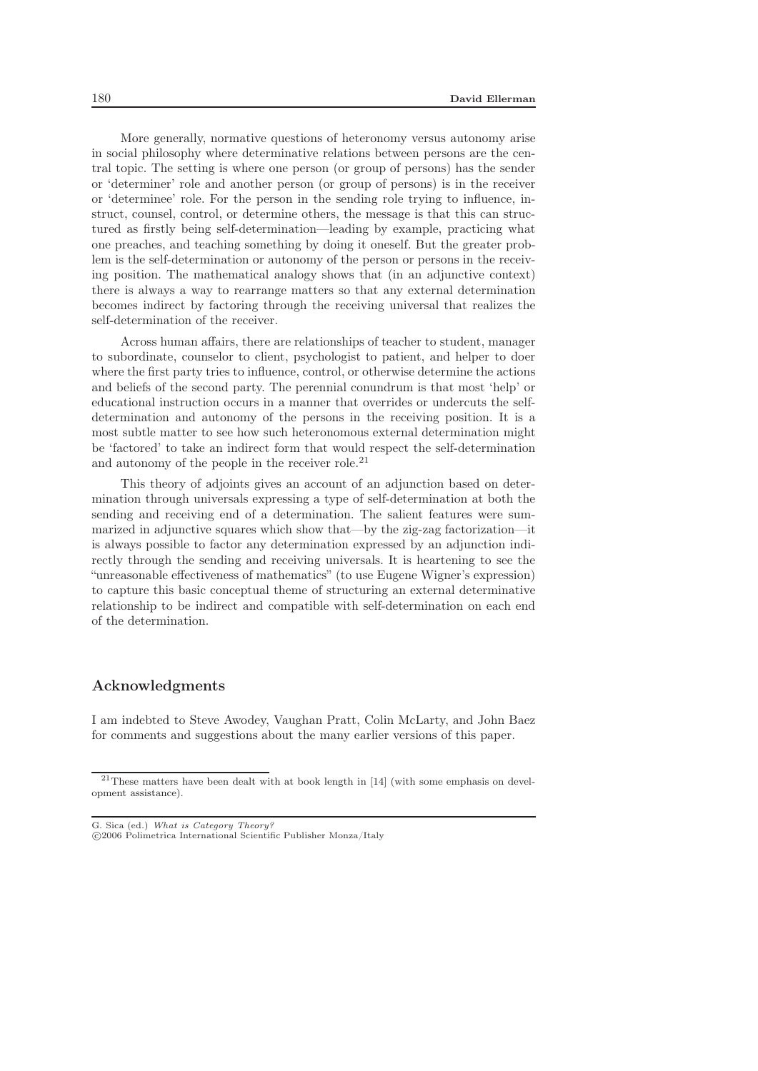More generally, normative questions of heteronomy versus autonomy arise in social philosophy where determinative relations between persons are the central topic. The setting is where one person (or group of persons) has the sender or 'determiner' role and another person (or group of persons) is in the receiver or 'determinee' role. For the person in the sending role trying to influence, instruct, counsel, control, or determine others, the message is that this can structured as firstly being self-determination—leading by example, practicing what one preaches, and teaching something by doing it oneself. But the greater problem is the self-determination or autonomy of the person or persons in the receiving position. The mathematical analogy shows that (in an adjunctive context) there is always a way to rearrange matters so that any external determination becomes indirect by factoring through the receiving universal that realizes the self-determination of the receiver.

Across human affairs, there are relationships of teacher to student, manager to subordinate, counselor to client, psychologist to patient, and helper to doer where the first party tries to influence, control, or otherwise determine the actions and beliefs of the second party. The perennial conundrum is that most 'help' or educational instruction occurs in a manner that overrides or undercuts the self-determination and autonomy of the persons in the receiving position. It is a most subtle matter to see how such heteronomous external determination might be 'factored' to take an indirect form that would respect the self-determination and autonomy of the people in the receiver role.[21]

This theory of adjoints gives an account of an adjunction based on determination through universals expressing a type of self-determination at both the sending and receiving end of a determination. The salient features were summarized in adjunctive squares which show that—by the zig-zag factorization—it is always possible to factor any determination expressed by an adjunction indirectly through the sending and receiving universals. It is heartening to see the "unreasonable effectiveness of mathematics" (to use Eugene Wigner's expression) to capture this basic conceptual theme of structuring an external determinative relationship to be indirect and compatible with self-determination on each end of the determination.

## Acknowledgments

I am indebted to Steve Awodey, Vaughan Pratt, Colin McLarty, and John Baez for comments and suggestions about the many earlier versions of this paper.

[21] These matters have been dealt with at book length in [14] (with some emphasis on development assistance).

G. Sica (ed.) *What is Category Theory?*
©2006 Polimetrica International Scientific Publisher Monza/Italy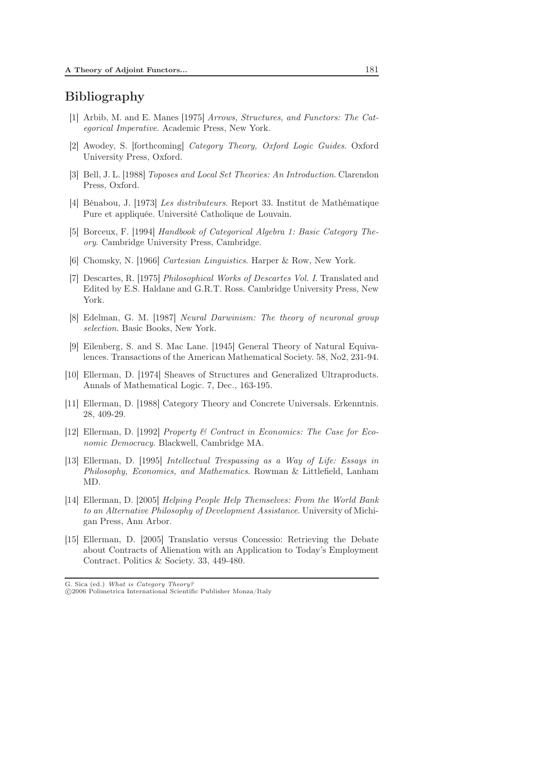## Bibliography

[1] Arbib, M. and E. Manes [1975] *Arrows, Structures, and Functors: The Categorical Imperative*. Academic Press, New York.

[2] Awodey, S. [forthcoming] *Category Theory, Oxford Logic Guides*. Oxford University Press, Oxford.

[3] Bell, J. L. [1988] *Toposes and Local Set Theories: An Introduction*. Clarendon Press, Oxford.

[4] Bénabou, J. [1973] *Les distributeurs*. Report 33. Institut de Mathématique Pure et appliquée. Université Catholique de Louvain.

[5] Borceux, F. [1994] *Handbook of Categorical Algebra 1: Basic Category Theory*. Cambridge University Press, Cambridge.

[6] Chomsky, N. [1966] *Cartesian Linguistics*. Harper & Row, New York.

[7] Descartes, R. [1975] *Philosophical Works of Descartes Vol. I*. Translated and Edited by E.S. Haldane and G.R.T. Ross. Cambridge University Press, New York.

[8] Edelman, G. M. [1987] *Neural Darwinism: The theory of neuronal group selection*. Basic Books, New York.

[9] Eilenberg, S. and S. Mac Lane. [1945] General Theory of Natural Equivalences. Transactions of the American Mathematical Society. 58, No2, 231-94.

[10] Ellerman, D. [1974] Sheaves of Structures and Generalized Ultraproducts. Annals of Mathematical Logic. 7, Dec., 163-195.

[11] Ellerman, D. [1988] Category Theory and Concrete Universals. Erkenntnis. 28, 409-29.

[12] Ellerman, D. [1992] *Property & Contract in Economics: The Case for Economic Democracy*. Blackwell, Cambridge MA.

[13] Ellerman, D. [1995] *Intellectual Trespassing as a Way of Life: Essays in Philosophy, Economics, and Mathematics*. Rowman & Littlefield, Lanham MD.

[14] Ellerman, D. [2005] *Helping People Help Themselves: From the World Bank to an Alternative Philosophy of Development Assistance*. University of Michigan Press, Ann Arbor.

[15] Ellerman, D. [2005] Translatio versus Concessio: Retrieving the Debate about Contracts of Alienation with an Application to Today's Employment Contract. Politics & Society. 33, 449-480.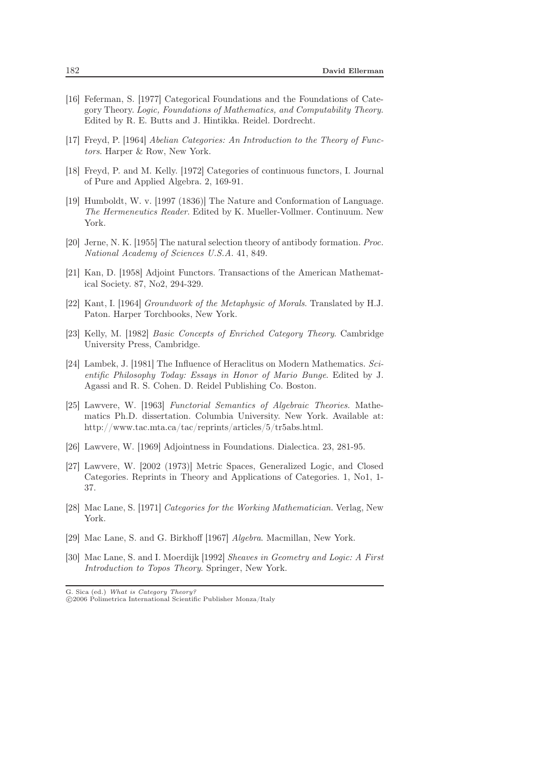[16] Feferman, S. [1977] Categorical Foundations and the Foundations of Category Theory. *Logic, Foundations of Mathematics, and Computability Theory*. Edited by R. E. Butts and J. Hintikka. Reidel. Dordrecht.

[17] Freyd, P. [1964] *Abelian Categories: An Introduction to the Theory of Functors*. Harper & Row, New York.

[18] Freyd, P. and M. Kelly. [1972] Categories of continuous functors, I. Journal of Pure and Applied Algebra. 2, 169-91.

[19] Humboldt, W. v. [1997 (1836)] The Nature and Conformation of Language. *The Hermeneutics Reader*. Edited by K. Mueller-Vollmer. Continuum. New York.

[20] Jerne, N. K. [1955] The natural selection theory of antibody formation. *Proc. National Academy of Sciences U.S.A.* 41, 849.

[21] Kan, D. [1958] Adjoint Functors. Transactions of the American Mathematical Society. 87, No2, 294-329.

[22] Kant, I. [1964] *Groundwork of the Metaphysic of Morals*. Translated by H.J. Paton. Harper Torchbooks, New York.

[23] Kelly, M. [1982] *Basic Concepts of Enriched Category Theory*. Cambridge University Press, Cambridge.

[24] Lambek, J. [1981] The Influence of Heraclitus on Modern Mathematics. *Scientific Philosophy Today: Essays in Honor of Mario Bunge*. Edited by J. Agassi and R. S. Cohen. D. Reidel Publishing Co. Boston.

[25] Lawvere, W. [1963] *Functorial Semantics of Algebraic Theories*. Mathematics Ph.D. dissertation. Columbia University. New York. Available at: http://www.tac.mta.ca/tac/reprints/articles/5/tr5abs.html.

[26] Lawvere, W. [1969] Adjointness in Foundations. Dialectica. 23, 281-95.

[27] Lawvere, W. [2002 (1973)] Metric Spaces, Generalized Logic, and Closed Categories. Reprints in Theory and Applications of Categories. 1, No1, 1-37.

[28] Mac Lane, S. [1971] *Categories for the Working Mathematician*. Verlag, New York.

[29] Mac Lane, S. and G. Birkhoff [1967] *Algebra*. Macmillan, New York.

[30] Mac Lane, S. and I. Moerdijk [1992] *Sheaves in Geometry and Logic: A First Introduction to Topos Theory*. Springer, New York.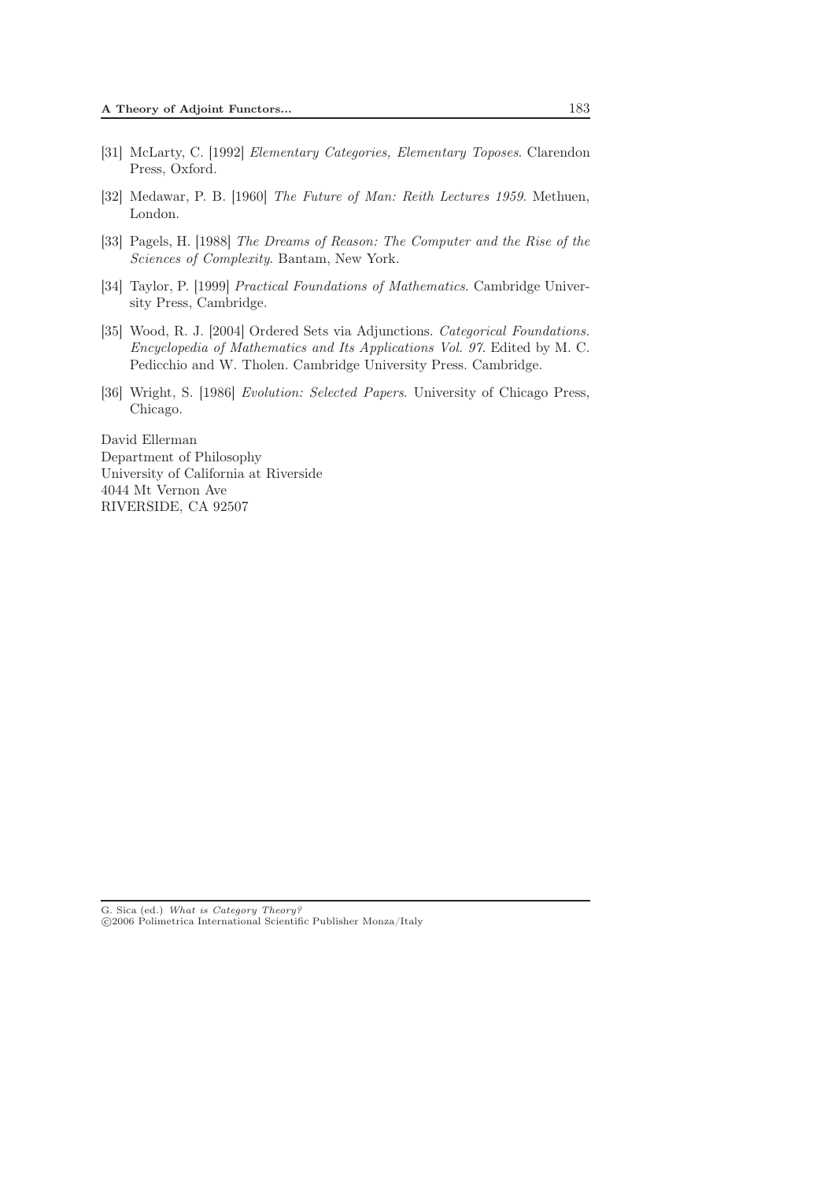[31] McLarty, C. [1992] *Elementary Categories, Elementary Toposes*. Clarendon Press, Oxford.

[32] Medawar, P. B. [1960] *The Future of Man: Reith Lectures 1959*. Methuen, London.

[33] Pagels, H. [1988] *The Dreams of Reason: The Computer and the Rise of the Sciences of Complexity*. Bantam, New York.

[34] Taylor, P. [1999] *Practical Foundations of Mathematics*. Cambridge University Press, Cambridge.

[35] Wood, R. J. [2004] Ordered Sets via Adjunctions. *Categorical Foundations. Encyclopedia of Mathematics and Its Applications Vol. 97*. Edited by M. C. Pedicchio and W. Tholen. Cambridge University Press. Cambridge.

[36] Wright, S. [1986] *Evolution: Selected Papers*. University of Chicago Press, Chicago.

David Ellerman
Department of Philosophy
University of California at Riverside
4044 Mt Vernon Ave
RIVERSIDE, CA 92507